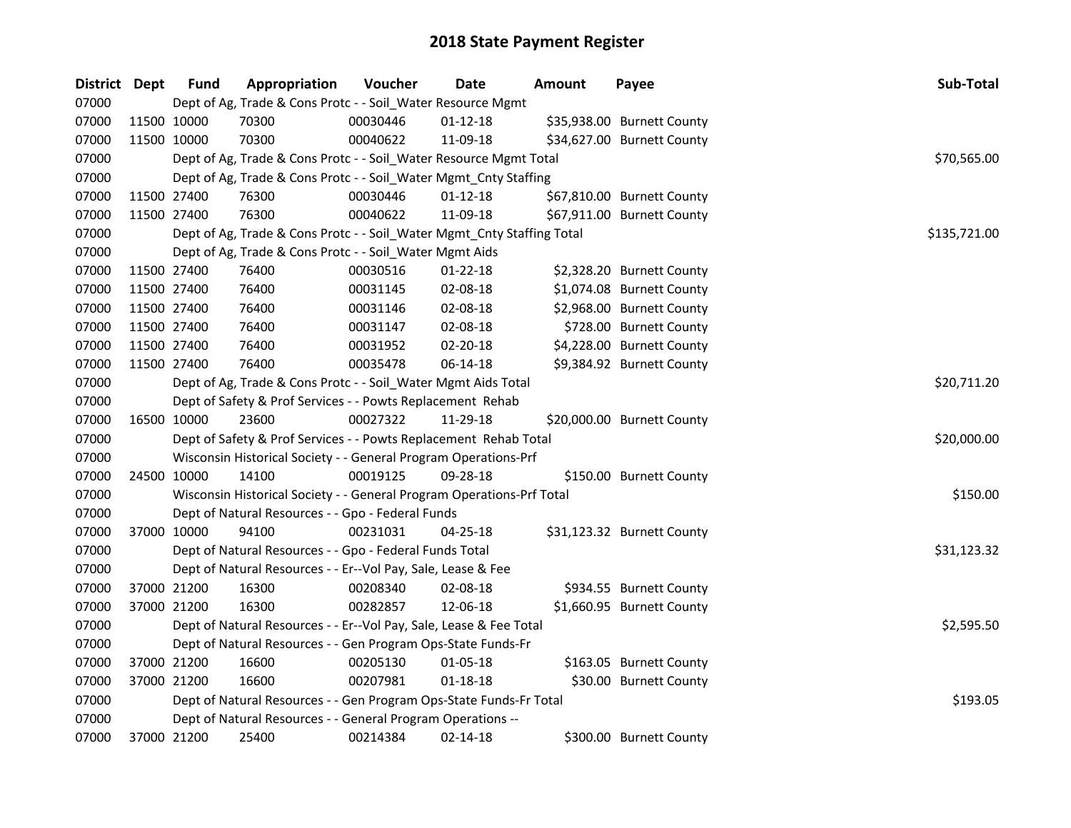# 2018 State Payment Register

| District | Dept | Fund | Appropriation | Voucher | Date | Amount | Payee | Sub-Total |
|---|---|---|---|---|---|---|---|---|
| 07000 | | Dept of Ag, Trade & Cons Protc - - Soil_Water Resource Mgmt | | | | | | |
| 07000 | 11500 | 10000 | 70300 | 00030446 | 01-12-18 | $35,938.00 | Burnett County | |
| 07000 | 11500 | 10000 | 70300 | 00040622 | 11-09-18 | $34,627.00 | Burnett County | |
| 07000 | | Dept of Ag, Trade & Cons Protc - - Soil_Water Resource Mgmt Total | | | | | | $70,565.00 |
| 07000 | | Dept of Ag, Trade & Cons Protc - - Soil_Water Mgmt_Cnty Staffing | | | | | | |
| 07000 | 11500 | 27400 | 76300 | 00030446 | 01-12-18 | $67,810.00 | Burnett County | |
| 07000 | 11500 | 27400 | 76300 | 00040622 | 11-09-18 | $67,911.00 | Burnett County | |
| 07000 | | Dept of Ag, Trade & Cons Protc - - Soil_Water Mgmt_Cnty Staffing Total | | | | | | $135,721.00 |
| 07000 | | Dept of Ag, Trade & Cons Protc - - Soil_Water Mgmt Aids | | | | | | |
| 07000 | 11500 | 27400 | 76400 | 00030516 | 01-22-18 | $2,328.20 | Burnett County | |
| 07000 | 11500 | 27400 | 76400 | 00031145 | 02-08-18 | $1,074.08 | Burnett County | |
| 07000 | 11500 | 27400 | 76400 | 00031146 | 02-08-18 | $2,968.00 | Burnett County | |
| 07000 | 11500 | 27400 | 76400 | 00031147 | 02-08-18 | $728.00 | Burnett County | |
| 07000 | 11500 | 27400 | 76400 | 00031952 | 02-20-18 | $4,228.00 | Burnett County | |
| 07000 | 11500 | 27400 | 76400 | 00035478 | 06-14-18 | $9,384.92 | Burnett County | |
| 07000 | | Dept of Ag, Trade & Cons Protc - - Soil_Water Mgmt Aids Total | | | | | | $20,711.20 |
| 07000 | | Dept of Safety & Prof Services - - Powts Replacement Rehab | | | | | | |
| 07000 | 16500 | 10000 | 23600 | 00027322 | 11-29-18 | $20,000.00 | Burnett County | |
| 07000 | | Dept of Safety & Prof Services - - Powts Replacement Rehab Total | | | | | | $20,000.00 |
| 07000 | | Wisconsin Historical Society - - General Program Operations-Prf | | | | | | |
| 07000 | 24500 | 10000 | 14100 | 00019125 | 09-28-18 | $150.00 | Burnett County | |
| 07000 | | Wisconsin Historical Society - - General Program Operations-Prf Total | | | | | | $150.00 |
| 07000 | | Dept of Natural Resources - - Gpo - Federal Funds | | | | | | |
| 07000 | 37000 | 10000 | 94100 | 00231031 | 04-25-18 | $31,123.32 | Burnett County | |
| 07000 | | Dept of Natural Resources - - Gpo - Federal Funds Total | | | | | | $31,123.32 |
| 07000 | | Dept of Natural Resources - - Er--Vol Pay, Sale, Lease & Fee | | | | | | |
| 07000 | 37000 | 21200 | 16300 | 00208340 | 02-08-18 | $934.55 | Burnett County | |
| 07000 | 37000 | 21200 | 16300 | 00282857 | 12-06-18 | $1,660.95 | Burnett County | |
| 07000 | | Dept of Natural Resources - - Er--Vol Pay, Sale, Lease & Fee Total | | | | | | $2,595.50 |
| 07000 | | Dept of Natural Resources - - Gen Program Ops-State Funds-Fr | | | | | | |
| 07000 | 37000 | 21200 | 16600 | 00205130 | 01-05-18 | $163.05 | Burnett County | |
| 07000 | 37000 | 21200 | 16600 | 00207981 | 01-18-18 | $30.00 | Burnett County | |
| 07000 | | Dept of Natural Resources - - Gen Program Ops-State Funds-Fr Total | | | | | | $193.05 |
| 07000 | | Dept of Natural Resources - - General Program Operations -- | | | | | | |
| 07000 | 37000 | 21200 | 25400 | 00214384 | 02-14-18 | $300.00 | Burnett County | |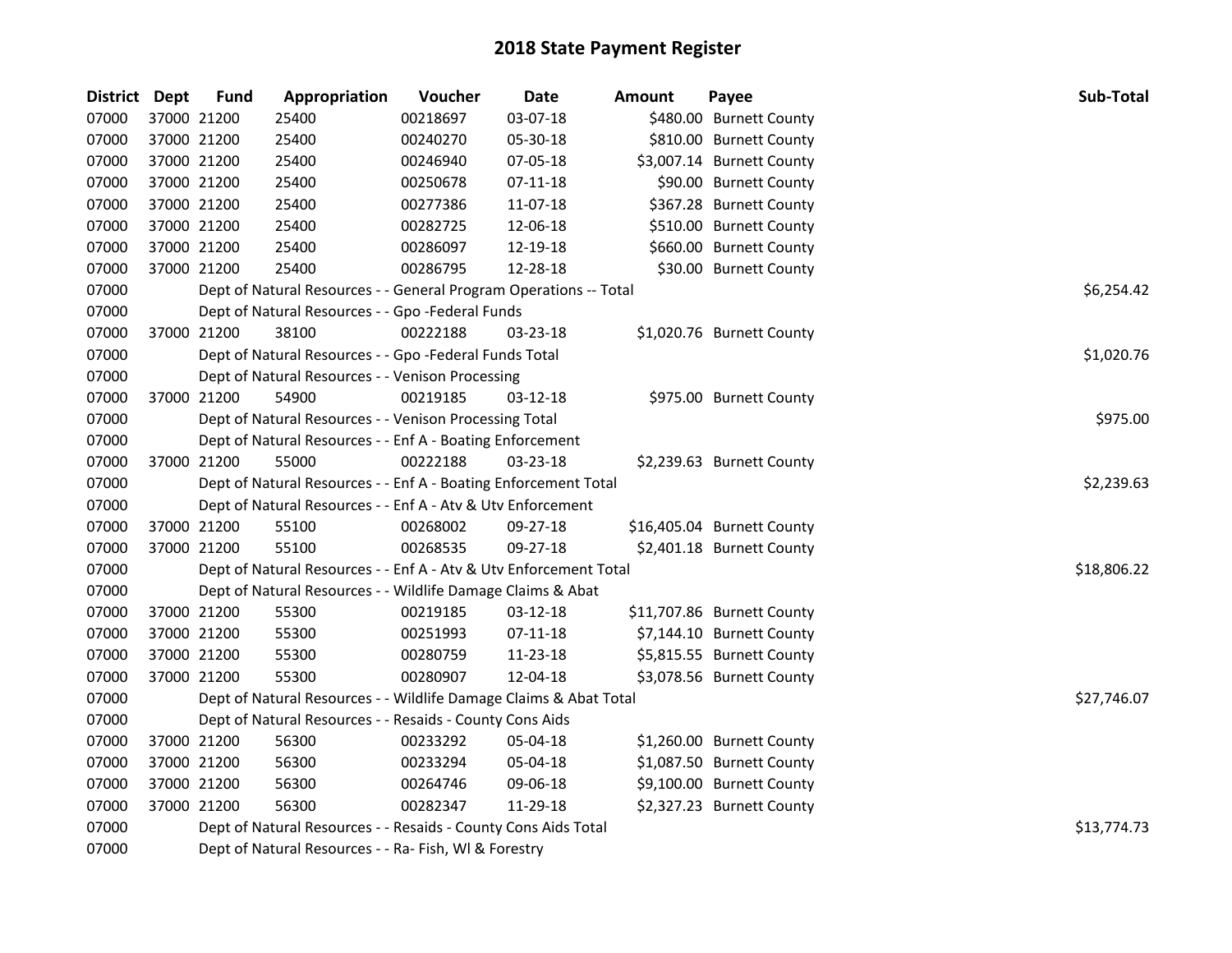# 2018 State Payment Register

| District | Dept | Fund | Appropriation | Voucher | Date | Amount | Payee | Sub-Total |
|---|---|---|---|---|---|---|---|---|
| 07000 | 37000 | 21200 | 25400 | 00218697 | 03-07-18 | $480.00 | Burnett County | |
| 07000 | 37000 | 21200 | 25400 | 00240270 | 05-30-18 | $810.00 | Burnett County | |
| 07000 | 37000 | 21200 | 25400 | 00246940 | 07-05-18 | $3,007.14 | Burnett County | |
| 07000 | 37000 | 21200 | 25400 | 00250678 | 07-11-18 | $90.00 | Burnett County | |
| 07000 | 37000 | 21200 | 25400 | 00277386 | 11-07-18 | $367.28 | Burnett County | |
| 07000 | 37000 | 21200 | 25400 | 00282725 | 12-06-18 | $510.00 | Burnett County | |
| 07000 | 37000 | 21200 | 25400 | 00286097 | 12-19-18 | $660.00 | Burnett County | |
| 07000 | 37000 | 21200 | 25400 | 00286795 | 12-28-18 | $30.00 | Burnett County | |
| 07000 | | Dept of Natural Resources - - General Program Operations -- Total | | | | | | $6,254.42 |
| 07000 | | Dept of Natural Resources - - Gpo -Federal Funds | | | | | | |
| 07000 | 37000 | 21200 | 38100 | 00222188 | 03-23-18 | $1,020.76 | Burnett County | |
| 07000 | | Dept of Natural Resources - - Gpo -Federal Funds Total | | | | | | $1,020.76 |
| 07000 | | Dept of Natural Resources - - Venison Processing | | | | | | |
| 07000 | 37000 | 21200 | 54900 | 00219185 | 03-12-18 | $975.00 | Burnett County | |
| 07000 | | Dept of Natural Resources - - Venison Processing Total | | | | | | $975.00 |
| 07000 | | Dept of Natural Resources - - Enf A - Boating Enforcement | | | | | | |
| 07000 | 37000 | 21200 | 55000 | 00222188 | 03-23-18 | $2,239.63 | Burnett County | |
| 07000 | | Dept of Natural Resources - - Enf A - Boating Enforcement Total | | | | | | $2,239.63 |
| 07000 | | Dept of Natural Resources - - Enf A - Atv & Utv Enforcement | | | | | | |
| 07000 | 37000 | 21200 | 55100 | 00268002 | 09-27-18 | $16,405.04 | Burnett County | |
| 07000 | 37000 | 21200 | 55100 | 00268535 | 09-27-18 | $2,401.18 | Burnett County | |
| 07000 | | Dept of Natural Resources - - Enf A - Atv & Utv Enforcement Total | | | | | | $18,806.22 |
| 07000 | | Dept of Natural Resources - - Wildlife Damage Claims & Abat | | | | | | |
| 07000 | 37000 | 21200 | 55300 | 00219185 | 03-12-18 | $11,707.86 | Burnett County | |
| 07000 | 37000 | 21200 | 55300 | 00251993 | 07-11-18 | $7,144.10 | Burnett County | |
| 07000 | 37000 | 21200 | 55300 | 00280759 | 11-23-18 | $5,815.55 | Burnett County | |
| 07000 | 37000 | 21200 | 55300 | 00280907 | 12-04-18 | $3,078.56 | Burnett County | |
| 07000 | | Dept of Natural Resources - - Wildlife Damage Claims & Abat Total | | | | | | $27,746.07 |
| 07000 | | Dept of Natural Resources - - Resaids - County Cons Aids | | | | | | |
| 07000 | 37000 | 21200 | 56300 | 00233292 | 05-04-18 | $1,260.00 | Burnett County | |
| 07000 | 37000 | 21200 | 56300 | 00233294 | 05-04-18 | $1,087.50 | Burnett County | |
| 07000 | 37000 | 21200 | 56300 | 00264746 | 09-06-18 | $9,100.00 | Burnett County | |
| 07000 | 37000 | 21200 | 56300 | 00282347 | 11-29-18 | $2,327.23 | Burnett County | |
| 07000 | | Dept of Natural Resources - - Resaids - County Cons Aids Total | | | | | | $13,774.73 |
| 07000 | | Dept of Natural Resources - - Ra- Fish, Wl & Forestry | | | | | | |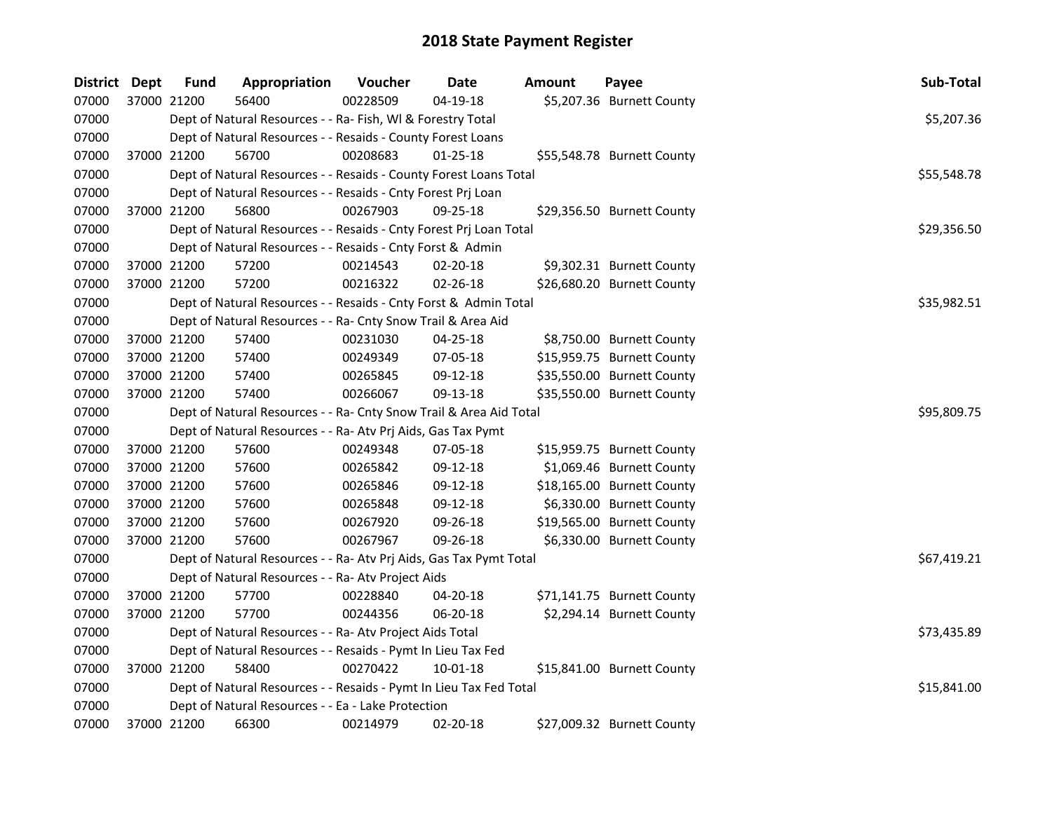# 2018 State Payment Register

| District | Dept | Fund | Appropriation | Voucher | Date | Amount | Payee | Sub-Total |
|---|---|---|---|---|---|---|---|---|
| 07000 | 37000 | 21200 | 56400 | 00228509 | 04-19-18 | $5,207.36 | Burnett County | |
| 07000 | | Dept of Natural Resources - - Ra- Fish, Wl & Forestry Total | | | | | | $5,207.36 |
| 07000 | | Dept of Natural Resources - - Resaids - County Forest Loans | | | | | | |
| 07000 | 37000 | 21200 | 56700 | 00208683 | 01-25-18 | $55,548.78 | Burnett County | |
| 07000 | | Dept of Natural Resources - - Resaids - County Forest Loans Total | | | | | | $55,548.78 |
| 07000 | | Dept of Natural Resources - - Resaids - Cnty Forest Prj Loan | | | | | | |
| 07000 | 37000 | 21200 | 56800 | 00267903 | 09-25-18 | $29,356.50 | Burnett County | |
| 07000 | | Dept of Natural Resources - - Resaids - Cnty Forest Prj Loan Total | | | | | | $29,356.50 |
| 07000 | | Dept of Natural Resources - - Resaids - Cnty Forst & Admin | | | | | | |
| 07000 | 37000 | 21200 | 57200 | 00214543 | 02-20-18 | $9,302.31 | Burnett County | |
| 07000 | 37000 | 21200 | 57200 | 00216322 | 02-26-18 | $26,680.20 | Burnett County | |
| 07000 | | Dept of Natural Resources - - Resaids - Cnty Forst & Admin Total | | | | | | $35,982.51 |
| 07000 | | Dept of Natural Resources - - Ra- Cnty Snow Trail & Area Aid | | | | | | |
| 07000 | 37000 | 21200 | 57400 | 00231030 | 04-25-18 | $8,750.00 | Burnett County | |
| 07000 | 37000 | 21200 | 57400 | 00249349 | 07-05-18 | $15,959.75 | Burnett County | |
| 07000 | 37000 | 21200 | 57400 | 00265845 | 09-12-18 | $35,550.00 | Burnett County | |
| 07000 | 37000 | 21200 | 57400 | 00266067 | 09-13-18 | $35,550.00 | Burnett County | |
| 07000 | | Dept of Natural Resources - - Ra- Cnty Snow Trail & Area Aid Total | | | | | | $95,809.75 |
| 07000 | | Dept of Natural Resources - - Ra- Atv Prj Aids, Gas Tax Pymt | | | | | | |
| 07000 | 37000 | 21200 | 57600 | 00249348 | 07-05-18 | $15,959.75 | Burnett County | |
| 07000 | 37000 | 21200 | 57600 | 00265842 | 09-12-18 | $1,069.46 | Burnett County | |
| 07000 | 37000 | 21200 | 57600 | 00265846 | 09-12-18 | $18,165.00 | Burnett County | |
| 07000 | 37000 | 21200 | 57600 | 00265848 | 09-12-18 | $6,330.00 | Burnett County | |
| 07000 | 37000 | 21200 | 57600 | 00267920 | 09-26-18 | $19,565.00 | Burnett County | |
| 07000 | 37000 | 21200 | 57600 | 00267967 | 09-26-18 | $6,330.00 | Burnett County | |
| 07000 | | Dept of Natural Resources - - Ra- Atv Prj Aids, Gas Tax Pymt Total | | | | | | $67,419.21 |
| 07000 | | Dept of Natural Resources - - Ra- Atv Project Aids | | | | | | |
| 07000 | 37000 | 21200 | 57700 | 00228840 | 04-20-18 | $71,141.75 | Burnett County | |
| 07000 | 37000 | 21200 | 57700 | 00244356 | 06-20-18 | $2,294.14 | Burnett County | |
| 07000 | | Dept of Natural Resources - - Ra- Atv Project Aids Total | | | | | | $73,435.89 |
| 07000 | | Dept of Natural Resources - - Resaids - Pymt In Lieu Tax Fed | | | | | | |
| 07000 | 37000 | 21200 | 58400 | 00270422 | 10-01-18 | $15,841.00 | Burnett County | |
| 07000 | | Dept of Natural Resources - - Resaids - Pymt In Lieu Tax Fed Total | | | | | | $15,841.00 |
| 07000 | | Dept of Natural Resources - - Ea - Lake Protection | | | | | | |
| 07000 | 37000 | 21200 | 66300 | 00214979 | 02-20-18 | $27,009.32 | Burnett County | |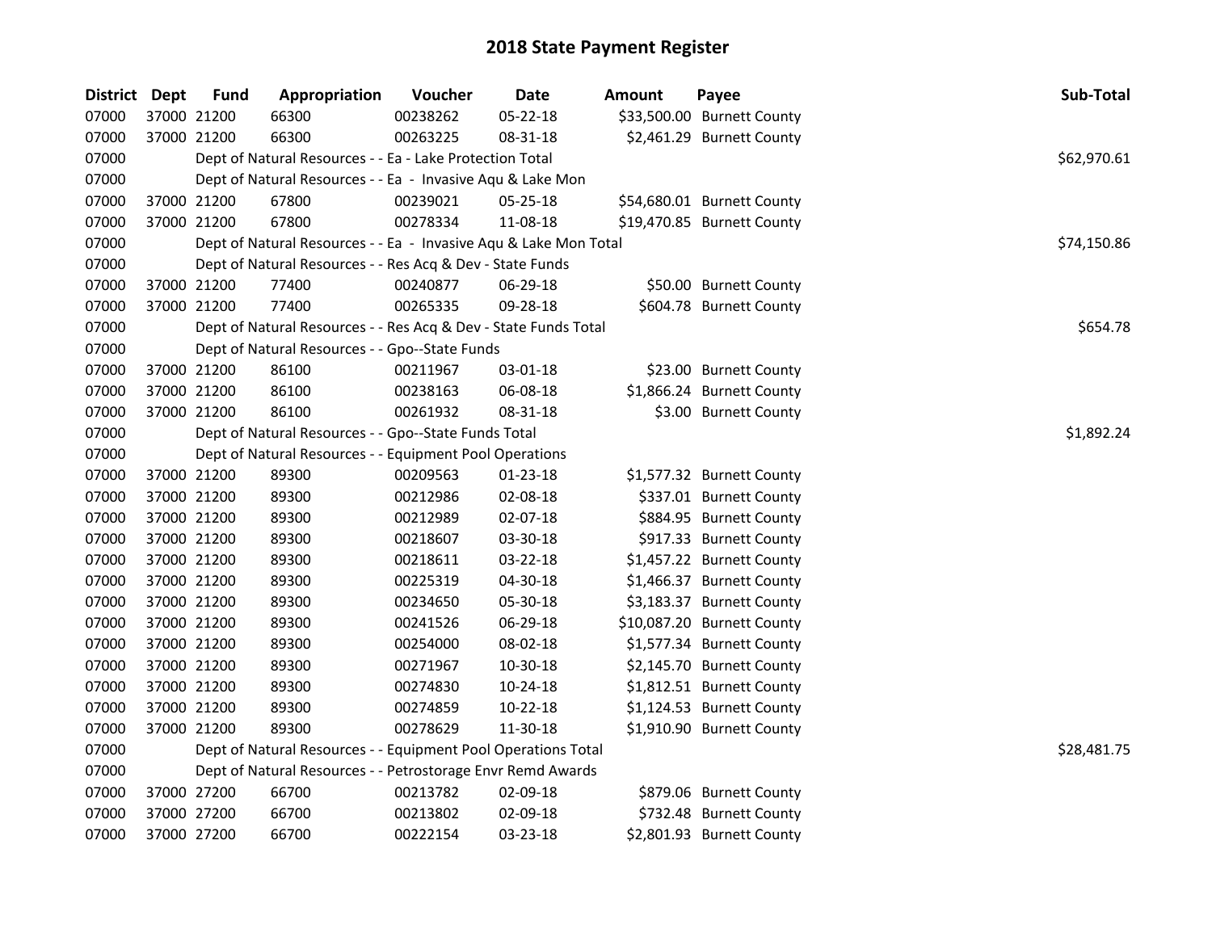# 2018 State Payment Register

| District | Dept | Fund | Appropriation | Voucher | Date | Amount | Payee | Sub-Total |
|---|---|---|---|---|---|---|---|---|
| 07000 | 37000 | 21200 | 66300 | 00238262 | 05-22-18 | $33,500.00 | Burnett County | |
| 07000 | 37000 | 21200 | 66300 | 00263225 | 08-31-18 | $2,461.29 | Burnett County | |
| 07000 | | Dept of Natural Resources - - Ea - Lake Protection Total | | | | | | $62,970.61 |
| 07000 | | Dept of Natural Resources - - Ea - Invasive Aqu & Lake Mon | | | | | | |
| 07000 | 37000 | 21200 | 67800 | 00239021 | 05-25-18 | $54,680.01 | Burnett County | |
| 07000 | 37000 | 21200 | 67800 | 00278334 | 11-08-18 | $19,470.85 | Burnett County | |
| 07000 | | Dept of Natural Resources - - Ea - Invasive Aqu & Lake Mon Total | | | | | | $74,150.86 |
| 07000 | | Dept of Natural Resources - - Res Acq & Dev - State Funds | | | | | | |
| 07000 | 37000 | 21200 | 77400 | 00240877 | 06-29-18 | $50.00 | Burnett County | |
| 07000 | 37000 | 21200 | 77400 | 00265335 | 09-28-18 | $604.78 | Burnett County | |
| 07000 | | Dept of Natural Resources - - Res Acq & Dev - State Funds Total | | | | | | $654.78 |
| 07000 | | Dept of Natural Resources - - Gpo--State Funds | | | | | | |
| 07000 | 37000 | 21200 | 86100 | 00211967 | 03-01-18 | $23.00 | Burnett County | |
| 07000 | 37000 | 21200 | 86100 | 00238163 | 06-08-18 | $1,866.24 | Burnett County | |
| 07000 | 37000 | 21200 | 86100 | 00261932 | 08-31-18 | $3.00 | Burnett County | |
| 07000 | | Dept of Natural Resources - - Gpo--State Funds Total | | | | | | $1,892.24 |
| 07000 | | Dept of Natural Resources - - Equipment Pool Operations | | | | | | |
| 07000 | 37000 | 21200 | 89300 | 00209563 | 01-23-18 | $1,577.32 | Burnett County | |
| 07000 | 37000 | 21200 | 89300 | 00212986 | 02-08-18 | $337.01 | Burnett County | |
| 07000 | 37000 | 21200 | 89300 | 00212989 | 02-07-18 | $884.95 | Burnett County | |
| 07000 | 37000 | 21200 | 89300 | 00218607 | 03-30-18 | $917.33 | Burnett County | |
| 07000 | 37000 | 21200 | 89300 | 00218611 | 03-22-18 | $1,457.22 | Burnett County | |
| 07000 | 37000 | 21200 | 89300 | 00225319 | 04-30-18 | $1,466.37 | Burnett County | |
| 07000 | 37000 | 21200 | 89300 | 00234650 | 05-30-18 | $3,183.37 | Burnett County | |
| 07000 | 37000 | 21200 | 89300 | 00241526 | 06-29-18 | $10,087.20 | Burnett County | |
| 07000 | 37000 | 21200 | 89300 | 00254000 | 08-02-18 | $1,577.34 | Burnett County | |
| 07000 | 37000 | 21200 | 89300 | 00271967 | 10-30-18 | $2,145.70 | Burnett County | |
| 07000 | 37000 | 21200 | 89300 | 00274830 | 10-24-18 | $1,812.51 | Burnett County | |
| 07000 | 37000 | 21200 | 89300 | 00274859 | 10-22-18 | $1,124.53 | Burnett County | |
| 07000 | 37000 | 21200 | 89300 | 00278629 | 11-30-18 | $1,910.90 | Burnett County | |
| 07000 | | Dept of Natural Resources - - Equipment Pool Operations Total | | | | | | $28,481.75 |
| 07000 | | Dept of Natural Resources - - Petrostorage Envr Remd Awards | | | | | | |
| 07000 | 37000 | 27200 | 66700 | 00213782 | 02-09-18 | $879.06 | Burnett County | |
| 07000 | 37000 | 27200 | 66700 | 00213802 | 02-09-18 | $732.48 | Burnett County | |
| 07000 | 37000 | 27200 | 66700 | 00222154 | 03-23-18 | $2,801.93 | Burnett County | |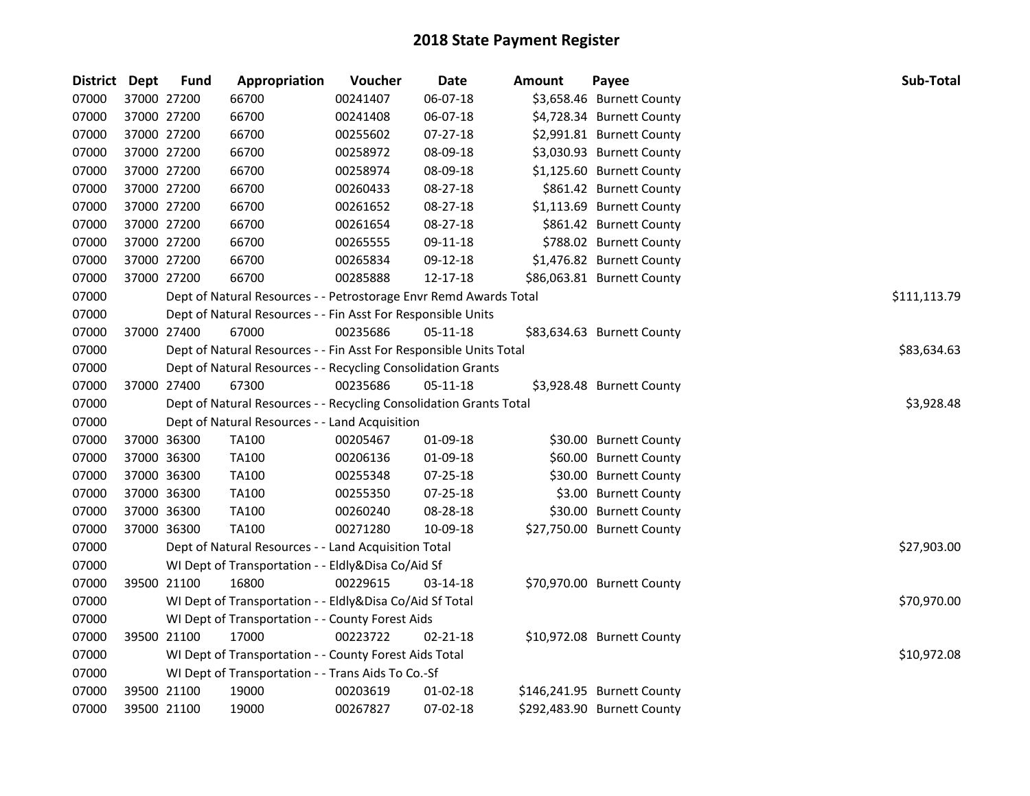# 2018 State Payment Register

| District | Dept | Fund | Appropriation | Voucher | Date | Amount | Payee | Sub-Total |
|---|---|---|---|---|---|---|---|---|
| 07000 | 37000 | 27200 | 66700 | 00241407 | 06-07-18 | $3,658.46 | Burnett County | |
| 07000 | 37000 | 27200 | 66700 | 00241408 | 06-07-18 | $4,728.34 | Burnett County | |
| 07000 | 37000 | 27200 | 66700 | 00255602 | 07-27-18 | $2,991.81 | Burnett County | |
| 07000 | 37000 | 27200 | 66700 | 00258972 | 08-09-18 | $3,030.93 | Burnett County | |
| 07000 | 37000 | 27200 | 66700 | 00258974 | 08-09-18 | $1,125.60 | Burnett County | |
| 07000 | 37000 | 27200 | 66700 | 00260433 | 08-27-18 | $861.42 | Burnett County | |
| 07000 | 37000 | 27200 | 66700 | 00261652 | 08-27-18 | $1,113.69 | Burnett County | |
| 07000 | 37000 | 27200 | 66700 | 00261654 | 08-27-18 | $861.42 | Burnett County | |
| 07000 | 37000 | 27200 | 66700 | 00265555 | 09-11-18 | $788.02 | Burnett County | |
| 07000 | 37000 | 27200 | 66700 | 00265834 | 09-12-18 | $1,476.82 | Burnett County | |
| 07000 | 37000 | 27200 | 66700 | 00285888 | 12-17-18 | $86,063.81 | Burnett County | |
| 07000 | | | Dept of Natural Resources - - Petrostorage Envr Remd Awards Total | | | | | $111,113.79 |
| 07000 | | | Dept of Natural Resources - - Fin Asst For Responsible Units | | | | | |
| 07000 | 37000 | 27400 | 67000 | 00235686 | 05-11-18 | $83,634.63 | Burnett County | |
| 07000 | | | Dept of Natural Resources - - Fin Asst For Responsible Units Total | | | | | $83,634.63 |
| 07000 | | | Dept of Natural Resources - - Recycling Consolidation Grants | | | | | |
| 07000 | 37000 | 27400 | 67300 | 00235686 | 05-11-18 | $3,928.48 | Burnett County | |
| 07000 | | | Dept of Natural Resources - - Recycling Consolidation Grants Total | | | | | $3,928.48 |
| 07000 | | | Dept of Natural Resources - - Land Acquisition | | | | | |
| 07000 | 37000 | 36300 | TA100 | 00205467 | 01-09-18 | $30.00 | Burnett County | |
| 07000 | 37000 | 36300 | TA100 | 00206136 | 01-09-18 | $60.00 | Burnett County | |
| 07000 | 37000 | 36300 | TA100 | 00255348 | 07-25-18 | $30.00 | Burnett County | |
| 07000 | 37000 | 36300 | TA100 | 00255350 | 07-25-18 | $3.00 | Burnett County | |
| 07000 | 37000 | 36300 | TA100 | 00260240 | 08-28-18 | $30.00 | Burnett County | |
| 07000 | 37000 | 36300 | TA100 | 00271280 | 10-09-18 | $27,750.00 | Burnett County | |
| 07000 | | | Dept of Natural Resources - - Land Acquisition Total | | | | | $27,903.00 |
| 07000 | | | WI Dept of Transportation - - Eldly&Disa Co/Aid Sf | | | | | |
| 07000 | 39500 | 21100 | 16800 | 00229615 | 03-14-18 | $70,970.00 | Burnett County | |
| 07000 | | | WI Dept of Transportation - - Eldly&Disa Co/Aid Sf Total | | | | | $70,970.00 |
| 07000 | | | WI Dept of Transportation - - County Forest Aids | | | | | |
| 07000 | 39500 | 21100 | 17000 | 00223722 | 02-21-18 | $10,972.08 | Burnett County | |
| 07000 | | | WI Dept of Transportation - - County Forest Aids Total | | | | | $10,972.08 |
| 07000 | | | WI Dept of Transportation - - Trans Aids To Co.-Sf | | | | | |
| 07000 | 39500 | 21100 | 19000 | 00203619 | 01-02-18 | $146,241.95 | Burnett County | |
| 07000 | 39500 | 21100 | 19000 | 00267827 | 07-02-18 | $292,483.90 | Burnett County | |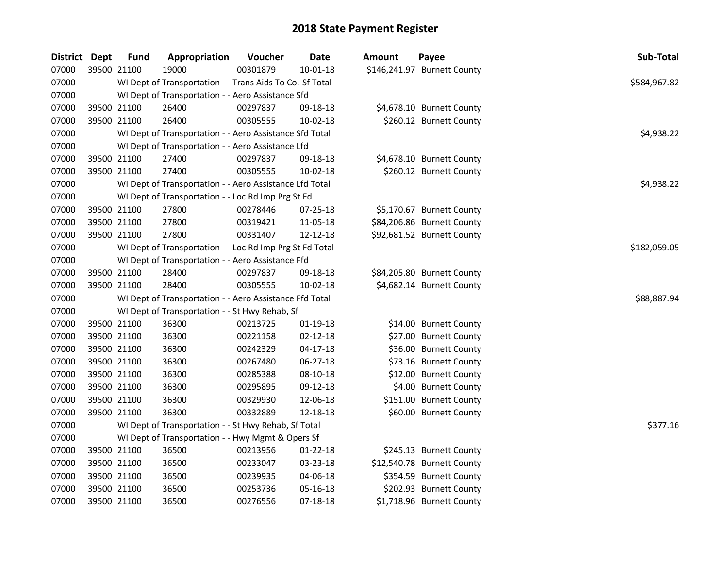# 2018 State Payment Register

| District | Dept | Fund | Appropriation | Voucher | Date | Amount | Payee | Sub-Total |
|---|---|---|---|---|---|---|---|---|
| 07000 | 39500 | 21100 | 19000 | 00301879 | 10-01-18 | $146,241.97 | Burnett County | |
| 07000 | | WI Dept of Transportation - - Trans Aids To Co.-Sf Total | | | | | | $584,967.82 |
| 07000 | | WI Dept of Transportation - - Aero Assistance Sfd | | | | | | |
| 07000 | 39500 | 21100 | 26400 | 00297837 | 09-18-18 | $4,678.10 | Burnett County | |
| 07000 | 39500 | 21100 | 26400 | 00305555 | 10-02-18 | $260.12 | Burnett County | |
| 07000 | | WI Dept of Transportation - - Aero Assistance Sfd Total | | | | | | $4,938.22 |
| 07000 | | WI Dept of Transportation - - Aero Assistance Lfd | | | | | | |
| 07000 | 39500 | 21100 | 27400 | 00297837 | 09-18-18 | $4,678.10 | Burnett County | |
| 07000 | 39500 | 21100 | 27400 | 00305555 | 10-02-18 | $260.12 | Burnett County | |
| 07000 | | WI Dept of Transportation - - Aero Assistance Lfd Total | | | | | | $4,938.22 |
| 07000 | | WI Dept of Transportation - - Loc Rd Imp Prg St Fd | | | | | | |
| 07000 | 39500 | 21100 | 27800 | 00278446 | 07-25-18 | $5,170.67 | Burnett County | |
| 07000 | 39500 | 21100 | 27800 | 00319421 | 11-05-18 | $84,206.86 | Burnett County | |
| 07000 | 39500 | 21100 | 27800 | 00331407 | 12-12-18 | $92,681.52 | Burnett County | |
| 07000 | | WI Dept of Transportation - - Loc Rd Imp Prg St Fd Total | | | | | | $182,059.05 |
| 07000 | | WI Dept of Transportation - - Aero Assistance Ffd | | | | | | |
| 07000 | 39500 | 21100 | 28400 | 00297837 | 09-18-18 | $84,205.80 | Burnett County | |
| 07000 | 39500 | 21100 | 28400 | 00305555 | 10-02-18 | $4,682.14 | Burnett County | |
| 07000 | | WI Dept of Transportation - - Aero Assistance Ffd Total | | | | | | $88,887.94 |
| 07000 | | WI Dept of Transportation - - St Hwy Rehab, Sf | | | | | | |
| 07000 | 39500 | 21100 | 36300 | 00213725 | 01-19-18 | $14.00 | Burnett County | |
| 07000 | 39500 | 21100 | 36300 | 00221158 | 02-12-18 | $27.00 | Burnett County | |
| 07000 | 39500 | 21100 | 36300 | 00242329 | 04-17-18 | $36.00 | Burnett County | |
| 07000 | 39500 | 21100 | 36300 | 00267480 | 06-27-18 | $73.16 | Burnett County | |
| 07000 | 39500 | 21100 | 36300 | 00285388 | 08-10-18 | $12.00 | Burnett County | |
| 07000 | 39500 | 21100 | 36300 | 00295895 | 09-12-18 | $4.00 | Burnett County | |
| 07000 | 39500 | 21100 | 36300 | 00329930 | 12-06-18 | $151.00 | Burnett County | |
| 07000 | 39500 | 21100 | 36300 | 00332889 | 12-18-18 | $60.00 | Burnett County | |
| 07000 | | WI Dept of Transportation - - St Hwy Rehab, Sf Total | | | | | | $377.16 |
| 07000 | | WI Dept of Transportation - - Hwy Mgmt & Opers Sf | | | | | | |
| 07000 | 39500 | 21100 | 36500 | 00213956 | 01-22-18 | $245.13 | Burnett County | |
| 07000 | 39500 | 21100 | 36500 | 00233047 | 03-23-18 | $12,540.78 | Burnett County | |
| 07000 | 39500 | 21100 | 36500 | 00239935 | 04-06-18 | $354.59 | Burnett County | |
| 07000 | 39500 | 21100 | 36500 | 00253736 | 05-16-18 | $202.93 | Burnett County | |
| 07000 | 39500 | 21100 | 36500 | 00276556 | 07-18-18 | $1,718.96 | Burnett County | |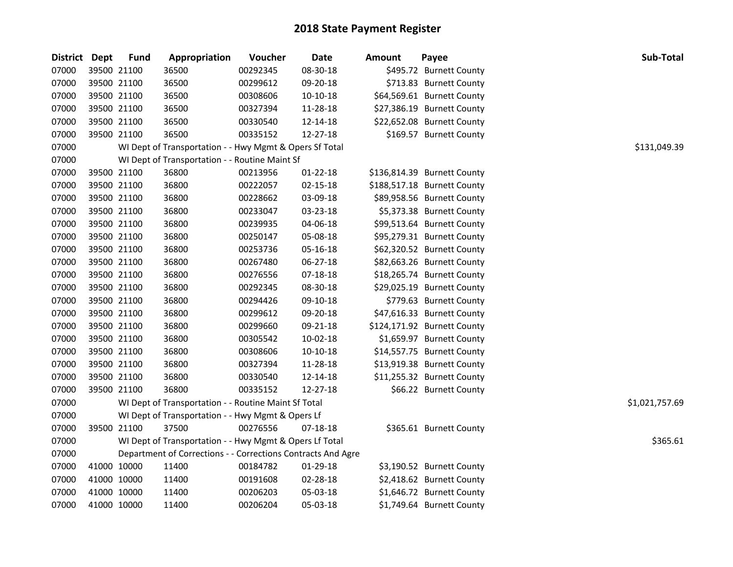# 2018 State Payment Register

| District | Dept | Fund | Appropriation | Voucher | Date | Amount | Payee | Sub-Total |
|---|---|---|---|---|---|---|---|---|
| 07000 | 39500 | 21100 | 36500 | 00292345 | 08-30-18 | $495.72 | Burnett County | |
| 07000 | 39500 | 21100 | 36500 | 00299612 | 09-20-18 | $713.83 | Burnett County | |
| 07000 | 39500 | 21100 | 36500 | 00308606 | 10-10-18 | $64,569.61 | Burnett County | |
| 07000 | 39500 | 21100 | 36500 | 00327394 | 11-28-18 | $27,386.19 | Burnett County | |
| 07000 | 39500 | 21100 | 36500 | 00330540 | 12-14-18 | $22,652.08 | Burnett County | |
| 07000 | 39500 | 21100 | 36500 | 00335152 | 12-27-18 | $169.57 | Burnett County | |
| 07000 | | WI Dept of Transportation - - Hwy Mgmt & Opers Sf Total | | | | | | $131,049.39 |
| 07000 | | WI Dept of Transportation - - Routine Maint Sf | | | | | | |
| 07000 | 39500 | 21100 | 36800 | 00213956 | 01-22-18 | $136,814.39 | Burnett County | |
| 07000 | 39500 | 21100 | 36800 | 00222057 | 02-15-18 | $188,517.18 | Burnett County | |
| 07000 | 39500 | 21100 | 36800 | 00228662 | 03-09-18 | $89,958.56 | Burnett County | |
| 07000 | 39500 | 21100 | 36800 | 00233047 | 03-23-18 | $5,373.38 | Burnett County | |
| 07000 | 39500 | 21100 | 36800 | 00239935 | 04-06-18 | $99,513.64 | Burnett County | |
| 07000 | 39500 | 21100 | 36800 | 00250147 | 05-08-18 | $95,279.31 | Burnett County | |
| 07000 | 39500 | 21100 | 36800 | 00253736 | 05-16-18 | $62,320.52 | Burnett County | |
| 07000 | 39500 | 21100 | 36800 | 00267480 | 06-27-18 | $82,663.26 | Burnett County | |
| 07000 | 39500 | 21100 | 36800 | 00276556 | 07-18-18 | $18,265.74 | Burnett County | |
| 07000 | 39500 | 21100 | 36800 | 00292345 | 08-30-18 | $29,025.19 | Burnett County | |
| 07000 | 39500 | 21100 | 36800 | 00294426 | 09-10-18 | $779.63 | Burnett County | |
| 07000 | 39500 | 21100 | 36800 | 00299612 | 09-20-18 | $47,616.33 | Burnett County | |
| 07000 | 39500 | 21100 | 36800 | 00299660 | 09-21-18 | $124,171.92 | Burnett County | |
| 07000 | 39500 | 21100 | 36800 | 00305542 | 10-02-18 | $1,659.97 | Burnett County | |
| 07000 | 39500 | 21100 | 36800 | 00308606 | 10-10-18 | $14,557.75 | Burnett County | |
| 07000 | 39500 | 21100 | 36800 | 00327394 | 11-28-18 | $13,919.38 | Burnett County | |
| 07000 | 39500 | 21100 | 36800 | 00330540 | 12-14-18 | $11,255.32 | Burnett County | |
| 07000 | 39500 | 21100 | 36800 | 00335152 | 12-27-18 | $66.22 | Burnett County | |
| 07000 | | WI Dept of Transportation - - Routine Maint Sf Total | | | | | | $1,021,757.69 |
| 07000 | | WI Dept of Transportation - - Hwy Mgmt & Opers Lf | | | | | | |
| 07000 | 39500 | 21100 | 37500 | 00276556 | 07-18-18 | $365.61 | Burnett County | |
| 07000 | | WI Dept of Transportation - - Hwy Mgmt & Opers Lf Total | | | | | | $365.61 |
| 07000 | | Department of Corrections - - Corrections Contracts And Agre | | | | | | |
| 07000 | 41000 | 10000 | 11400 | 00184782 | 01-29-18 | $3,190.52 | Burnett County | |
| 07000 | 41000 | 10000 | 11400 | 00191608 | 02-28-18 | $2,418.62 | Burnett County | |
| 07000 | 41000 | 10000 | 11400 | 00206203 | 05-03-18 | $1,646.72 | Burnett County | |
| 07000 | 41000 | 10000 | 11400 | 00206204 | 05-03-18 | $1,749.64 | Burnett County | |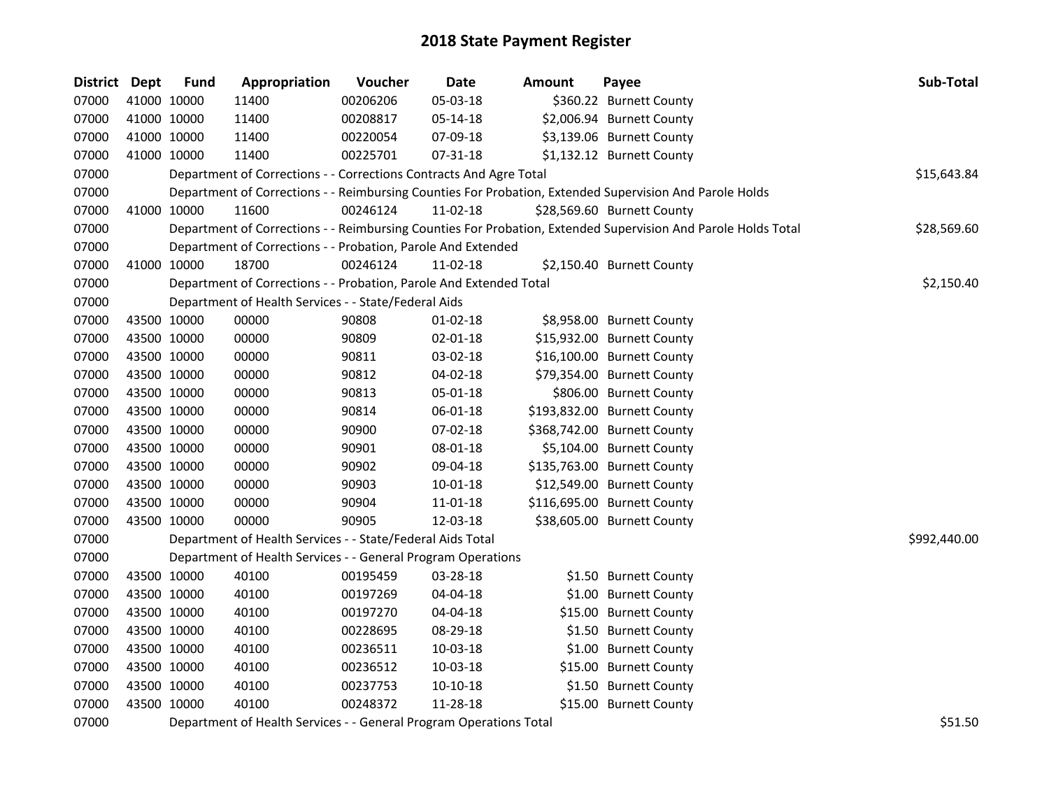# 2018 State Payment Register

| District | Dept | Fund | Appropriation | Voucher | Date | Amount | Payee | Sub-Total |
|---|---|---|---|---|---|---|---|---|
| 07000 | 41000 | 10000 | 11400 | 00206206 | 05-03-18 | $360.22 | Burnett County | |
| 07000 | 41000 | 10000 | 11400 | 00208817 | 05-14-18 | $2,006.94 | Burnett County | |
| 07000 | 41000 | 10000 | 11400 | 00220054 | 07-09-18 | $3,139.06 | Burnett County | |
| 07000 | 41000 | 10000 | 11400 | 00225701 | 07-31-18 | $1,132.12 | Burnett County | |
| 07000 | | Department of Corrections - - Corrections Contracts And Agre Total | | | | | | $15,643.84 |
| 07000 | | Department of Corrections - - Reimbursing Counties For Probation, Extended Supervision And Parole Holds | | | | | | |
| 07000 | 41000 | 10000 | 11600 | 00246124 | 11-02-18 | $28,569.60 | Burnett County | |
| 07000 | | Department of Corrections - - Reimbursing Counties For Probation, Extended Supervision And Parole Holds Total | | | | | | $28,569.60 |
| 07000 | | Department of Corrections - - Probation, Parole And Extended | | | | | | |
| 07000 | 41000 | 10000 | 18700 | 00246124 | 11-02-18 | $2,150.40 | Burnett County | |
| 07000 | | Department of Corrections - - Probation, Parole And Extended Total | | | | | | $2,150.40 |
| 07000 | | Department of Health Services - - State/Federal Aids | | | | | | |
| 07000 | 43500 | 10000 | 00000 | 90808 | 01-02-18 | $8,958.00 | Burnett County | |
| 07000 | 43500 | 10000 | 00000 | 90809 | 02-01-18 | $15,932.00 | Burnett County | |
| 07000 | 43500 | 10000 | 00000 | 90811 | 03-02-18 | $16,100.00 | Burnett County | |
| 07000 | 43500 | 10000 | 00000 | 90812 | 04-02-18 | $79,354.00 | Burnett County | |
| 07000 | 43500 | 10000 | 00000 | 90813 | 05-01-18 | $806.00 | Burnett County | |
| 07000 | 43500 | 10000 | 00000 | 90814 | 06-01-18 | $193,832.00 | Burnett County | |
| 07000 | 43500 | 10000 | 00000 | 90900 | 07-02-18 | $368,742.00 | Burnett County | |
| 07000 | 43500 | 10000 | 00000 | 90901 | 08-01-18 | $5,104.00 | Burnett County | |
| 07000 | 43500 | 10000 | 00000 | 90902 | 09-04-18 | $135,763.00 | Burnett County | |
| 07000 | 43500 | 10000 | 00000 | 90903 | 10-01-18 | $12,549.00 | Burnett County | |
| 07000 | 43500 | 10000 | 00000 | 90904 | 11-01-18 | $116,695.00 | Burnett County | |
| 07000 | 43500 | 10000 | 00000 | 90905 | 12-03-18 | $38,605.00 | Burnett County | |
| 07000 | | Department of Health Services - - State/Federal Aids Total | | | | | | $992,440.00 |
| 07000 | | Department of Health Services - - General Program Operations | | | | | | |
| 07000 | 43500 | 10000 | 40100 | 00195459 | 03-28-18 | $1.50 | Burnett County | |
| 07000 | 43500 | 10000 | 40100 | 00197269 | 04-04-18 | $1.00 | Burnett County | |
| 07000 | 43500 | 10000 | 40100 | 00197270 | 04-04-18 | $15.00 | Burnett County | |
| 07000 | 43500 | 10000 | 40100 | 00228695 | 08-29-18 | $1.50 | Burnett County | |
| 07000 | 43500 | 10000 | 40100 | 00236511 | 10-03-18 | $1.00 | Burnett County | |
| 07000 | 43500 | 10000 | 40100 | 00236512 | 10-03-18 | $15.00 | Burnett County | |
| 07000 | 43500 | 10000 | 40100 | 00237753 | 10-10-18 | $1.50 | Burnett County | |
| 07000 | 43500 | 10000 | 40100 | 00248372 | 11-28-18 | $15.00 | Burnett County | |
| 07000 | | Department of Health Services - - General Program Operations Total | | | | | | $51.50 |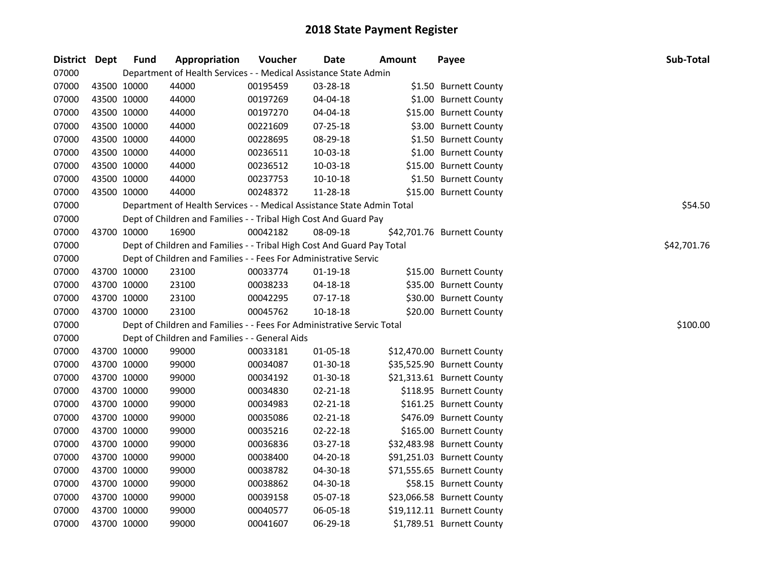# 2018 State Payment Register

| District | Dept | Fund | Appropriation | Voucher | Date | Amount | Payee | Sub-Total |
|---|---|---|---|---|---|---|---|---|
| 07000 | | Department of Health Services - - Medical Assistance State Admin | | | | | | |
| 07000 | 43500 | 10000 | 44000 | 00195459 | 03-28-18 | $1.50 | Burnett County | |
| 07000 | 43500 | 10000 | 44000 | 00197269 | 04-04-18 | $1.00 | Burnett County | |
| 07000 | 43500 | 10000 | 44000 | 00197270 | 04-04-18 | $15.00 | Burnett County | |
| 07000 | 43500 | 10000 | 44000 | 00221609 | 07-25-18 | $3.00 | Burnett County | |
| 07000 | 43500 | 10000 | 44000 | 00228695 | 08-29-18 | $1.50 | Burnett County | |
| 07000 | 43500 | 10000 | 44000 | 00236511 | 10-03-18 | $1.00 | Burnett County | |
| 07000 | 43500 | 10000 | 44000 | 00236512 | 10-03-18 | $15.00 | Burnett County | |
| 07000 | 43500 | 10000 | 44000 | 00237753 | 10-10-18 | $1.50 | Burnett County | |
| 07000 | 43500 | 10000 | 44000 | 00248372 | 11-28-18 | $15.00 | Burnett County | |
| 07000 | | Department of Health Services - - Medical Assistance State Admin Total | | | | | | $54.50 |
| 07000 | | Dept of Children and Families - - Tribal High Cost And Guard Pay | | | | | | |
| 07000 | 43700 | 10000 | 16900 | 00042182 | 08-09-18 | $42,701.76 | Burnett County | |
| 07000 | | Dept of Children and Families - - Tribal High Cost And Guard Pay Total | | | | | | $42,701.76 |
| 07000 | | Dept of Children and Families - - Fees For Administrative Servic | | | | | | |
| 07000 | 43700 | 10000 | 23100 | 00033774 | 01-19-18 | $15.00 | Burnett County | |
| 07000 | 43700 | 10000 | 23100 | 00038233 | 04-18-18 | $35.00 | Burnett County | |
| 07000 | 43700 | 10000 | 23100 | 00042295 | 07-17-18 | $30.00 | Burnett County | |
| 07000 | 43700 | 10000 | 23100 | 00045762 | 10-18-18 | $20.00 | Burnett County | |
| 07000 | | Dept of Children and Families - - Fees For Administrative Servic Total | | | | | | $100.00 |
| 07000 | | Dept of Children and Families - - General Aids | | | | | | |
| 07000 | 43700 | 10000 | 99000 | 00033181 | 01-05-18 | $12,470.00 | Burnett County | |
| 07000 | 43700 | 10000 | 99000 | 00034087 | 01-30-18 | $35,525.90 | Burnett County | |
| 07000 | 43700 | 10000 | 99000 | 00034192 | 01-30-18 | $21,313.61 | Burnett County | |
| 07000 | 43700 | 10000 | 99000 | 00034830 | 02-21-18 | $118.95 | Burnett County | |
| 07000 | 43700 | 10000 | 99000 | 00034983 | 02-21-18 | $161.25 | Burnett County | |
| 07000 | 43700 | 10000 | 99000 | 00035086 | 02-21-18 | $476.09 | Burnett County | |
| 07000 | 43700 | 10000 | 99000 | 00035216 | 02-22-18 | $165.00 | Burnett County | |
| 07000 | 43700 | 10000 | 99000 | 00036836 | 03-27-18 | $32,483.98 | Burnett County | |
| 07000 | 43700 | 10000 | 99000 | 00038400 | 04-20-18 | $91,251.03 | Burnett County | |
| 07000 | 43700 | 10000 | 99000 | 00038782 | 04-30-18 | $71,555.65 | Burnett County | |
| 07000 | 43700 | 10000 | 99000 | 00038862 | 04-30-18 | $58.15 | Burnett County | |
| 07000 | 43700 | 10000 | 99000 | 00039158 | 05-07-18 | $23,066.58 | Burnett County | |
| 07000 | 43700 | 10000 | 99000 | 00040577 | 06-05-18 | $19,112.11 | Burnett County | |
| 07000 | 43700 | 10000 | 99000 | 00041607 | 06-29-18 | $1,789.51 | Burnett County | |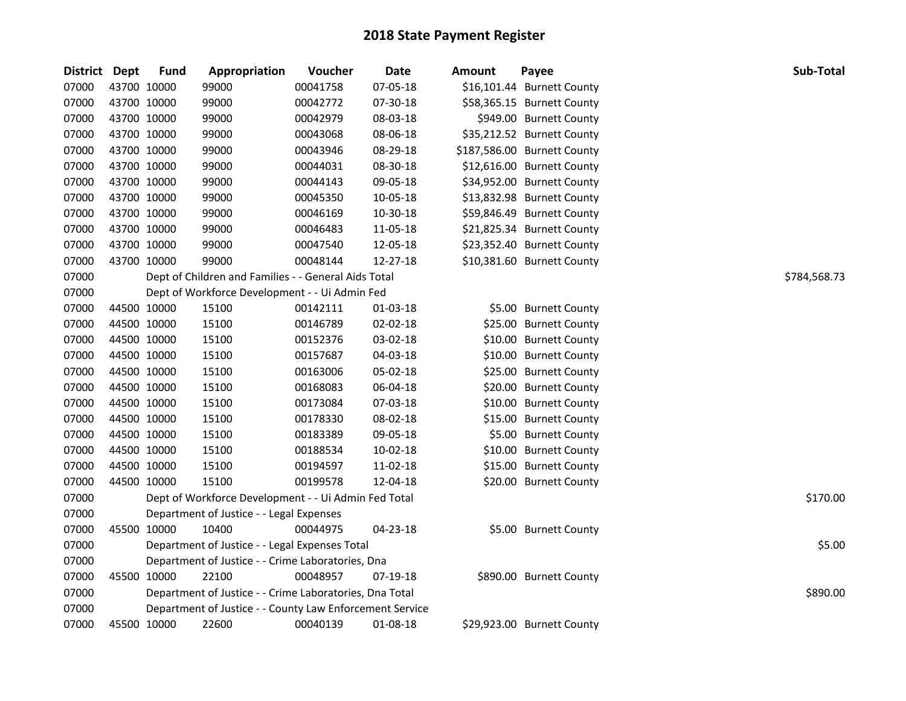# 2018 State Payment Register

| District | Dept | Fund | Appropriation | Voucher | Date | Amount | Payee | Sub-Total |
|---|---|---|---|---|---|---|---|---|
| 07000 | 43700 | 10000 | 99000 | 00041758 | 07-05-18 | $16,101.44 | Burnett County | |
| 07000 | 43700 | 10000 | 99000 | 00042772 | 07-30-18 | $58,365.15 | Burnett County | |
| 07000 | 43700 | 10000 | 99000 | 00042979 | 08-03-18 | $949.00 | Burnett County | |
| 07000 | 43700 | 10000 | 99000 | 00043068 | 08-06-18 | $35,212.52 | Burnett County | |
| 07000 | 43700 | 10000 | 99000 | 00043946 | 08-29-18 | $187,586.00 | Burnett County | |
| 07000 | 43700 | 10000 | 99000 | 00044031 | 08-30-18 | $12,616.00 | Burnett County | |
| 07000 | 43700 | 10000 | 99000 | 00044143 | 09-05-18 | $34,952.00 | Burnett County | |
| 07000 | 43700 | 10000 | 99000 | 00045350 | 10-05-18 | $13,832.98 | Burnett County | |
| 07000 | 43700 | 10000 | 99000 | 00046169 | 10-30-18 | $59,846.49 | Burnett County | |
| 07000 | 43700 | 10000 | 99000 | 00046483 | 11-05-18 | $21,825.34 | Burnett County | |
| 07000 | 43700 | 10000 | 99000 | 00047540 | 12-05-18 | $23,352.40 | Burnett County | |
| 07000 | 43700 | 10000 | 99000 | 00048144 | 12-27-18 | $10,381.60 | Burnett County | |
| 07000 | | | Dept of Children and Families - - General Aids Total | | | | | $784,568.73 |
| 07000 | | | Dept of Workforce Development - - Ui Admin Fed | | | | | |
| 07000 | 44500 | 10000 | 15100 | 00142111 | 01-03-18 | $5.00 | Burnett County | |
| 07000 | 44500 | 10000 | 15100 | 00146789 | 02-02-18 | $25.00 | Burnett County | |
| 07000 | 44500 | 10000 | 15100 | 00152376 | 03-02-18 | $10.00 | Burnett County | |
| 07000 | 44500 | 10000 | 15100 | 00157687 | 04-03-18 | $10.00 | Burnett County | |
| 07000 | 44500 | 10000 | 15100 | 00163006 | 05-02-18 | $25.00 | Burnett County | |
| 07000 | 44500 | 10000 | 15100 | 00168083 | 06-04-18 | $20.00 | Burnett County | |
| 07000 | 44500 | 10000 | 15100 | 00173084 | 07-03-18 | $10.00 | Burnett County | |
| 07000 | 44500 | 10000 | 15100 | 00178330 | 08-02-18 | $15.00 | Burnett County | |
| 07000 | 44500 | 10000 | 15100 | 00183389 | 09-05-18 | $5.00 | Burnett County | |
| 07000 | 44500 | 10000 | 15100 | 00188534 | 10-02-18 | $10.00 | Burnett County | |
| 07000 | 44500 | 10000 | 15100 | 00194597 | 11-02-18 | $15.00 | Burnett County | |
| 07000 | 44500 | 10000 | 15100 | 00199578 | 12-04-18 | $20.00 | Burnett County | |
| 07000 | | | Dept of Workforce Development - - Ui Admin Fed Total | | | | | $170.00 |
| 07000 | | | Department of Justice - - Legal Expenses | | | | | |
| 07000 | 45500 | 10000 | 10400 | 00044975 | 04-23-18 | $5.00 | Burnett County | |
| 07000 | | | Department of Justice - - Legal Expenses Total | | | | | $5.00 |
| 07000 | | | Department of Justice - - Crime Laboratories, Dna | | | | | |
| 07000 | 45500 | 10000 | 22100 | 00048957 | 07-19-18 | $890.00 | Burnett County | |
| 07000 | | | Department of Justice - - Crime Laboratories, Dna Total | | | | | $890.00 |
| 07000 | | | Department of Justice - - County Law Enforcement Service | | | | | |
| 07000 | 45500 | 10000 | 22600 | 00040139 | 01-08-18 | $29,923.00 | Burnett County | |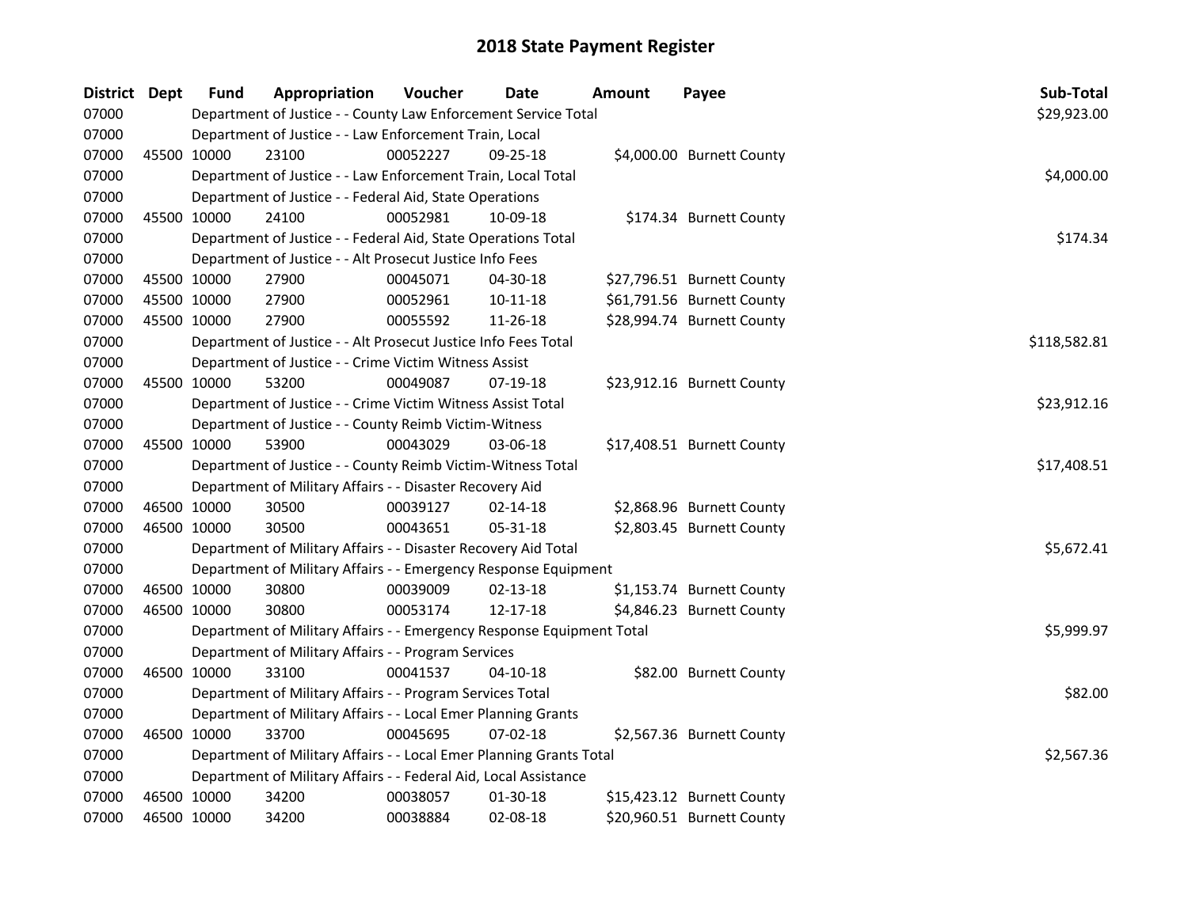# 2018 State Payment Register

| District | Dept | Fund | Appropriation | Voucher | Date | Amount | Payee | Sub-Total |
|---|---|---|---|---|---|---|---|---|
| 07000 | | Department of Justice - - County Law Enforcement Service Total | | | | | | $29,923.00 |
| 07000 | | Department of Justice - - Law Enforcement Train, Local | | | | | | |
| 07000 | 45500 | 10000 | 23100 | 00052227 | 09-25-18 | $4,000.00 | Burnett County | |
| 07000 | | Department of Justice - - Law Enforcement Train, Local Total | | | | | | $4,000.00 |
| 07000 | | Department of Justice - - Federal Aid, State Operations | | | | | | |
| 07000 | 45500 | 10000 | 24100 | 00052981 | 10-09-18 | $174.34 | Burnett County | |
| 07000 | | Department of Justice - - Federal Aid, State Operations Total | | | | | | $174.34 |
| 07000 | | Department of Justice - - Alt Prosecut Justice Info Fees | | | | | | |
| 07000 | 45500 | 10000 | 27900 | 00045071 | 04-30-18 | $27,796.51 | Burnett County | |
| 07000 | 45500 | 10000 | 27900 | 00052961 | 10-11-18 | $61,791.56 | Burnett County | |
| 07000 | 45500 | 10000 | 27900 | 00055592 | 11-26-18 | $28,994.74 | Burnett County | |
| 07000 | | Department of Justice - - Alt Prosecut Justice Info Fees Total | | | | | | $118,582.81 |
| 07000 | | Department of Justice - - Crime Victim Witness Assist | | | | | | |
| 07000 | 45500 | 10000 | 53200 | 00049087 | 07-19-18 | $23,912.16 | Burnett County | |
| 07000 | | Department of Justice - - Crime Victim Witness Assist Total | | | | | | $23,912.16 |
| 07000 | | Department of Justice - - County Reimb Victim-Witness | | | | | | |
| 07000 | 45500 | 10000 | 53900 | 00043029 | 03-06-18 | $17,408.51 | Burnett County | |
| 07000 | | Department of Justice - - County Reimb Victim-Witness Total | | | | | | $17,408.51 |
| 07000 | | Department of Military Affairs - - Disaster Recovery Aid | | | | | | |
| 07000 | 46500 | 10000 | 30500 | 00039127 | 02-14-18 | $2,868.96 | Burnett County | |
| 07000 | 46500 | 10000 | 30500 | 00043651 | 05-31-18 | $2,803.45 | Burnett County | |
| 07000 | | Department of Military Affairs - - Disaster Recovery Aid Total | | | | | | $5,672.41 |
| 07000 | | Department of Military Affairs - - Emergency Response Equipment | | | | | | |
| 07000 | 46500 | 10000 | 30800 | 00039009 | 02-13-18 | $1,153.74 | Burnett County | |
| 07000 | 46500 | 10000 | 30800 | 00053174 | 12-17-18 | $4,846.23 | Burnett County | |
| 07000 | | Department of Military Affairs - - Emergency Response Equipment Total | | | | | | $5,999.97 |
| 07000 | | Department of Military Affairs - - Program Services | | | | | | |
| 07000 | 46500 | 10000 | 33100 | 00041537 | 04-10-18 | $82.00 | Burnett County | |
| 07000 | | Department of Military Affairs - - Program Services Total | | | | | | $82.00 |
| 07000 | | Department of Military Affairs - - Local Emer Planning Grants | | | | | | |
| 07000 | 46500 | 10000 | 33700 | 00045695 | 07-02-18 | $2,567.36 | Burnett County | |
| 07000 | | Department of Military Affairs - - Local Emer Planning Grants Total | | | | | | $2,567.36 |
| 07000 | | Department of Military Affairs - - Federal Aid, Local Assistance | | | | | | |
| 07000 | 46500 | 10000 | 34200 | 00038057 | 01-30-18 | $15,423.12 | Burnett County | |
| 07000 | 46500 | 10000 | 34200 | 00038884 | 02-08-18 | $20,960.51 | Burnett County | |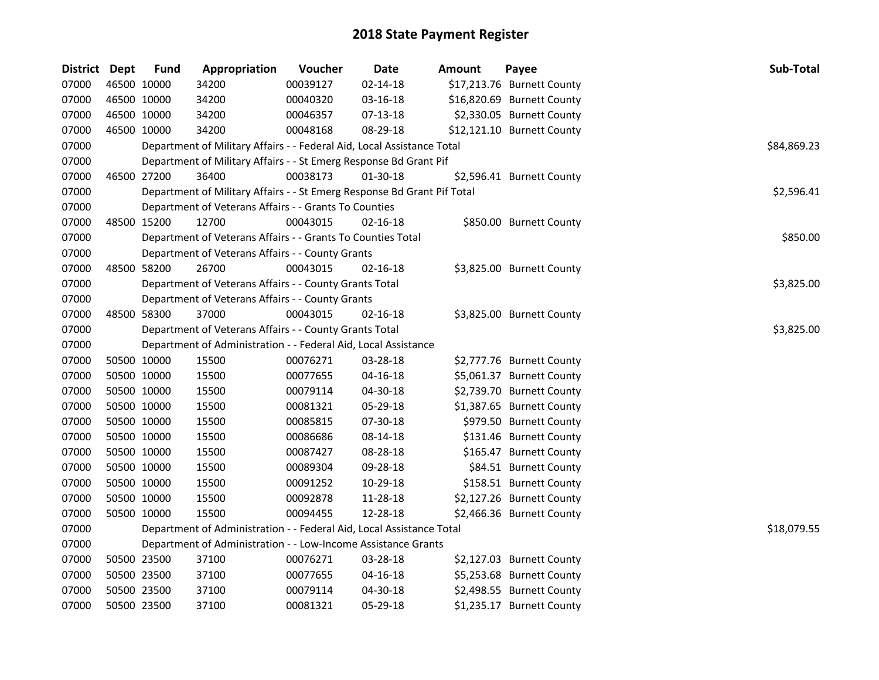# 2018 State Payment Register

| District | Dept | Fund | Appropriation | Voucher | Date | Amount | Payee | Sub-Total |
|---|---|---|---|---|---|---|---|---|
| 07000 | 46500 | 10000 | 34200 | 00039127 | 02-14-18 | $17,213.76 | Burnett County | |
| 07000 | 46500 | 10000 | 34200 | 00040320 | 03-16-18 | $16,820.69 | Burnett County | |
| 07000 | 46500 | 10000 | 34200 | 00046357 | 07-13-18 | $2,330.05 | Burnett County | |
| 07000 | 46500 | 10000 | 34200 | 00048168 | 08-29-18 | $12,121.10 | Burnett County | |
| 07000 | | Department of Military Affairs - - Federal Aid, Local Assistance Total | | | | | | $84,869.23 |
| 07000 | | Department of Military Affairs - - St Emerg Response Bd Grant Pif | | | | | | |
| 07000 | 46500 | 27200 | 36400 | 00038173 | 01-30-18 | $2,596.41 | Burnett County | |
| 07000 | | Department of Military Affairs - - St Emerg Response Bd Grant Pif Total | | | | | | $2,596.41 |
| 07000 | | Department of Veterans Affairs - - Grants To Counties | | | | | | |
| 07000 | 48500 | 15200 | 12700 | 00043015 | 02-16-18 | $850.00 | Burnett County | |
| 07000 | | Department of Veterans Affairs - - Grants To Counties Total | | | | | | $850.00 |
| 07000 | | Department of Veterans Affairs - - County Grants | | | | | | |
| 07000 | 48500 | 58200 | 26700 | 00043015 | 02-16-18 | $3,825.00 | Burnett County | |
| 07000 | | Department of Veterans Affairs - - County Grants Total | | | | | | $3,825.00 |
| 07000 | | Department of Veterans Affairs - - County Grants | | | | | | |
| 07000 | 48500 | 58300 | 37000 | 00043015 | 02-16-18 | $3,825.00 | Burnett County | |
| 07000 | | Department of Veterans Affairs - - County Grants Total | | | | | | $3,825.00 |
| 07000 | | Department of Administration - - Federal Aid, Local Assistance | | | | | | |
| 07000 | 50500 | 10000 | 15500 | 00076271 | 03-28-18 | $2,777.76 | Burnett County | |
| 07000 | 50500 | 10000 | 15500 | 00077655 | 04-16-18 | $5,061.37 | Burnett County | |
| 07000 | 50500 | 10000 | 15500 | 00079114 | 04-30-18 | $2,739.70 | Burnett County | |
| 07000 | 50500 | 10000 | 15500 | 00081321 | 05-29-18 | $1,387.65 | Burnett County | |
| 07000 | 50500 | 10000 | 15500 | 00085815 | 07-30-18 | $979.50 | Burnett County | |
| 07000 | 50500 | 10000 | 15500 | 00086686 | 08-14-18 | $131.46 | Burnett County | |
| 07000 | 50500 | 10000 | 15500 | 00087427 | 08-28-18 | $165.47 | Burnett County | |
| 07000 | 50500 | 10000 | 15500 | 00089304 | 09-28-18 | $84.51 | Burnett County | |
| 07000 | 50500 | 10000 | 15500 | 00091252 | 10-29-18 | $158.51 | Burnett County | |
| 07000 | 50500 | 10000 | 15500 | 00092878 | 11-28-18 | $2,127.26 | Burnett County | |
| 07000 | 50500 | 10000 | 15500 | 00094455 | 12-28-18 | $2,466.36 | Burnett County | |
| 07000 | | Department of Administration - - Federal Aid, Local Assistance Total | | | | | | $18,079.55 |
| 07000 | | Department of Administration - - Low-Income Assistance Grants | | | | | | |
| 07000 | 50500 | 23500 | 37100 | 00076271 | 03-28-18 | $2,127.03 | Burnett County | |
| 07000 | 50500 | 23500 | 37100 | 00077655 | 04-16-18 | $5,253.68 | Burnett County | |
| 07000 | 50500 | 23500 | 37100 | 00079114 | 04-30-18 | $2,498.55 | Burnett County | |
| 07000 | 50500 | 23500 | 37100 | 00081321 | 05-29-18 | $1,235.17 | Burnett County | |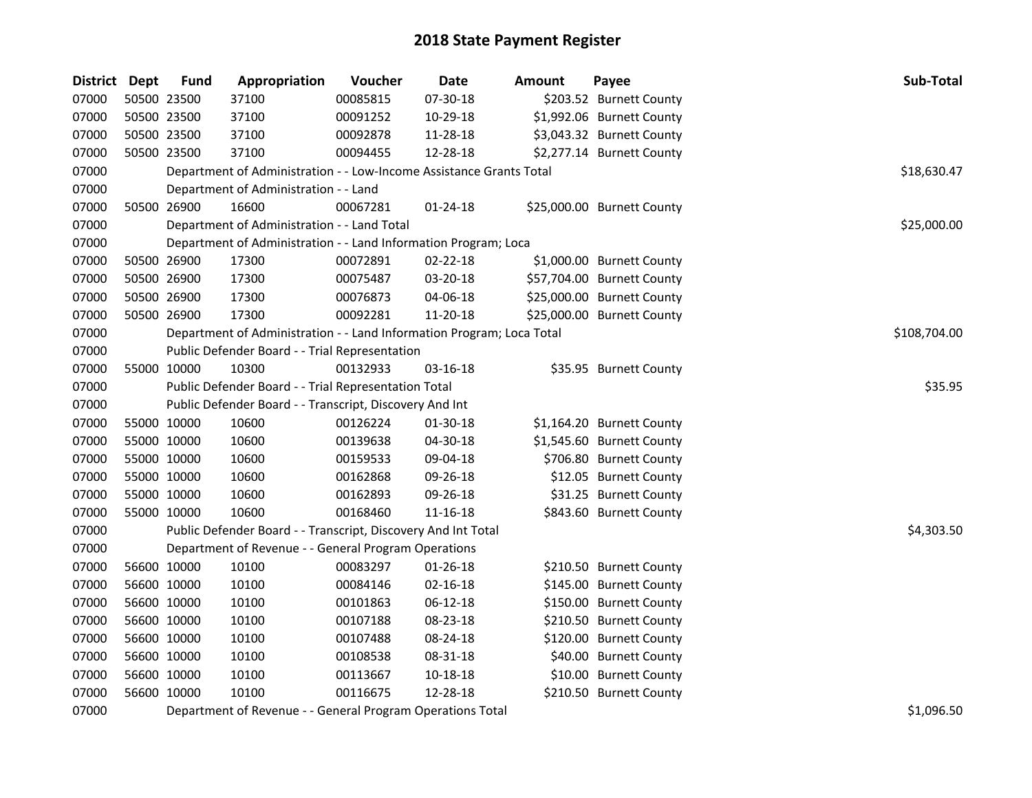## 2018 State Payment Register

| District | Dept | Fund | Appropriation | Voucher | Date | Amount | Payee | Sub-Total |
|---|---|---|---|---|---|---|---|---|
| 07000 | 50500 | 23500 | 37100 | 00085815 | 07-30-18 | $203.52 | Burnett County | |
| 07000 | 50500 | 23500 | 37100 | 00091252 | 10-29-18 | $1,992.06 | Burnett County | |
| 07000 | 50500 | 23500 | 37100 | 00092878 | 11-28-18 | $3,043.32 | Burnett County | |
| 07000 | 50500 | 23500 | 37100 | 00094455 | 12-28-18 | $2,277.14 | Burnett County | |
| 07000 | | Department of Administration - - Low-Income Assistance Grants Total | | | | | | $18,630.47 |
| 07000 | | Department of Administration - - Land | | | | | | |
| 07000 | 50500 | 26900 | 16600 | 00067281 | 01-24-18 | $25,000.00 | Burnett County | |
| 07000 | | Department of Administration - - Land Total | | | | | | $25,000.00 |
| 07000 | | Department of Administration - - Land Information Program; Loca | | | | | | |
| 07000 | 50500 | 26900 | 17300 | 00072891 | 02-22-18 | $1,000.00 | Burnett County | |
| 07000 | 50500 | 26900 | 17300 | 00075487 | 03-20-18 | $57,704.00 | Burnett County | |
| 07000 | 50500 | 26900 | 17300 | 00076873 | 04-06-18 | $25,000.00 | Burnett County | |
| 07000 | 50500 | 26900 | 17300 | 00092281 | 11-20-18 | $25,000.00 | Burnett County | |
| 07000 | | Department of Administration - - Land Information Program; Loca Total | | | | | | $108,704.00 |
| 07000 | | Public Defender Board - - Trial Representation | | | | | | |
| 07000 | 55000 | 10000 | 10300 | 00132933 | 03-16-18 | $35.95 | Burnett County | |
| 07000 | | Public Defender Board - - Trial Representation Total | | | | | | $35.95 |
| 07000 | | Public Defender Board - - Transcript, Discovery And Int | | | | | | |
| 07000 | 55000 | 10000 | 10600 | 00126224 | 01-30-18 | $1,164.20 | Burnett County | |
| 07000 | 55000 | 10000 | 10600 | 00139638 | 04-30-18 | $1,545.60 | Burnett County | |
| 07000 | 55000 | 10000 | 10600 | 00159533 | 09-04-18 | $706.80 | Burnett County | |
| 07000 | 55000 | 10000 | 10600 | 00162868 | 09-26-18 | $12.05 | Burnett County | |
| 07000 | 55000 | 10000 | 10600 | 00162893 | 09-26-18 | $31.25 | Burnett County | |
| 07000 | 55000 | 10000 | 10600 | 00168460 | 11-16-18 | $843.60 | Burnett County | |
| 07000 | | Public Defender Board - - Transcript, Discovery And Int Total | | | | | | $4,303.50 |
| 07000 | | Department of Revenue - - General Program Operations | | | | | | |
| 07000 | 56600 | 10000 | 10100 | 00083297 | 01-26-18 | $210.50 | Burnett County | |
| 07000 | 56600 | 10000 | 10100 | 00084146 | 02-16-18 | $145.00 | Burnett County | |
| 07000 | 56600 | 10000 | 10100 | 00101863 | 06-12-18 | $150.00 | Burnett County | |
| 07000 | 56600 | 10000 | 10100 | 00107188 | 08-23-18 | $210.50 | Burnett County | |
| 07000 | 56600 | 10000 | 10100 | 00107488 | 08-24-18 | $120.00 | Burnett County | |
| 07000 | 56600 | 10000 | 10100 | 00108538 | 08-31-18 | $40.00 | Burnett County | |
| 07000 | 56600 | 10000 | 10100 | 00113667 | 10-18-18 | $10.00 | Burnett County | |
| 07000 | 56600 | 10000 | 10100 | 00116675 | 12-28-18 | $210.50 | Burnett County | |
| 07000 | | Department of Revenue - - General Program Operations Total | | | | | | $1,096.50 |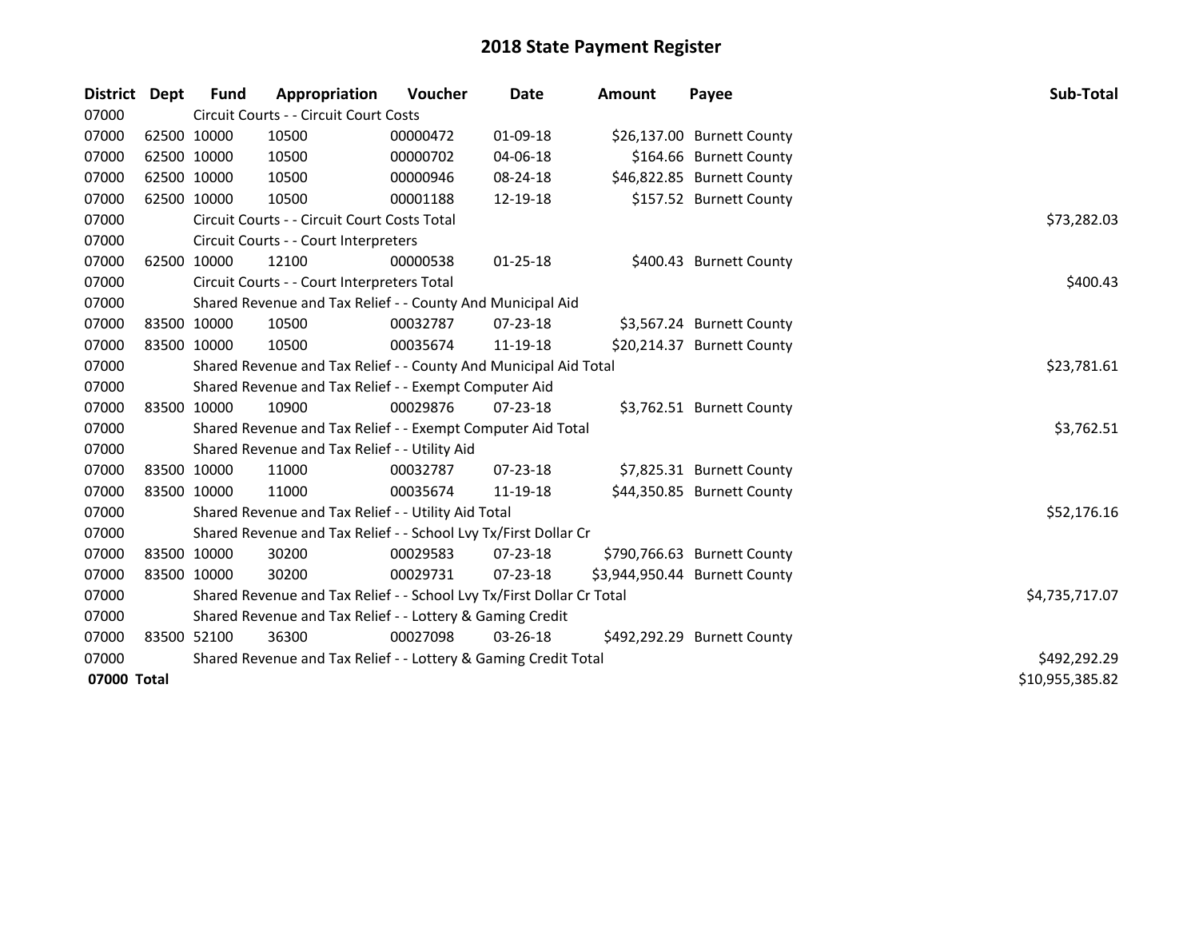# 2018 State Payment Register

| District | Dept | Fund | Appropriation | Voucher | Date | Amount | Payee | Sub-Total |
|---|---|---|---|---|---|---|---|---|
| 07000 | | Circuit Courts - - Circuit Court Costs | | | | | | |
| 07000 | 62500 | 10000 | 10500 | 00000472 | 01-09-18 | $26,137.00 | Burnett County | |
| 07000 | 62500 | 10000 | 10500 | 00000702 | 04-06-18 | $164.66 | Burnett County | |
| 07000 | 62500 | 10000 | 10500 | 00000946 | 08-24-18 | $46,822.85 | Burnett County | |
| 07000 | 62500 | 10000 | 10500 | 00001188 | 12-19-18 | $157.52 | Burnett County | |
| 07000 | | Circuit Courts - - Circuit Court Costs Total | | | | | | $73,282.03 |
| 07000 | | Circuit Courts - - Court Interpreters | | | | | | |
| 07000 | 62500 | 10000 | 12100 | 00000538 | 01-25-18 | $400.43 | Burnett County | |
| 07000 | | Circuit Courts - - Court Interpreters Total | | | | | | $400.43 |
| 07000 | | Shared Revenue and Tax Relief - - County And Municipal Aid | | | | | | |
| 07000 | 83500 | 10000 | 10500 | 00032787 | 07-23-18 | $3,567.24 | Burnett County | |
| 07000 | 83500 | 10000 | 10500 | 00035674 | 11-19-18 | $20,214.37 | Burnett County | |
| 07000 | | Shared Revenue and Tax Relief - - County And Municipal Aid Total | | | | | | $23,781.61 |
| 07000 | | Shared Revenue and Tax Relief - - Exempt Computer Aid | | | | | | |
| 07000 | 83500 | 10000 | 10900 | 00029876 | 07-23-18 | $3,762.51 | Burnett County | |
| 07000 | | Shared Revenue and Tax Relief - - Exempt Computer Aid Total | | | | | | $3,762.51 |
| 07000 | | Shared Revenue and Tax Relief - - Utility Aid | | | | | | |
| 07000 | 83500 | 10000 | 11000 | 00032787 | 07-23-18 | $7,825.31 | Burnett County | |
| 07000 | 83500 | 10000 | 11000 | 00035674 | 11-19-18 | $44,350.85 | Burnett County | |
| 07000 | | Shared Revenue and Tax Relief - - Utility Aid Total | | | | | | $52,176.16 |
| 07000 | | Shared Revenue and Tax Relief - - School Lvy Tx/First Dollar Cr | | | | | | |
| 07000 | 83500 | 10000 | 30200 | 00029583 | 07-23-18 | $790,766.63 | Burnett County | |
| 07000 | 83500 | 10000 | 30200 | 00029731 | 07-23-18 | $3,944,950.44 | Burnett County | |
| 07000 | | Shared Revenue and Tax Relief - - School Lvy Tx/First Dollar Cr Total | | | | | | $4,735,717.07 |
| 07000 | | Shared Revenue and Tax Relief - - Lottery & Gaming Credit | | | | | | |
| 07000 | 83500 | 52100 | 36300 | 00027098 | 03-26-18 | $492,292.29 | Burnett County | |
| 07000 | | Shared Revenue and Tax Relief - - Lottery & Gaming Credit Total | | | | | | $492,292.29 |
| **07000 Total** | | | | | | | | $10,955,385.82 |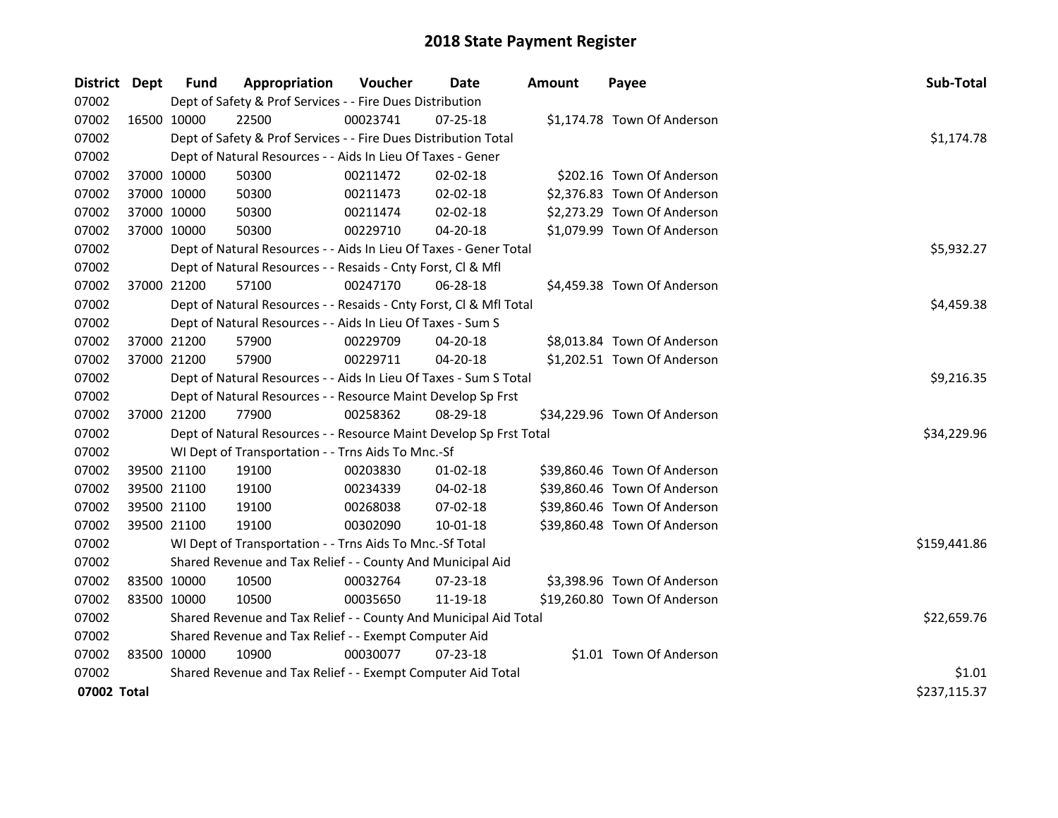# 2018 State Payment Register

| District | Dept | Fund | Appropriation | Voucher | Date | Amount | Payee | Sub-Total |
|---|---|---|---|---|---|---|---|---|
| 07002 | | Dept of Safety & Prof Services - - Fire Dues Distribution | | | | | | |
| 07002 | 16500 | 10000 | 22500 | 00023741 | 07-25-18 | $1,174.78 | Town Of Anderson | |
| 07002 | | Dept of Safety & Prof Services - - Fire Dues Distribution Total | | | | | | $1,174.78 |
| 07002 | | Dept of Natural Resources - - Aids In Lieu Of Taxes - Gener | | | | | | |
| 07002 | 37000 | 10000 | 50300 | 00211472 | 02-02-18 | $202.16 | Town Of Anderson | |
| 07002 | 37000 | 10000 | 50300 | 00211473 | 02-02-18 | $2,376.83 | Town Of Anderson | |
| 07002 | 37000 | 10000 | 50300 | 00211474 | 02-02-18 | $2,273.29 | Town Of Anderson | |
| 07002 | 37000 | 10000 | 50300 | 00229710 | 04-20-18 | $1,079.99 | Town Of Anderson | |
| 07002 | | Dept of Natural Resources - - Aids In Lieu Of Taxes - Gener Total | | | | | | $5,932.27 |
| 07002 | | Dept of Natural Resources - - Resaids - Cnty Forst, Cl & Mfl | | | | | | |
| 07002 | 37000 | 21200 | 57100 | 00247170 | 06-28-18 | $4,459.38 | Town Of Anderson | |
| 07002 | | Dept of Natural Resources - - Resaids - Cnty Forst, Cl & Mfl Total | | | | | | $4,459.38 |
| 07002 | | Dept of Natural Resources - - Aids In Lieu Of Taxes - Sum S | | | | | | |
| 07002 | 37000 | 21200 | 57900 | 00229709 | 04-20-18 | $8,013.84 | Town Of Anderson | |
| 07002 | 37000 | 21200 | 57900 | 00229711 | 04-20-18 | $1,202.51 | Town Of Anderson | |
| 07002 | | Dept of Natural Resources - - Aids In Lieu Of Taxes - Sum S Total | | | | | | $9,216.35 |
| 07002 | | Dept of Natural Resources - - Resource Maint Develop Sp Frst | | | | | | |
| 07002 | 37000 | 21200 | 77900 | 00258362 | 08-29-18 | $34,229.96 | Town Of Anderson | |
| 07002 | | Dept of Natural Resources - - Resource Maint Develop Sp Frst Total | | | | | | $34,229.96 |
| 07002 | | WI Dept of Transportation - - Trns Aids To Mnc.-Sf | | | | | | |
| 07002 | 39500 | 21100 | 19100 | 00203830 | 01-02-18 | $39,860.46 | Town Of Anderson | |
| 07002 | 39500 | 21100 | 19100 | 00234339 | 04-02-18 | $39,860.46 | Town Of Anderson | |
| 07002 | 39500 | 21100 | 19100 | 00268038 | 07-02-18 | $39,860.46 | Town Of Anderson | |
| 07002 | 39500 | 21100 | 19100 | 00302090 | 10-01-18 | $39,860.48 | Town Of Anderson | |
| 07002 | | WI Dept of Transportation - - Trns Aids To Mnc.-Sf Total | | | | | | $159,441.86 |
| 07002 | | Shared Revenue and Tax Relief - - County And Municipal Aid | | | | | | |
| 07002 | 83500 | 10000 | 10500 | 00032764 | 07-23-18 | $3,398.96 | Town Of Anderson | |
| 07002 | 83500 | 10000 | 10500 | 00035650 | 11-19-18 | $19,260.80 | Town Of Anderson | |
| 07002 | | Shared Revenue and Tax Relief - - County And Municipal Aid Total | | | | | | $22,659.76 |
| 07002 | | Shared Revenue and Tax Relief - - Exempt Computer Aid | | | | | | |
| 07002 | 83500 | 10000 | 10900 | 00030077 | 07-23-18 | $1.01 | Town Of Anderson | |
| 07002 | | Shared Revenue and Tax Relief - - Exempt Computer Aid Total | | | | | | $1.01 |
| **07002 Total** | | | | | | | | $237,115.37 |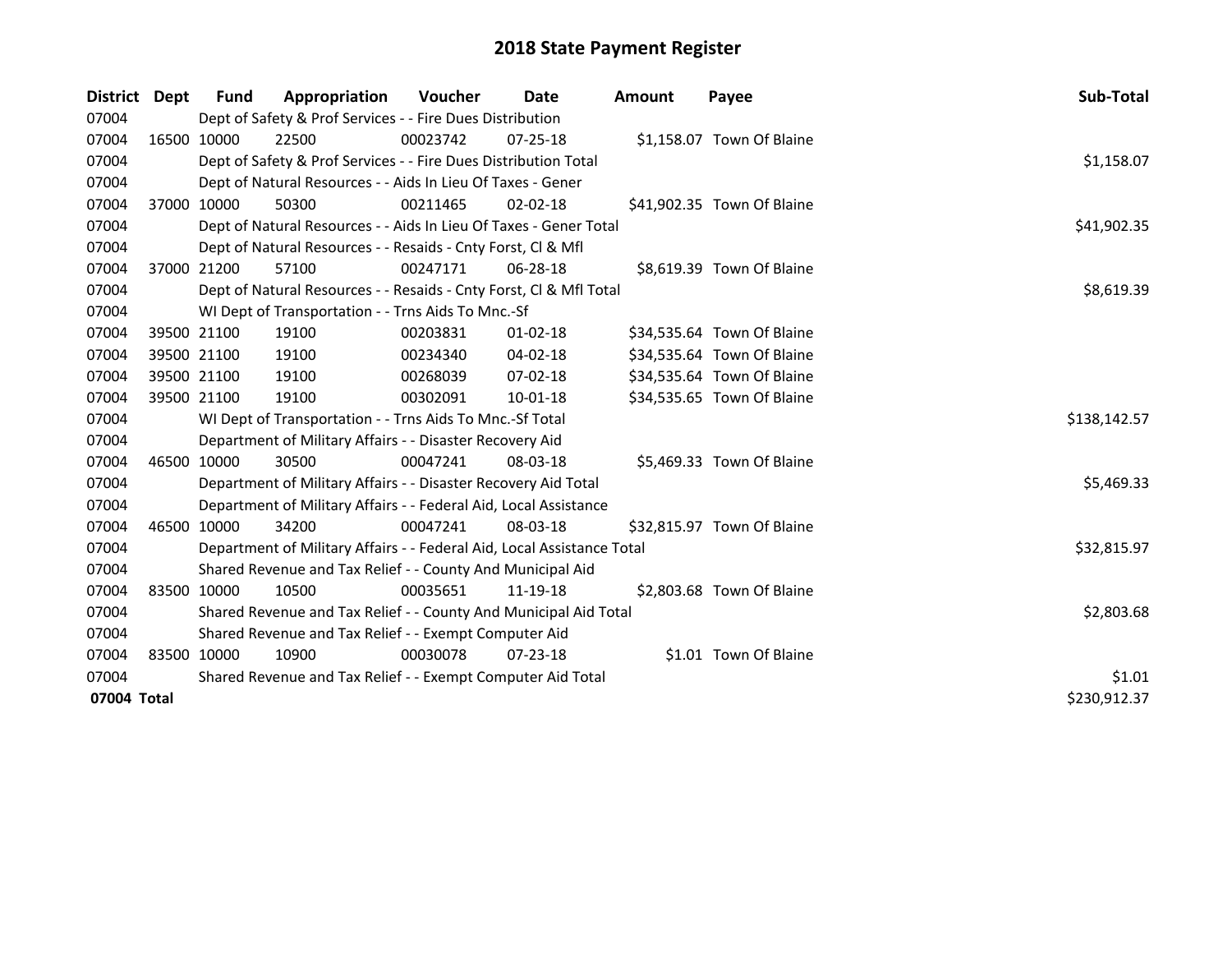# 2018 State Payment Register

| District | Dept | Fund | Appropriation | Voucher | Date | Amount | Payee | Sub-Total |
|---|---|---|---|---|---|---|---|---|
| 07004 | | Dept of Safety & Prof Services - - Fire Dues Distribution | | | | | | |
| 07004 | 16500 | 10000 | 22500 | 00023742 | 07-25-18 | $1,158.07 | Town Of Blaine | |
| 07004 | | Dept of Safety & Prof Services - - Fire Dues Distribution Total | | | | | | $1,158.07 |
| 07004 | | Dept of Natural Resources - - Aids In Lieu Of Taxes - Gener | | | | | | |
| 07004 | 37000 | 10000 | 50300 | 00211465 | 02-02-18 | $41,902.35 | Town Of Blaine | |
| 07004 | | Dept of Natural Resources - - Aids In Lieu Of Taxes - Gener Total | | | | | | $41,902.35 |
| 07004 | | Dept of Natural Resources - - Resaids - Cnty Forst, Cl & Mfl | | | | | | |
| 07004 | 37000 | 21200 | 57100 | 00247171 | 06-28-18 | $8,619.39 | Town Of Blaine | |
| 07004 | | Dept of Natural Resources - - Resaids - Cnty Forst, Cl & Mfl Total | | | | | | $8,619.39 |
| 07004 | | WI Dept of Transportation - - Trns Aids To Mnc.-Sf | | | | | | |
| 07004 | 39500 | 21100 | 19100 | 00203831 | 01-02-18 | $34,535.64 | Town Of Blaine | |
| 07004 | 39500 | 21100 | 19100 | 00234340 | 04-02-18 | $34,535.64 | Town Of Blaine | |
| 07004 | 39500 | 21100 | 19100 | 00268039 | 07-02-18 | $34,535.64 | Town Of Blaine | |
| 07004 | 39500 | 21100 | 19100 | 00302091 | 10-01-18 | $34,535.65 | Town Of Blaine | |
| 07004 | | WI Dept of Transportation - - Trns Aids To Mnc.-Sf Total | | | | | | $138,142.57 |
| 07004 | | Department of Military Affairs - - Disaster Recovery Aid | | | | | | |
| 07004 | 46500 | 10000 | 30500 | 00047241 | 08-03-18 | $5,469.33 | Town Of Blaine | |
| 07004 | | Department of Military Affairs - - Disaster Recovery Aid Total | | | | | | $5,469.33 |
| 07004 | | Department of Military Affairs - - Federal Aid, Local Assistance | | | | | | |
| 07004 | 46500 | 10000 | 34200 | 00047241 | 08-03-18 | $32,815.97 | Town Of Blaine | |
| 07004 | | Department of Military Affairs - - Federal Aid, Local Assistance Total | | | | | | $32,815.97 |
| 07004 | | Shared Revenue and Tax Relief - - County And Municipal Aid | | | | | | |
| 07004 | 83500 | 10000 | 10500 | 00035651 | 11-19-18 | $2,803.68 | Town Of Blaine | |
| 07004 | | Shared Revenue and Tax Relief - - County And Municipal Aid Total | | | | | | $2,803.68 |
| 07004 | | Shared Revenue and Tax Relief - - Exempt Computer Aid | | | | | | |
| 07004 | 83500 | 10000 | 10900 | 00030078 | 07-23-18 | $1.01 | Town Of Blaine | |
| 07004 | | Shared Revenue and Tax Relief - - Exempt Computer Aid Total | | | | | | $1.01 |
| **07004 Total** | | | | | | | | $230,912.37 |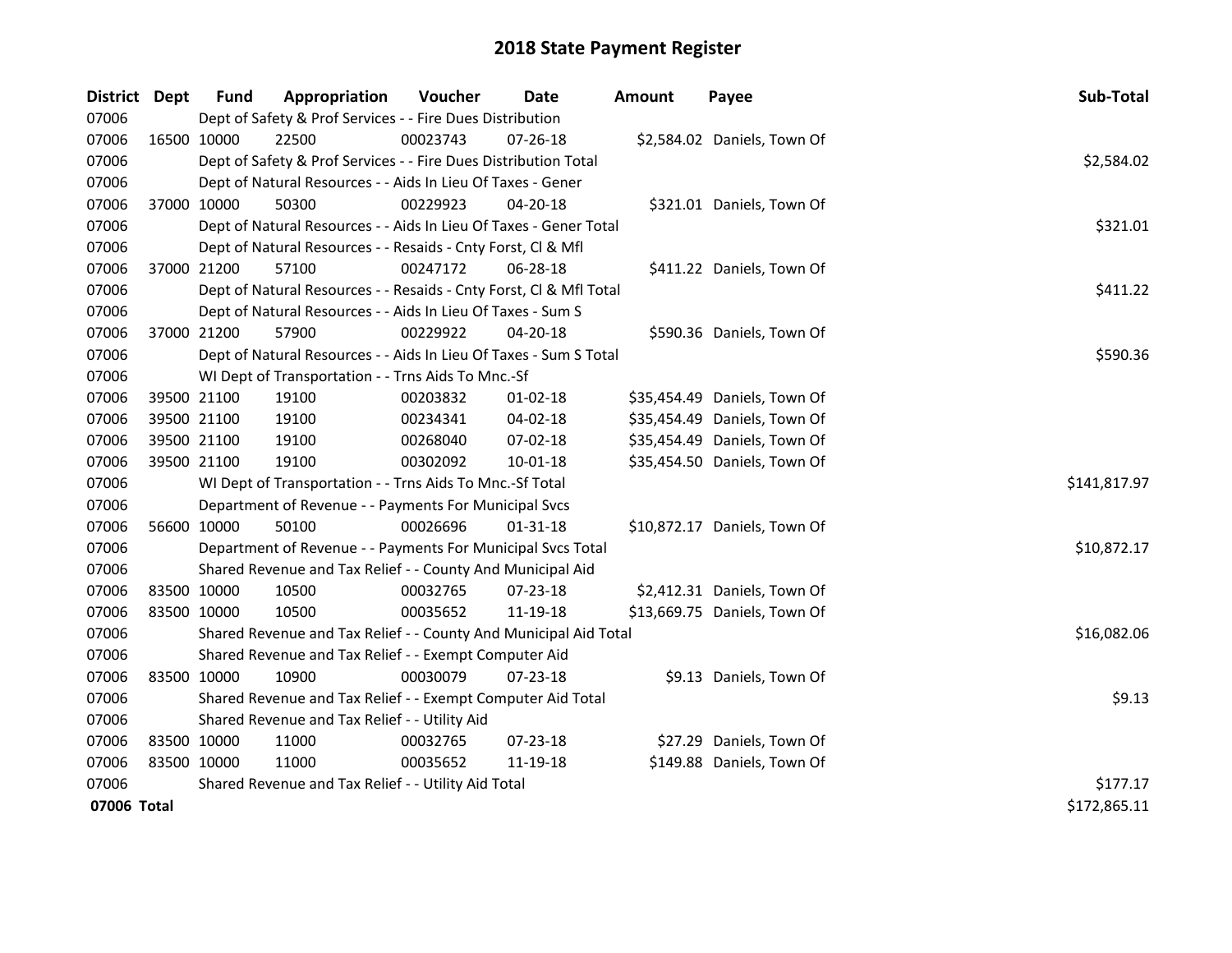# 2018 State Payment Register

| District | Dept | Fund | Appropriation | Voucher | Date | Amount | Payee | Sub-Total |
|---|---|---|---|---|---|---|---|---|
| 07006 | | Dept of Safety & Prof Services - - Fire Dues Distribution | | | | | | |
| 07006 | 16500 | 10000 | 22500 | 00023743 | 07-26-18 | $2,584.02 | Daniels, Town Of | |
| 07006 | | Dept of Safety & Prof Services - - Fire Dues Distribution Total | | | | | | $2,584.02 |
| 07006 | | Dept of Natural Resources - - Aids In Lieu Of Taxes - Gener | | | | | | |
| 07006 | 37000 | 10000 | 50300 | 00229923 | 04-20-18 | $321.01 | Daniels, Town Of | |
| 07006 | | Dept of Natural Resources - - Aids In Lieu Of Taxes - Gener Total | | | | | | $321.01 |
| 07006 | | Dept of Natural Resources - - Resaids - Cnty Forst, Cl & Mfl | | | | | | |
| 07006 | 37000 | 21200 | 57100 | 00247172 | 06-28-18 | $411.22 | Daniels, Town Of | |
| 07006 | | Dept of Natural Resources - - Resaids - Cnty Forst, Cl & Mfl Total | | | | | | $411.22 |
| 07006 | | Dept of Natural Resources - - Aids In Lieu Of Taxes - Sum S | | | | | | |
| 07006 | 37000 | 21200 | 57900 | 00229922 | 04-20-18 | $590.36 | Daniels, Town Of | |
| 07006 | | Dept of Natural Resources - - Aids In Lieu Of Taxes - Sum S Total | | | | | | $590.36 |
| 07006 | | WI Dept of Transportation - - Trns Aids To Mnc.-Sf | | | | | | |
| 07006 | 39500 | 21100 | 19100 | 00203832 | 01-02-18 | $35,454.49 | Daniels, Town Of | |
| 07006 | 39500 | 21100 | 19100 | 00234341 | 04-02-18 | $35,454.49 | Daniels, Town Of | |
| 07006 | 39500 | 21100 | 19100 | 00268040 | 07-02-18 | $35,454.49 | Daniels, Town Of | |
| 07006 | 39500 | 21100 | 19100 | 00302092 | 10-01-18 | $35,454.50 | Daniels, Town Of | |
| 07006 | | WI Dept of Transportation - - Trns Aids To Mnc.-Sf Total | | | | | | $141,817.97 |
| 07006 | | Department of Revenue - - Payments For Municipal Svcs | | | | | | |
| 07006 | 56600 | 10000 | 50100 | 00026696 | 01-31-18 | $10,872.17 | Daniels, Town Of | |
| 07006 | | Department of Revenue - - Payments For Municipal Svcs Total | | | | | | $10,872.17 |
| 07006 | | Shared Revenue and Tax Relief - - County And Municipal Aid | | | | | | |
| 07006 | 83500 | 10000 | 10500 | 00032765 | 07-23-18 | $2,412.31 | Daniels, Town Of | |
| 07006 | 83500 | 10000 | 10500 | 00035652 | 11-19-18 | $13,669.75 | Daniels, Town Of | |
| 07006 | | Shared Revenue and Tax Relief - - County And Municipal Aid Total | | | | | | $16,082.06 |
| 07006 | | Shared Revenue and Tax Relief - - Exempt Computer Aid | | | | | | |
| 07006 | 83500 | 10000 | 10900 | 00030079 | 07-23-18 | $9.13 | Daniels, Town Of | |
| 07006 | | Shared Revenue and Tax Relief - - Exempt Computer Aid Total | | | | | | $9.13 |
| 07006 | | Shared Revenue and Tax Relief - - Utility Aid | | | | | | |
| 07006 | 83500 | 10000 | 11000 | 00032765 | 07-23-18 | $27.29 | Daniels, Town Of | |
| 07006 | 83500 | 10000 | 11000 | 00035652 | 11-19-18 | $149.88 | Daniels, Town Of | |
| 07006 | | Shared Revenue and Tax Relief - - Utility Aid Total | | | | | | $177.17 |
| **07006 Total** | | | | | | | | $172,865.11 |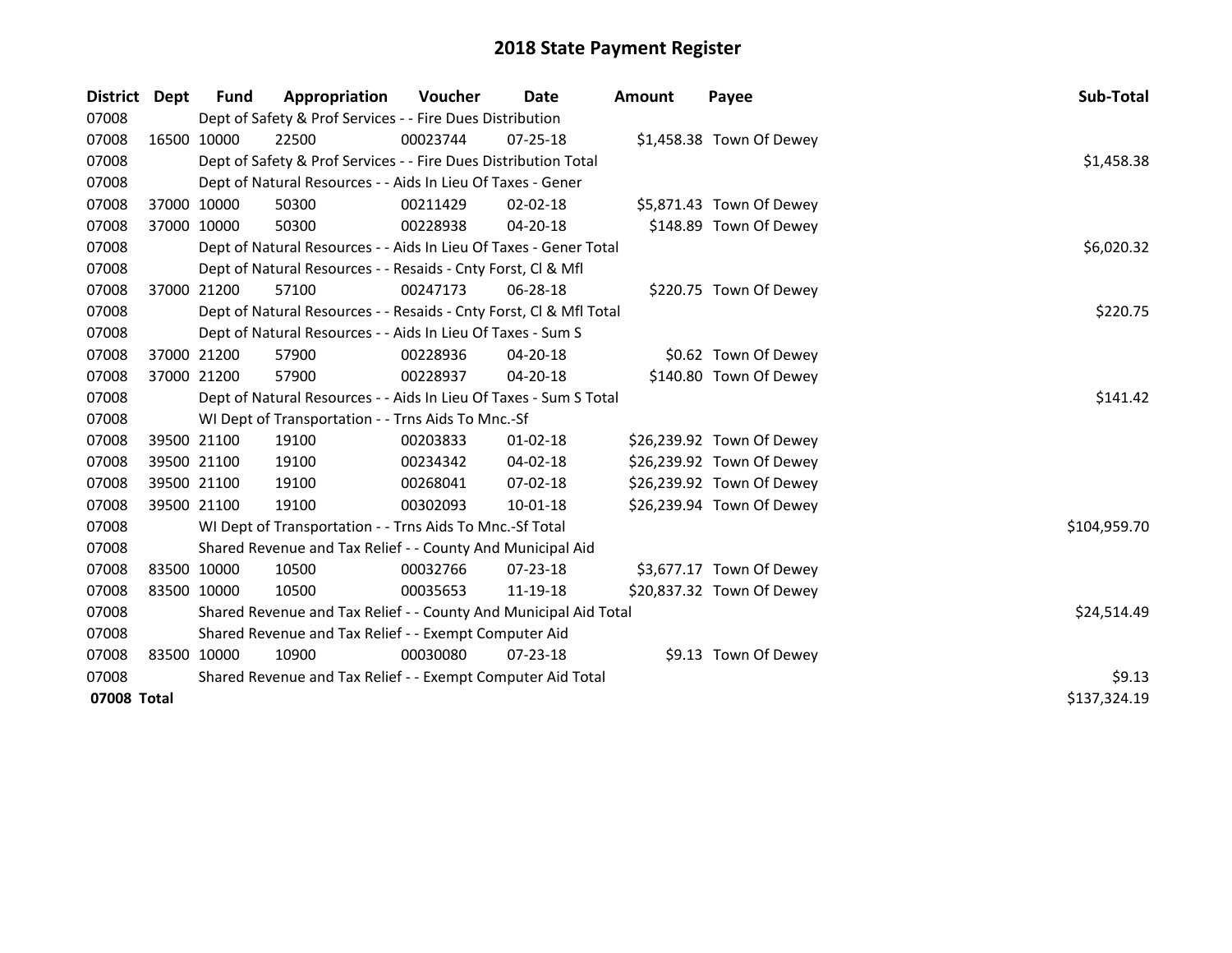# 2018 State Payment Register

| District | Dept | Fund | Appropriation | Voucher | Date | Amount | Payee | Sub-Total |
|---|---|---|---|---|---|---|---|---|
| 07008 | | Dept of Safety & Prof Services - - Fire Dues Distribution | | | | | | |
| 07008 | 16500 | 10000 | 22500 | 00023744 | 07-25-18 | $1,458.38 | Town Of Dewey | |
| 07008 | | Dept of Safety & Prof Services - - Fire Dues Distribution Total | | | | | | $1,458.38 |
| 07008 | | Dept of Natural Resources - - Aids In Lieu Of Taxes - Gener | | | | | | |
| 07008 | 37000 | 10000 | 50300 | 00211429 | 02-02-18 | $5,871.43 | Town Of Dewey | |
| 07008 | 37000 | 10000 | 50300 | 00228938 | 04-20-18 | $148.89 | Town Of Dewey | |
| 07008 | | Dept of Natural Resources - - Aids In Lieu Of Taxes - Gener Total | | | | | | $6,020.32 |
| 07008 | | Dept of Natural Resources - - Resaids - Cnty Forst, Cl & Mfl | | | | | | |
| 07008 | 37000 | 21200 | 57100 | 00247173 | 06-28-18 | $220.75 | Town Of Dewey | |
| 07008 | | Dept of Natural Resources - - Resaids - Cnty Forst, Cl & Mfl Total | | | | | | $220.75 |
| 07008 | | Dept of Natural Resources - - Aids In Lieu Of Taxes - Sum S | | | | | | |
| 07008 | 37000 | 21200 | 57900 | 00228936 | 04-20-18 | $0.62 | Town Of Dewey | |
| 07008 | 37000 | 21200 | 57900 | 00228937 | 04-20-18 | $140.80 | Town Of Dewey | |
| 07008 | | Dept of Natural Resources - - Aids In Lieu Of Taxes - Sum S Total | | | | | | $141.42 |
| 07008 | | WI Dept of Transportation - - Trns Aids To Mnc.-Sf | | | | | | |
| 07008 | 39500 | 21100 | 19100 | 00203833 | 01-02-18 | $26,239.92 | Town Of Dewey | |
| 07008 | 39500 | 21100 | 19100 | 00234342 | 04-02-18 | $26,239.92 | Town Of Dewey | |
| 07008 | 39500 | 21100 | 19100 | 00268041 | 07-02-18 | $26,239.92 | Town Of Dewey | |
| 07008 | 39500 | 21100 | 19100 | 00302093 | 10-01-18 | $26,239.94 | Town Of Dewey | |
| 07008 | | WI Dept of Transportation - - Trns Aids To Mnc.-Sf Total | | | | | | $104,959.70 |
| 07008 | | Shared Revenue and Tax Relief - - County And Municipal Aid | | | | | | |
| 07008 | 83500 | 10000 | 10500 | 00032766 | 07-23-18 | $3,677.17 | Town Of Dewey | |
| 07008 | 83500 | 10000 | 10500 | 00035653 | 11-19-18 | $20,837.32 | Town Of Dewey | |
| 07008 | | Shared Revenue and Tax Relief - - County And Municipal Aid Total | | | | | | $24,514.49 |
| 07008 | | Shared Revenue and Tax Relief - - Exempt Computer Aid | | | | | | |
| 07008 | 83500 | 10000 | 10900 | 00030080 | 07-23-18 | $9.13 | Town Of Dewey | |
| 07008 | | Shared Revenue and Tax Relief - - Exempt Computer Aid Total | | | | | | $9.13 |
| **07008 Total** | | | | | | | | $137,324.19 |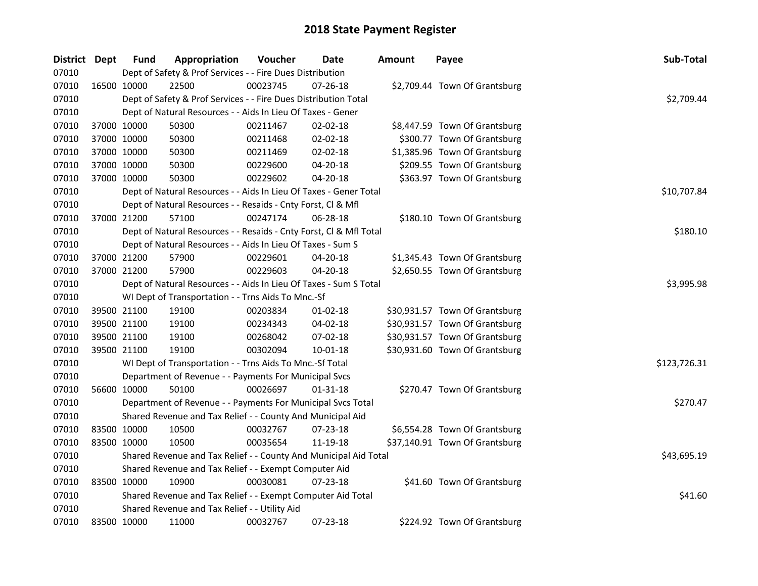# 2018 State Payment Register

| District | Dept | Fund | Appropriation | Voucher | Date | Amount | Payee | Sub-Total |
|---|---|---|---|---|---|---|---|---|
| 07010 | | Dept of Safety & Prof Services - - Fire Dues Distribution | | | | | | |
| 07010 | 16500 | 10000 | 22500 | 00023745 | 07-26-18 | $2,709.44 | Town Of Grantsburg | |
| 07010 | | Dept of Safety & Prof Services - - Fire Dues Distribution Total | | | | | | $2,709.44 |
| 07010 | | Dept of Natural Resources - - Aids In Lieu Of Taxes - Gener | | | | | | |
| 07010 | 37000 | 10000 | 50300 | 00211467 | 02-02-18 | $8,447.59 | Town Of Grantsburg | |
| 07010 | 37000 | 10000 | 50300 | 00211468 | 02-02-18 | $300.77 | Town Of Grantsburg | |
| 07010 | 37000 | 10000 | 50300 | 00211469 | 02-02-18 | $1,385.96 | Town Of Grantsburg | |
| 07010 | 37000 | 10000 | 50300 | 00229600 | 04-20-18 | $209.55 | Town Of Grantsburg | |
| 07010 | 37000 | 10000 | 50300 | 00229602 | 04-20-18 | $363.97 | Town Of Grantsburg | |
| 07010 | | Dept of Natural Resources - - Aids In Lieu Of Taxes - Gener Total | | | | | | $10,707.84 |
| 07010 | | Dept of Natural Resources - - Resaids - Cnty Forst, Cl & Mfl | | | | | | |
| 07010 | 37000 | 21200 | 57100 | 00247174 | 06-28-18 | $180.10 | Town Of Grantsburg | |
| 07010 | | Dept of Natural Resources - - Resaids - Cnty Forst, Cl & Mfl Total | | | | | | $180.10 |
| 07010 | | Dept of Natural Resources - - Aids In Lieu Of Taxes - Sum S | | | | | | |
| 07010 | 37000 | 21200 | 57900 | 00229601 | 04-20-18 | $1,345.43 | Town Of Grantsburg | |
| 07010 | 37000 | 21200 | 57900 | 00229603 | 04-20-18 | $2,650.55 | Town Of Grantsburg | |
| 07010 | | Dept of Natural Resources - - Aids In Lieu Of Taxes - Sum S Total | | | | | | $3,995.98 |
| 07010 | | WI Dept of Transportation - - Trns Aids To Mnc.-Sf | | | | | | |
| 07010 | 39500 | 21100 | 19100 | 00203834 | 01-02-18 | $30,931.57 | Town Of Grantsburg | |
| 07010 | 39500 | 21100 | 19100 | 00234343 | 04-02-18 | $30,931.57 | Town Of Grantsburg | |
| 07010 | 39500 | 21100 | 19100 | 00268042 | 07-02-18 | $30,931.57 | Town Of Grantsburg | |
| 07010 | 39500 | 21100 | 19100 | 00302094 | 10-01-18 | $30,931.60 | Town Of Grantsburg | |
| 07010 | | WI Dept of Transportation - - Trns Aids To Mnc.-Sf Total | | | | | | $123,726.31 |
| 07010 | | Department of Revenue - - Payments For Municipal Svcs | | | | | | |
| 07010 | 56600 | 10000 | 50100 | 00026697 | 01-31-18 | $270.47 | Town Of Grantsburg | |
| 07010 | | Department of Revenue - - Payments For Municipal Svcs Total | | | | | | $270.47 |
| 07010 | | Shared Revenue and Tax Relief - - County And Municipal Aid | | | | | | |
| 07010 | 83500 | 10000 | 10500 | 00032767 | 07-23-18 | $6,554.28 | Town Of Grantsburg | |
| 07010 | 83500 | 10000 | 10500 | 00035654 | 11-19-18 | $37,140.91 | Town Of Grantsburg | |
| 07010 | | Shared Revenue and Tax Relief - - County And Municipal Aid Total | | | | | | $43,695.19 |
| 07010 | | Shared Revenue and Tax Relief - - Exempt Computer Aid | | | | | | |
| 07010 | 83500 | 10000 | 10900 | 00030081 | 07-23-18 | $41.60 | Town Of Grantsburg | |
| 07010 | | Shared Revenue and Tax Relief - - Exempt Computer Aid Total | | | | | | $41.60 |
| 07010 | | Shared Revenue and Tax Relief - - Utility Aid | | | | | | |
| 07010 | 83500 | 10000 | 11000 | 00032767 | 07-23-18 | $224.92 | Town Of Grantsburg | |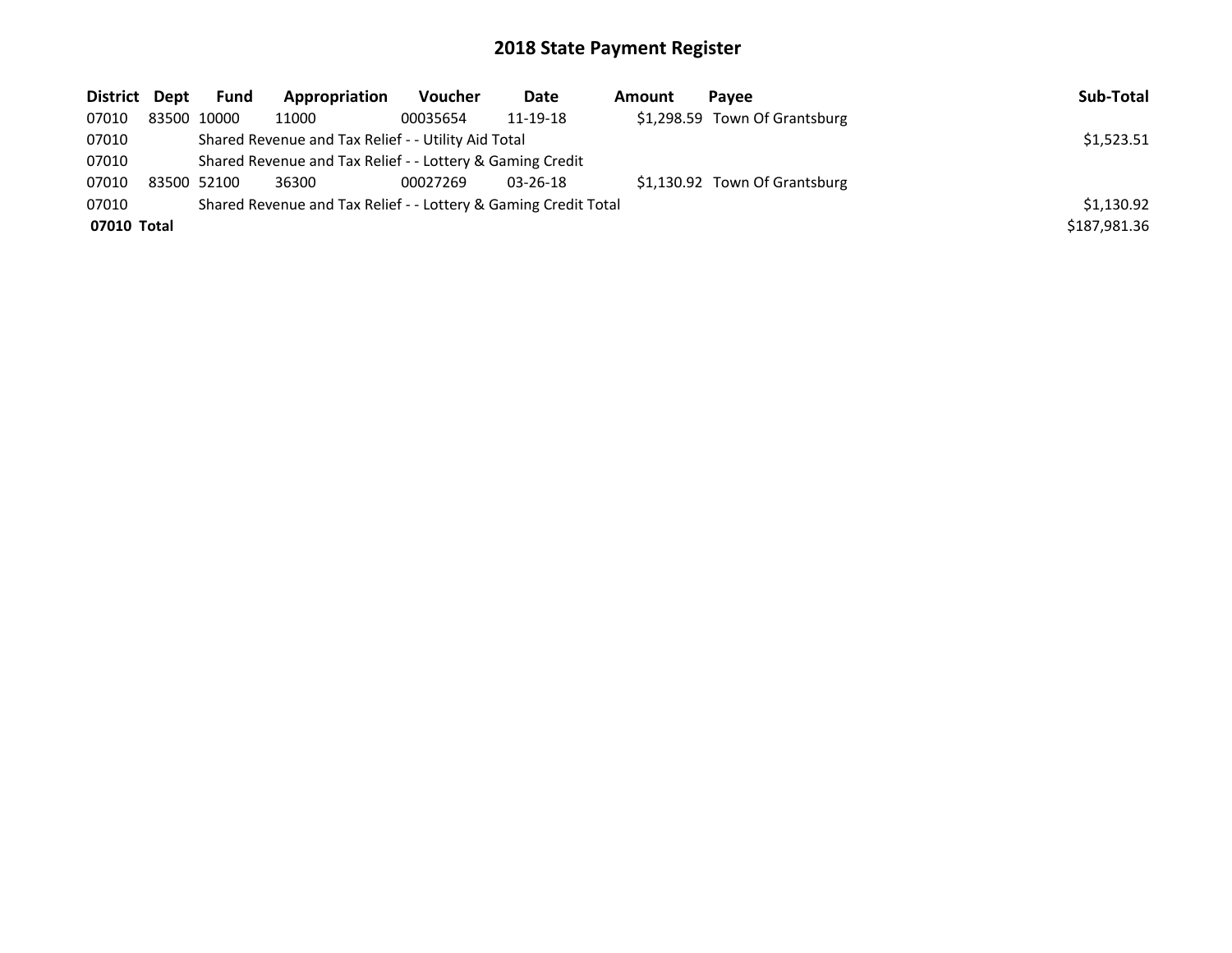## 2018 State Payment Register

| District | Dept | Fund | Appropriation | Voucher | Date | Amount | Payee | Sub-Total |
|---|---|---|---|---|---|---|---|---|
| 07010 | 83500 | 10000 | 11000 | 00035654 | 11-19-18 | $1,298.59 | Town Of Grantsburg | |
| 07010 | | Shared Revenue and Tax Relief - - Utility Aid Total | | | | | | $1,523.51 |
| 07010 | | Shared Revenue and Tax Relief - - Lottery & Gaming Credit | | | | | | |
| 07010 | 83500 | 52100 | 36300 | 00027269 | 03-26-18 | $1,130.92 | Town Of Grantsburg | |
| 07010 | | Shared Revenue and Tax Relief - - Lottery & Gaming Credit Total | | | | | | $1,130.92 |
| **07010 Total** | | | | | | | | $187,981.36 |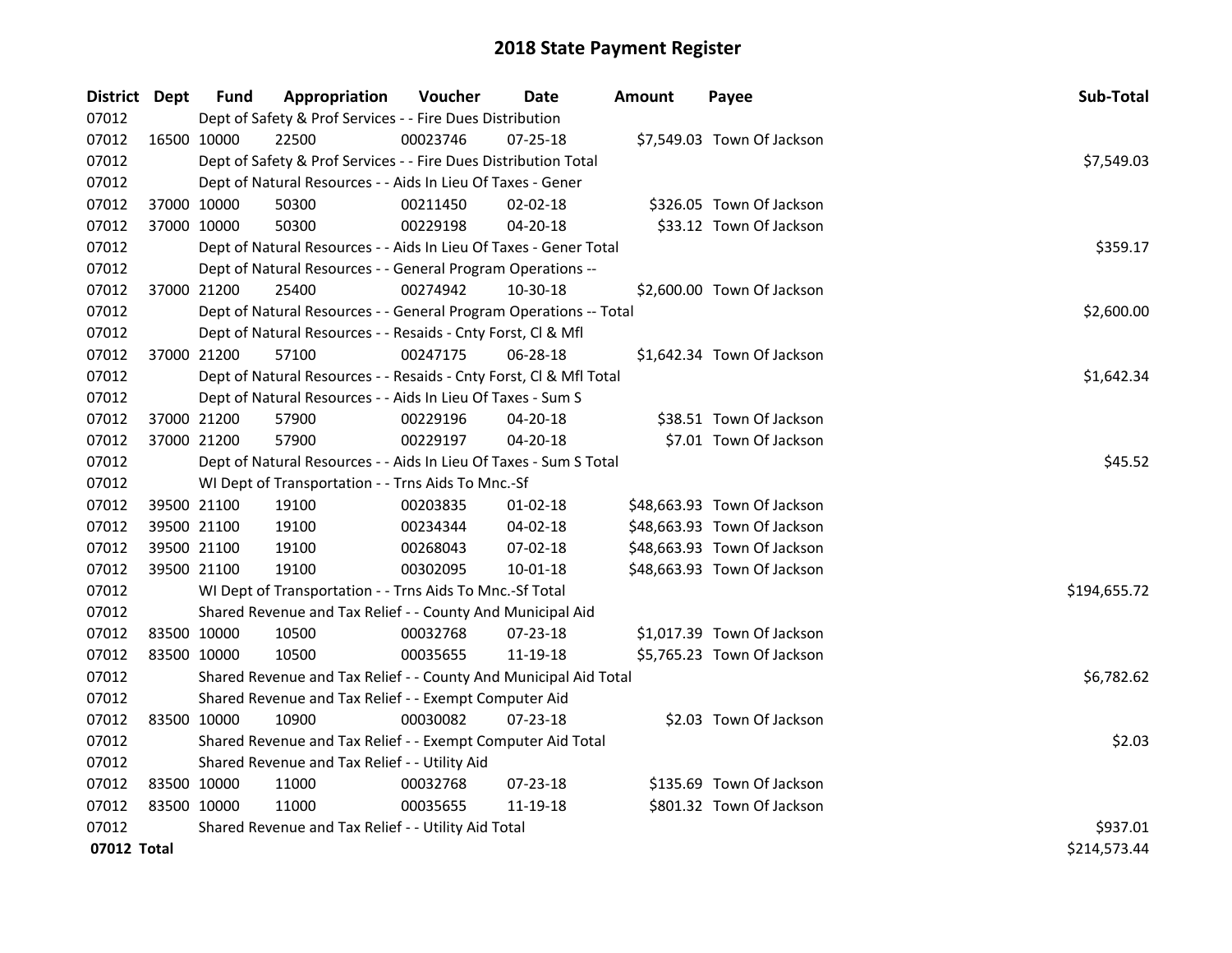# 2018 State Payment Register

| District | Dept | Fund | Appropriation | Voucher | Date | Amount | Payee | Sub-Total |
|---|---|---|---|---|---|---|---|---|
| 07012 | | Dept of Safety & Prof Services - - Fire Dues Distribution | | | | | | |
| 07012 | 16500 | 10000 | 22500 | 00023746 | 07-25-18 | $7,549.03 | Town Of Jackson | |
| 07012 | | Dept of Safety & Prof Services - - Fire Dues Distribution Total | | | | | | $7,549.03 |
| 07012 | | Dept of Natural Resources - - Aids In Lieu Of Taxes - Gener | | | | | | |
| 07012 | 37000 | 10000 | 50300 | 00211450 | 02-02-18 | $326.05 | Town Of Jackson | |
| 07012 | 37000 | 10000 | 50300 | 00229198 | 04-20-18 | $33.12 | Town Of Jackson | |
| 07012 | | Dept of Natural Resources - - Aids In Lieu Of Taxes - Gener Total | | | | | | $359.17 |
| 07012 | | Dept of Natural Resources - - General Program Operations -- | | | | | | |
| 07012 | 37000 | 21200 | 25400 | 00274942 | 10-30-18 | $2,600.00 | Town Of Jackson | |
| 07012 | | Dept of Natural Resources - - General Program Operations -- Total | | | | | | $2,600.00 |
| 07012 | | Dept of Natural Resources - - Resaids - Cnty Forst, Cl & Mfl | | | | | | |
| 07012 | 37000 | 21200 | 57100 | 00247175 | 06-28-18 | $1,642.34 | Town Of Jackson | |
| 07012 | | Dept of Natural Resources - - Resaids - Cnty Forst, Cl & Mfl Total | | | | | | $1,642.34 |
| 07012 | | Dept of Natural Resources - - Aids In Lieu Of Taxes - Sum S | | | | | | |
| 07012 | 37000 | 21200 | 57900 | 00229196 | 04-20-18 | $38.51 | Town Of Jackson | |
| 07012 | 37000 | 21200 | 57900 | 00229197 | 04-20-18 | $7.01 | Town Of Jackson | |
| 07012 | | Dept of Natural Resources - - Aids In Lieu Of Taxes - Sum S Total | | | | | | $45.52 |
| 07012 | | WI Dept of Transportation - - Trns Aids To Mnc.-Sf | | | | | | |
| 07012 | 39500 | 21100 | 19100 | 00203835 | 01-02-18 | $48,663.93 | Town Of Jackson | |
| 07012 | 39500 | 21100 | 19100 | 00234344 | 04-02-18 | $48,663.93 | Town Of Jackson | |
| 07012 | 39500 | 21100 | 19100 | 00268043 | 07-02-18 | $48,663.93 | Town Of Jackson | |
| 07012 | 39500 | 21100 | 19100 | 00302095 | 10-01-18 | $48,663.93 | Town Of Jackson | |
| 07012 | | WI Dept of Transportation - - Trns Aids To Mnc.-Sf Total | | | | | | $194,655.72 |
| 07012 | | Shared Revenue and Tax Relief - - County And Municipal Aid | | | | | | |
| 07012 | 83500 | 10000 | 10500 | 00032768 | 07-23-18 | $1,017.39 | Town Of Jackson | |
| 07012 | 83500 | 10000 | 10500 | 00035655 | 11-19-18 | $5,765.23 | Town Of Jackson | |
| 07012 | | Shared Revenue and Tax Relief - - County And Municipal Aid Total | | | | | | $6,782.62 |
| 07012 | | Shared Revenue and Tax Relief - - Exempt Computer Aid | | | | | | |
| 07012 | 83500 | 10000 | 10900 | 00030082 | 07-23-18 | $2.03 | Town Of Jackson | |
| 07012 | | Shared Revenue and Tax Relief - - Exempt Computer Aid Total | | | | | | $2.03 |
| 07012 | | Shared Revenue and Tax Relief - - Utility Aid | | | | | | |
| 07012 | 83500 | 10000 | 11000 | 00032768 | 07-23-18 | $135.69 | Town Of Jackson | |
| 07012 | 83500 | 10000 | 11000 | 00035655 | 11-19-18 | $801.32 | Town Of Jackson | |
| 07012 | | Shared Revenue and Tax Relief - - Utility Aid Total | | | | | | $937.01 |
| **07012 Total** | | | | | | | | $214,573.44 |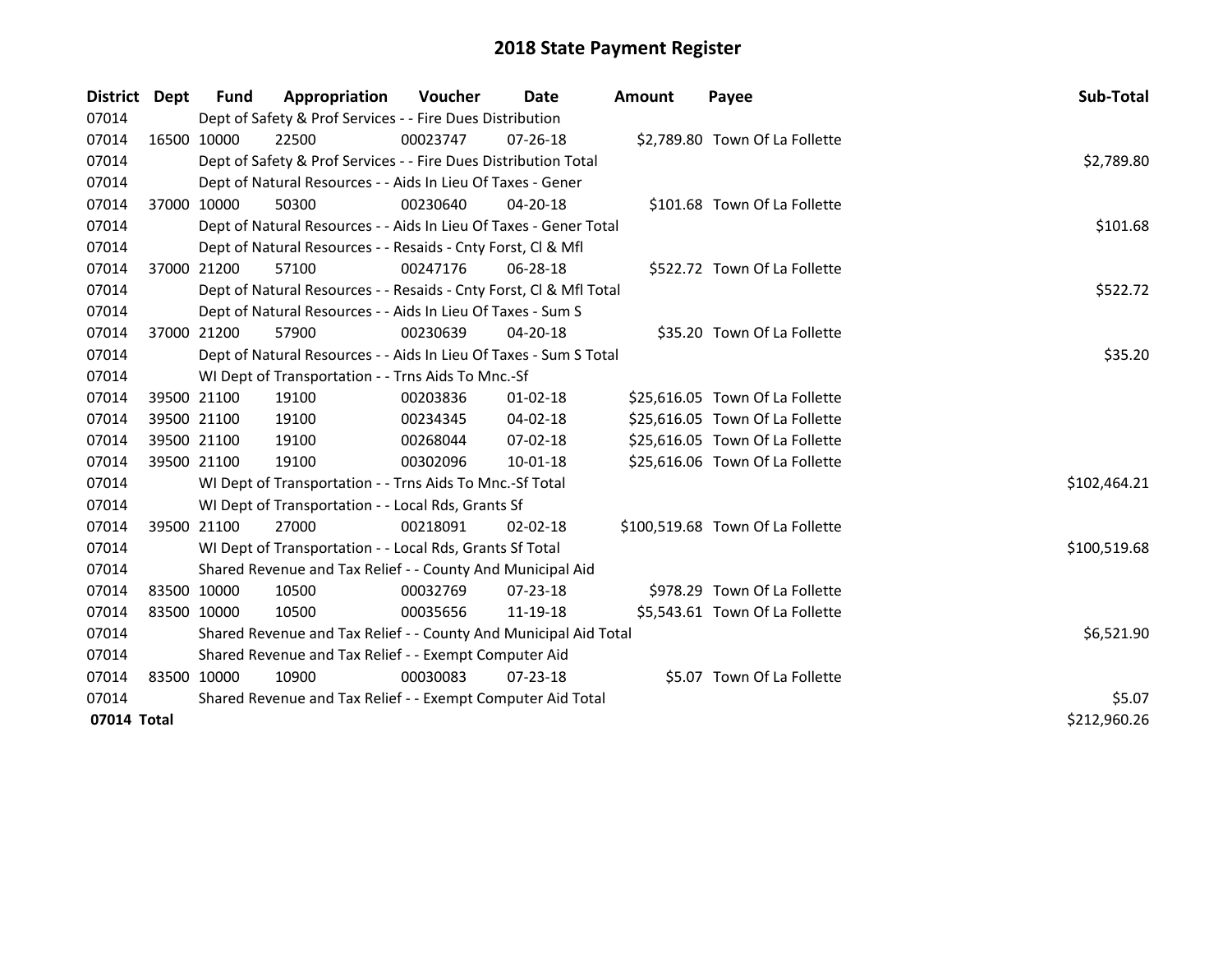# 2018 State Payment Register

| District | Dept | Fund | Appropriation | Voucher | Date | Amount | Payee | Sub-Total |
|---|---|---|---|---|---|---|---|---|
| 07014 | | Dept of Safety & Prof Services - - Fire Dues Distribution | | | | | | |
| 07014 | 16500 | 10000 | 22500 | 00023747 | 07-26-18 | $2,789.80 | Town Of La Follette | |
| 07014 | | Dept of Safety & Prof Services - - Fire Dues Distribution Total | | | | | | $2,789.80 |
| 07014 | | Dept of Natural Resources - - Aids In Lieu Of Taxes - Gener | | | | | | |
| 07014 | 37000 | 10000 | 50300 | 00230640 | 04-20-18 | $101.68 | Town Of La Follette | |
| 07014 | | Dept of Natural Resources - - Aids In Lieu Of Taxes - Gener Total | | | | | | $101.68 |
| 07014 | | Dept of Natural Resources - - Resaids - Cnty Forst, Cl & Mfl | | | | | | |
| 07014 | 37000 | 21200 | 57100 | 00247176 | 06-28-18 | $522.72 | Town Of La Follette | |
| 07014 | | Dept of Natural Resources - - Resaids - Cnty Forst, Cl & Mfl Total | | | | | | $522.72 |
| 07014 | | Dept of Natural Resources - - Aids In Lieu Of Taxes - Sum S | | | | | | |
| 07014 | 37000 | 21200 | 57900 | 00230639 | 04-20-18 | $35.20 | Town Of La Follette | |
| 07014 | | Dept of Natural Resources - - Aids In Lieu Of Taxes - Sum S Total | | | | | | $35.20 |
| 07014 | | WI Dept of Transportation - - Trns Aids To Mnc.-Sf | | | | | | |
| 07014 | 39500 | 21100 | 19100 | 00203836 | 01-02-18 | $25,616.05 | Town Of La Follette | |
| 07014 | 39500 | 21100 | 19100 | 00234345 | 04-02-18 | $25,616.05 | Town Of La Follette | |
| 07014 | 39500 | 21100 | 19100 | 00268044 | 07-02-18 | $25,616.05 | Town Of La Follette | |
| 07014 | 39500 | 21100 | 19100 | 00302096 | 10-01-18 | $25,616.06 | Town Of La Follette | |
| 07014 | | WI Dept of Transportation - - Trns Aids To Mnc.-Sf Total | | | | | | $102,464.21 |
| 07014 | | WI Dept of Transportation - - Local Rds, Grants Sf | | | | | | |
| 07014 | 39500 | 21100 | 27000 | 00218091 | 02-02-18 | $100,519.68 | Town Of La Follette | |
| 07014 | | WI Dept of Transportation - - Local Rds, Grants Sf Total | | | | | | $100,519.68 |
| 07014 | | Shared Revenue and Tax Relief - - County And Municipal Aid | | | | | | |
| 07014 | 83500 | 10000 | 10500 | 00032769 | 07-23-18 | $978.29 | Town Of La Follette | |
| 07014 | 83500 | 10000 | 10500 | 00035656 | 11-19-18 | $5,543.61 | Town Of La Follette | |
| 07014 | | Shared Revenue and Tax Relief - - County And Municipal Aid Total | | | | | | $6,521.90 |
| 07014 | | Shared Revenue and Tax Relief - - Exempt Computer Aid | | | | | | |
| 07014 | 83500 | 10000 | 10900 | 00030083 | 07-23-18 | $5.07 | Town Of La Follette | |
| 07014 | | Shared Revenue and Tax Relief - - Exempt Computer Aid Total | | | | | | $5.07 |
| **07014 Total** | | | | | | | | $212,960.26 |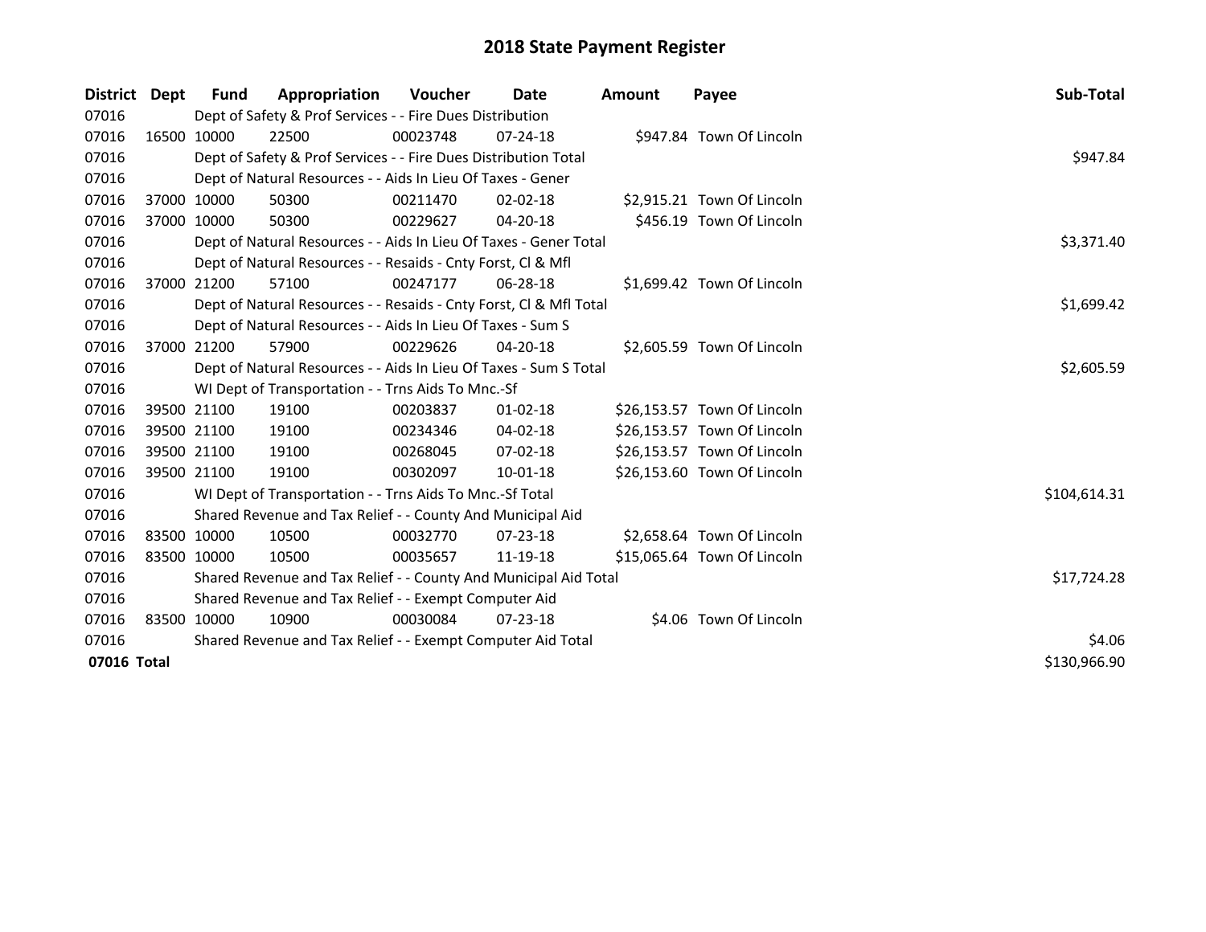# 2018 State Payment Register

| District | Dept | Fund | Appropriation | Voucher | Date | Amount | Payee | Sub-Total |
|---|---|---|---|---|---|---|---|---|
| 07016 | | Dept of Safety & Prof Services - - Fire Dues Distribution | | | | | | |
| 07016 | 16500 | 10000 | 22500 | 00023748 | 07-24-18 | $947.84 | Town Of Lincoln | |
| 07016 | | Dept of Safety & Prof Services - - Fire Dues Distribution Total | | | | | | $947.84 |
| 07016 | | Dept of Natural Resources - - Aids In Lieu Of Taxes - Gener | | | | | | |
| 07016 | 37000 | 10000 | 50300 | 00211470 | 02-02-18 | $2,915.21 | Town Of Lincoln | |
| 07016 | 37000 | 10000 | 50300 | 00229627 | 04-20-18 | $456.19 | Town Of Lincoln | |
| 07016 | | Dept of Natural Resources - - Aids In Lieu Of Taxes - Gener Total | | | | | | $3,371.40 |
| 07016 | | Dept of Natural Resources - - Resaids - Cnty Forst, Cl & Mfl | | | | | | |
| 07016 | 37000 | 21200 | 57100 | 00247177 | 06-28-18 | $1,699.42 | Town Of Lincoln | |
| 07016 | | Dept of Natural Resources - - Resaids - Cnty Forst, Cl & Mfl Total | | | | | | $1,699.42 |
| 07016 | | Dept of Natural Resources - - Aids In Lieu Of Taxes - Sum S | | | | | | |
| 07016 | 37000 | 21200 | 57900 | 00229626 | 04-20-18 | $2,605.59 | Town Of Lincoln | |
| 07016 | | Dept of Natural Resources - - Aids In Lieu Of Taxes - Sum S Total | | | | | | $2,605.59 |
| 07016 | | WI Dept of Transportation - - Trns Aids To Mnc.-Sf | | | | | | |
| 07016 | 39500 | 21100 | 19100 | 00203837 | 01-02-18 | $26,153.57 | Town Of Lincoln | |
| 07016 | 39500 | 21100 | 19100 | 00234346 | 04-02-18 | $26,153.57 | Town Of Lincoln | |
| 07016 | 39500 | 21100 | 19100 | 00268045 | 07-02-18 | $26,153.57 | Town Of Lincoln | |
| 07016 | 39500 | 21100 | 19100 | 00302097 | 10-01-18 | $26,153.60 | Town Of Lincoln | |
| 07016 | | WI Dept of Transportation - - Trns Aids To Mnc.-Sf Total | | | | | | $104,614.31 |
| 07016 | | Shared Revenue and Tax Relief - - County And Municipal Aid | | | | | | |
| 07016 | 83500 | 10000 | 10500 | 00032770 | 07-23-18 | $2,658.64 | Town Of Lincoln | |
| 07016 | 83500 | 10000 | 10500 | 00035657 | 11-19-18 | $15,065.64 | Town Of Lincoln | |
| 07016 | | Shared Revenue and Tax Relief - - County And Municipal Aid Total | | | | | | $17,724.28 |
| 07016 | | Shared Revenue and Tax Relief - - Exempt Computer Aid | | | | | | |
| 07016 | 83500 | 10000 | 10900 | 00030084 | 07-23-18 | $4.06 | Town Of Lincoln | |
| 07016 | | Shared Revenue and Tax Relief - - Exempt Computer Aid Total | | | | | | $4.06 |
| **07016 Total** | | | | | | | | $130,966.90 |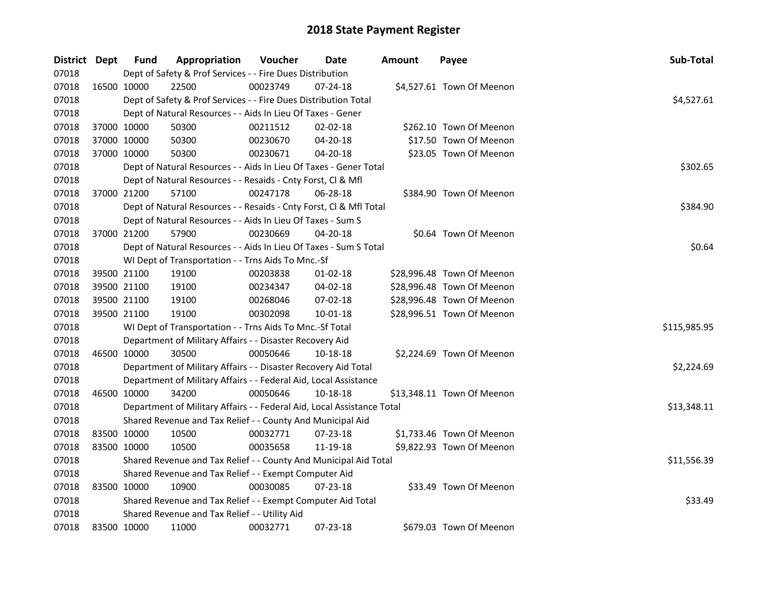# 2018 State Payment Register

| District | Dept | Fund | Appropriation | Voucher | Date | Amount | Payee | Sub-Total |
|---|---|---|---|---|---|---|---|---|
| 07018 | | Dept of Safety & Prof Services - - Fire Dues Distribution | | | | | | |
| 07018 | 16500 | 10000 | 22500 | 00023749 | 07-24-18 | $4,527.61 | Town Of Meenon | |
| 07018 | | Dept of Safety & Prof Services - - Fire Dues Distribution Total | | | | | | $4,527.61 |
| 07018 | | Dept of Natural Resources - - Aids In Lieu Of Taxes - Gener | | | | | | |
| 07018 | 37000 | 10000 | 50300 | 00211512 | 02-02-18 | $262.10 | Town Of Meenon | |
| 07018 | 37000 | 10000 | 50300 | 00230670 | 04-20-18 | $17.50 | Town Of Meenon | |
| 07018 | 37000 | 10000 | 50300 | 00230671 | 04-20-18 | $23.05 | Town Of Meenon | |
| 07018 | | Dept of Natural Resources - - Aids In Lieu Of Taxes - Gener Total | | | | | | $302.65 |
| 07018 | | Dept of Natural Resources - - Resaids - Cnty Forst, Cl & Mfl | | | | | | |
| 07018 | 37000 | 21200 | 57100 | 00247178 | 06-28-18 | $384.90 | Town Of Meenon | |
| 07018 | | Dept of Natural Resources - - Resaids - Cnty Forst, Cl & Mfl Total | | | | | | $384.90 |
| 07018 | | Dept of Natural Resources - - Aids In Lieu Of Taxes - Sum S | | | | | | |
| 07018 | 37000 | 21200 | 57900 | 00230669 | 04-20-18 | $0.64 | Town Of Meenon | |
| 07018 | | Dept of Natural Resources - - Aids In Lieu Of Taxes - Sum S Total | | | | | | $0.64 |
| 07018 | | WI Dept of Transportation - - Trns Aids To Mnc.-Sf | | | | | | |
| 07018 | 39500 | 21100 | 19100 | 00203838 | 01-02-18 | $28,996.48 | Town Of Meenon | |
| 07018 | 39500 | 21100 | 19100 | 00234347 | 04-02-18 | $28,996.48 | Town Of Meenon | |
| 07018 | 39500 | 21100 | 19100 | 00268046 | 07-02-18 | $28,996.48 | Town Of Meenon | |
| 07018 | 39500 | 21100 | 19100 | 00302098 | 10-01-18 | $28,996.51 | Town Of Meenon | |
| 07018 | | WI Dept of Transportation - - Trns Aids To Mnc.-Sf Total | | | | | | $115,985.95 |
| 07018 | | Department of Military Affairs - - Disaster Recovery Aid | | | | | | |
| 07018 | 46500 | 10000 | 30500 | 00050646 | 10-18-18 | $2,224.69 | Town Of Meenon | |
| 07018 | | Department of Military Affairs - - Disaster Recovery Aid Total | | | | | | $2,224.69 |
| 07018 | | Department of Military Affairs - - Federal Aid, Local Assistance | | | | | | |
| 07018 | 46500 | 10000 | 34200 | 00050646 | 10-18-18 | $13,348.11 | Town Of Meenon | |
| 07018 | | Department of Military Affairs - - Federal Aid, Local Assistance Total | | | | | | $13,348.11 |
| 07018 | | Shared Revenue and Tax Relief - - County And Municipal Aid | | | | | | |
| 07018 | 83500 | 10000 | 10500 | 00032771 | 07-23-18 | $1,733.46 | Town Of Meenon | |
| 07018 | 83500 | 10000 | 10500 | 00035658 | 11-19-18 | $9,822.93 | Town Of Meenon | |
| 07018 | | Shared Revenue and Tax Relief - - County And Municipal Aid Total | | | | | | $11,556.39 |
| 07018 | | Shared Revenue and Tax Relief - - Exempt Computer Aid | | | | | | |
| 07018 | 83500 | 10000 | 10900 | 00030085 | 07-23-18 | $33.49 | Town Of Meenon | |
| 07018 | | Shared Revenue and Tax Relief - - Exempt Computer Aid Total | | | | | | $33.49 |
| 07018 | | Shared Revenue and Tax Relief - - Utility Aid | | | | | | |
| 07018 | 83500 | 10000 | 11000 | 00032771 | 07-23-18 | $679.03 | Town Of Meenon | |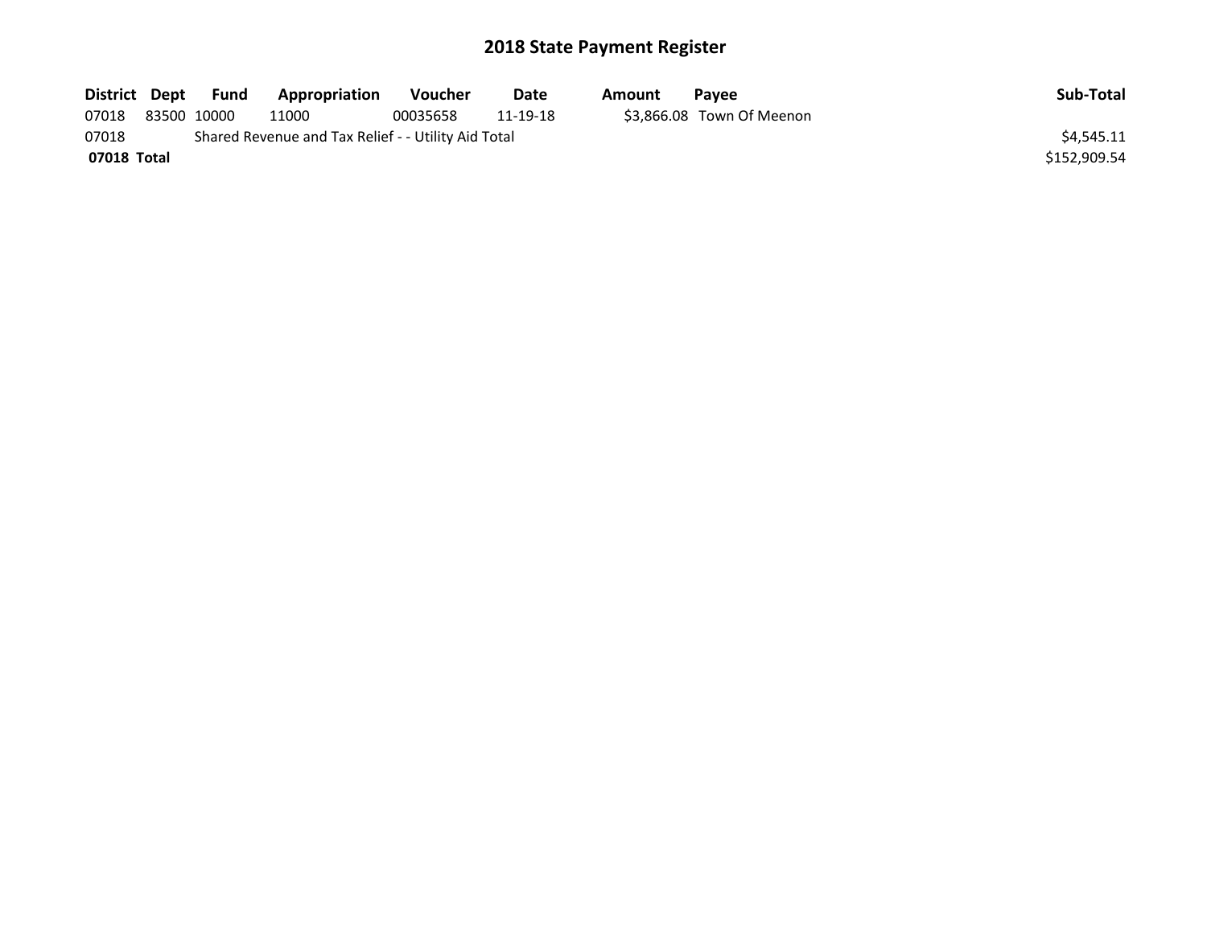# 2018 State Payment Register

| District | Dept | Fund | Appropriation | Voucher | Date | Amount | Payee | Sub-Total |
|---|---|---|---|---|---|---|---|---|
| 07018 | 83500 | 10000 | 11000 | 00035658 | 11-19-18 | $3,866.08 | Town Of Meenon | |
| 07018 | | Shared Revenue and Tax Relief - - Utility Aid Total | | | | | | $4,545.11 |
| **07018 Total** | | | | | | | | $152,909.54 |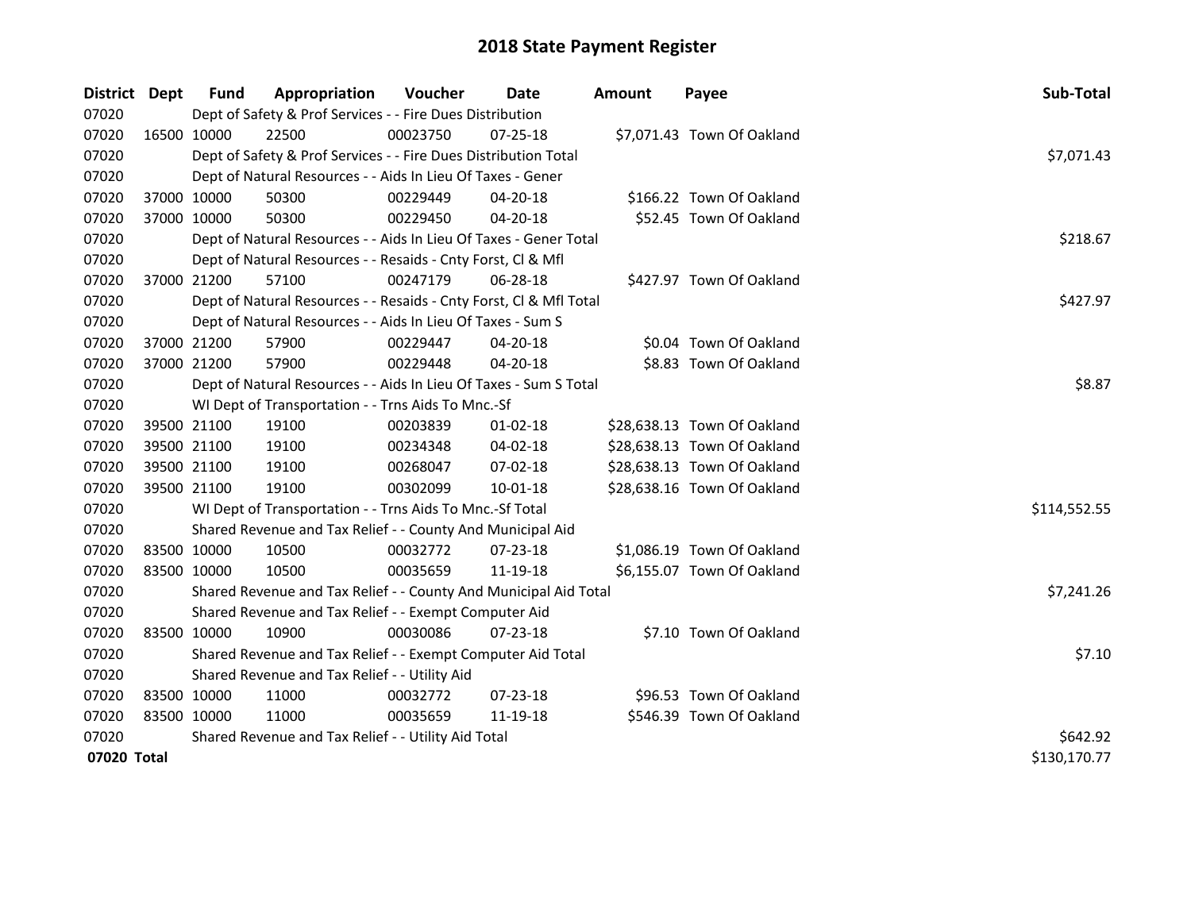# 2018 State Payment Register

| District | Dept | Fund | Appropriation | Voucher | Date | Amount | Payee | Sub-Total |
|---|---|---|---|---|---|---|---|---|
| 07020 | | Dept of Safety & Prof Services - - Fire Dues Distribution | | | | | | |
| 07020 | 16500 | 10000 | 22500 | 00023750 | 07-25-18 | $7,071.43 | Town Of Oakland | |
| 07020 | | Dept of Safety & Prof Services - - Fire Dues Distribution Total | | | | | | $7,071.43 |
| 07020 | | Dept of Natural Resources - - Aids In Lieu Of Taxes - Gener | | | | | | |
| 07020 | 37000 | 10000 | 50300 | 00229449 | 04-20-18 | $166.22 | Town Of Oakland | |
| 07020 | 37000 | 10000 | 50300 | 00229450 | 04-20-18 | $52.45 | Town Of Oakland | |
| 07020 | | Dept of Natural Resources - - Aids In Lieu Of Taxes - Gener Total | | | | | | $218.67 |
| 07020 | | Dept of Natural Resources - - Resaids - Cnty Forst, Cl & Mfl | | | | | | |
| 07020 | 37000 | 21200 | 57100 | 00247179 | 06-28-18 | $427.97 | Town Of Oakland | |
| 07020 | | Dept of Natural Resources - - Resaids - Cnty Forst, Cl & Mfl Total | | | | | | $427.97 |
| 07020 | | Dept of Natural Resources - - Aids In Lieu Of Taxes - Sum S | | | | | | |
| 07020 | 37000 | 21200 | 57900 | 00229447 | 04-20-18 | $0.04 | Town Of Oakland | |
| 07020 | 37000 | 21200 | 57900 | 00229448 | 04-20-18 | $8.83 | Town Of Oakland | |
| 07020 | | Dept of Natural Resources - - Aids In Lieu Of Taxes - Sum S Total | | | | | | $8.87 |
| 07020 | | WI Dept of Transportation - - Trns Aids To Mnc.-Sf | | | | | | |
| 07020 | 39500 | 21100 | 19100 | 00203839 | 01-02-18 | $28,638.13 | Town Of Oakland | |
| 07020 | 39500 | 21100 | 19100 | 00234348 | 04-02-18 | $28,638.13 | Town Of Oakland | |
| 07020 | 39500 | 21100 | 19100 | 00268047 | 07-02-18 | $28,638.13 | Town Of Oakland | |
| 07020 | 39500 | 21100 | 19100 | 00302099 | 10-01-18 | $28,638.16 | Town Of Oakland | |
| 07020 | | WI Dept of Transportation - - Trns Aids To Mnc.-Sf Total | | | | | | $114,552.55 |
| 07020 | | Shared Revenue and Tax Relief - - County And Municipal Aid | | | | | | |
| 07020 | 83500 | 10000 | 10500 | 00032772 | 07-23-18 | $1,086.19 | Town Of Oakland | |
| 07020 | 83500 | 10000 | 10500 | 00035659 | 11-19-18 | $6,155.07 | Town Of Oakland | |
| 07020 | | Shared Revenue and Tax Relief - - County And Municipal Aid Total | | | | | | $7,241.26 |
| 07020 | | Shared Revenue and Tax Relief - - Exempt Computer Aid | | | | | | |
| 07020 | 83500 | 10000 | 10900 | 00030086 | 07-23-18 | $7.10 | Town Of Oakland | |
| 07020 | | Shared Revenue and Tax Relief - - Exempt Computer Aid Total | | | | | | $7.10 |
| 07020 | | Shared Revenue and Tax Relief - - Utility Aid | | | | | | |
| 07020 | 83500 | 10000 | 11000 | 00032772 | 07-23-18 | $96.53 | Town Of Oakland | |
| 07020 | 83500 | 10000 | 11000 | 00035659 | 11-19-18 | $546.39 | Town Of Oakland | |
| 07020 | | Shared Revenue and Tax Relief - - Utility Aid Total | | | | | | $642.92 |
| **07020 Total** | | | | | | | | $130,170.77 |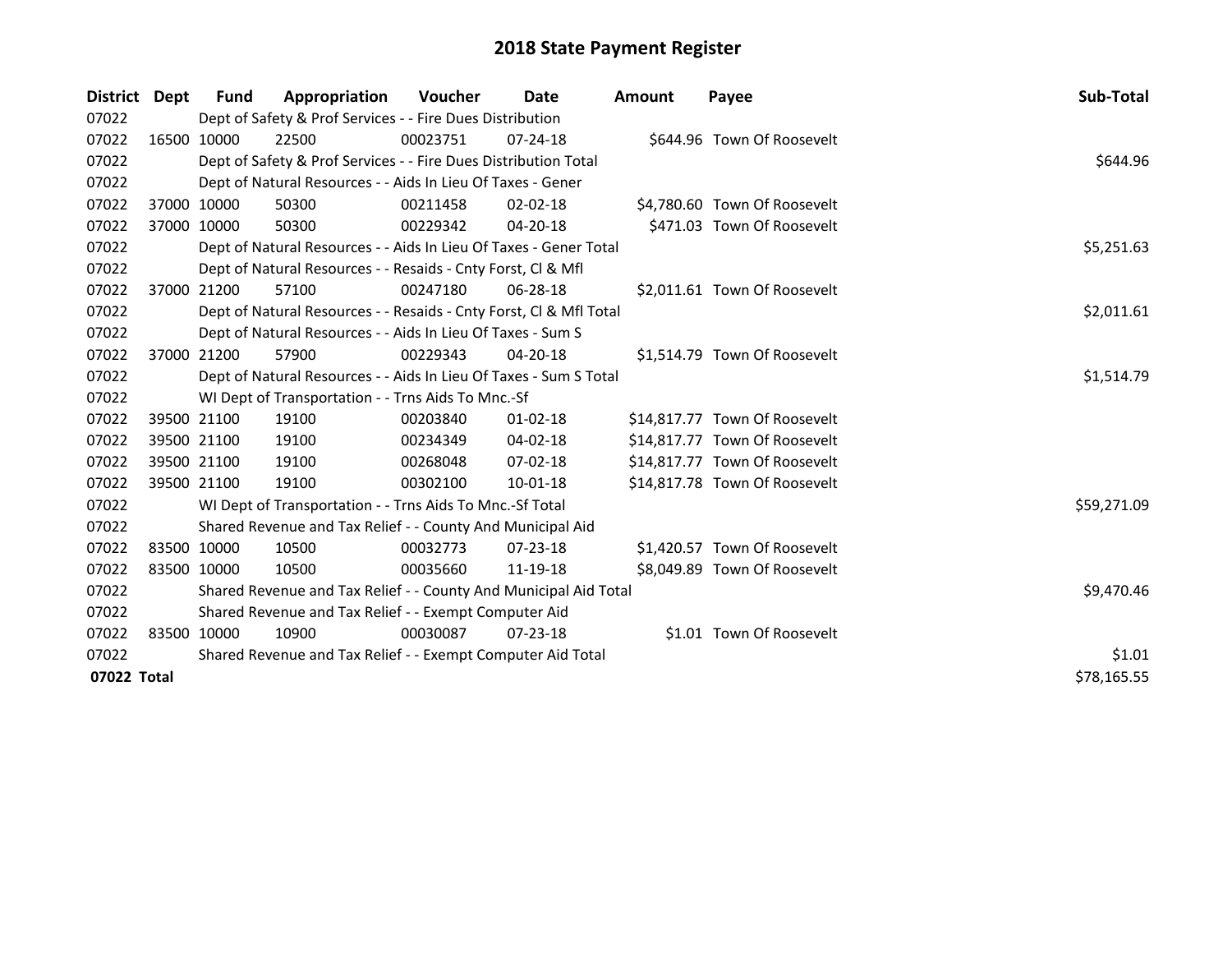# 2018 State Payment Register

| District | Dept | Fund | Appropriation | Voucher | Date | Amount | Payee | Sub-Total |
|---|---|---|---|---|---|---|---|---|
| 07022 | | Dept of Safety & Prof Services - - Fire Dues Distribution | | | | | | |
| 07022 | 16500 | 10000 | 22500 | 00023751 | 07-24-18 | $644.96 | Town Of Roosevelt | |
| 07022 | | Dept of Safety & Prof Services - - Fire Dues Distribution Total | | | | | | $644.96 |
| 07022 | | Dept of Natural Resources - - Aids In Lieu Of Taxes - Gener | | | | | | |
| 07022 | 37000 | 10000 | 50300 | 00211458 | 02-02-18 | $4,780.60 | Town Of Roosevelt | |
| 07022 | 37000 | 10000 | 50300 | 00229342 | 04-20-18 | $471.03 | Town Of Roosevelt | |
| 07022 | | Dept of Natural Resources - - Aids In Lieu Of Taxes - Gener Total | | | | | | $5,251.63 |
| 07022 | | Dept of Natural Resources - - Resaids - Cnty Forst, Cl & Mfl | | | | | | |
| 07022 | 37000 | 21200 | 57100 | 00247180 | 06-28-18 | $2,011.61 | Town Of Roosevelt | |
| 07022 | | Dept of Natural Resources - - Resaids - Cnty Forst, Cl & Mfl Total | | | | | | $2,011.61 |
| 07022 | | Dept of Natural Resources - - Aids In Lieu Of Taxes - Sum S | | | | | | |
| 07022 | 37000 | 21200 | 57900 | 00229343 | 04-20-18 | $1,514.79 | Town Of Roosevelt | |
| 07022 | | Dept of Natural Resources - - Aids In Lieu Of Taxes - Sum S Total | | | | | | $1,514.79 |
| 07022 | | WI Dept of Transportation - - Trns Aids To Mnc.-Sf | | | | | | |
| 07022 | 39500 | 21100 | 19100 | 00203840 | 01-02-18 | $14,817.77 | Town Of Roosevelt | |
| 07022 | 39500 | 21100 | 19100 | 00234349 | 04-02-18 | $14,817.77 | Town Of Roosevelt | |
| 07022 | 39500 | 21100 | 19100 | 00268048 | 07-02-18 | $14,817.77 | Town Of Roosevelt | |
| 07022 | 39500 | 21100 | 19100 | 00302100 | 10-01-18 | $14,817.78 | Town Of Roosevelt | |
| 07022 | | WI Dept of Transportation - - Trns Aids To Mnc.-Sf Total | | | | | | $59,271.09 |
| 07022 | | Shared Revenue and Tax Relief - - County And Municipal Aid | | | | | | |
| 07022 | 83500 | 10000 | 10500 | 00032773 | 07-23-18 | $1,420.57 | Town Of Roosevelt | |
| 07022 | 83500 | 10000 | 10500 | 00035660 | 11-19-18 | $8,049.89 | Town Of Roosevelt | |
| 07022 | | Shared Revenue and Tax Relief - - County And Municipal Aid Total | | | | | | $9,470.46 |
| 07022 | | Shared Revenue and Tax Relief - - Exempt Computer Aid | | | | | | |
| 07022 | 83500 | 10000 | 10900 | 00030087 | 07-23-18 | $1.01 | Town Of Roosevelt | |
| 07022 | | Shared Revenue and Tax Relief - - Exempt Computer Aid Total | | | | | | $1.01 |
| **07022 Total** | | | | | | | | $78,165.55 |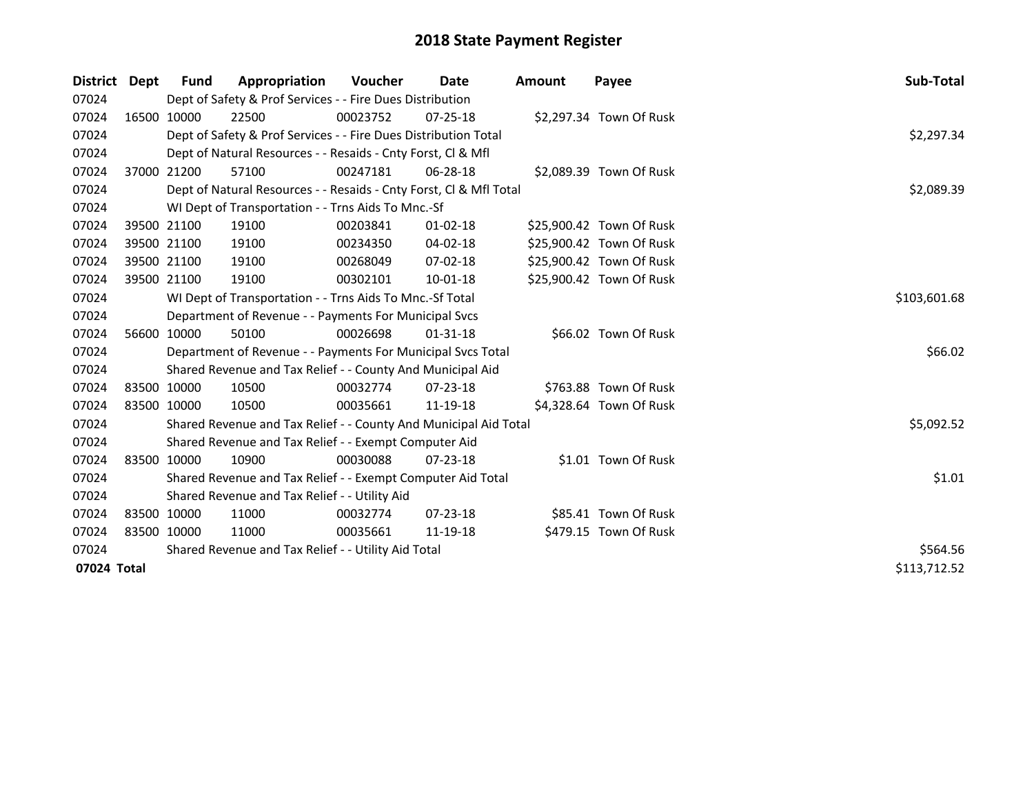# 2018 State Payment Register

| District | Dept | Fund | Appropriation | Voucher | Date | Amount | Payee | Sub-Total |
|---|---|---|---|---|---|---|---|---|
| 07024 | | Dept of Safety & Prof Services - - Fire Dues Distribution | | | | | | |
| 07024 | 16500 | 10000 | 22500 | 00023752 | 07-25-18 | $2,297.34 | Town Of Rusk | |
| 07024 | | Dept of Safety & Prof Services - - Fire Dues Distribution Total | | | | | | $2,297.34 |
| 07024 | | Dept of Natural Resources - - Resaids - Cnty Forst, Cl & Mfl | | | | | | |
| 07024 | 37000 | 21200 | 57100 | 00247181 | 06-28-18 | $2,089.39 | Town Of Rusk | |
| 07024 | | Dept of Natural Resources - - Resaids - Cnty Forst, Cl & Mfl Total | | | | | | $2,089.39 |
| 07024 | | WI Dept of Transportation - - Trns Aids To Mnc.-Sf | | | | | | |
| 07024 | 39500 | 21100 | 19100 | 00203841 | 01-02-18 | $25,900.42 | Town Of Rusk | |
| 07024 | 39500 | 21100 | 19100 | 00234350 | 04-02-18 | $25,900.42 | Town Of Rusk | |
| 07024 | 39500 | 21100 | 19100 | 00268049 | 07-02-18 | $25,900.42 | Town Of Rusk | |
| 07024 | 39500 | 21100 | 19100 | 00302101 | 10-01-18 | $25,900.42 | Town Of Rusk | |
| 07024 | | WI Dept of Transportation - - Trns Aids To Mnc.-Sf Total | | | | | | $103,601.68 |
| 07024 | | Department of Revenue - - Payments For Municipal Svcs | | | | | | |
| 07024 | 56600 | 10000 | 50100 | 00026698 | 01-31-18 | $66.02 | Town Of Rusk | |
| 07024 | | Department of Revenue - - Payments For Municipal Svcs Total | | | | | | $66.02 |
| 07024 | | Shared Revenue and Tax Relief - - County And Municipal Aid | | | | | | |
| 07024 | 83500 | 10000 | 10500 | 00032774 | 07-23-18 | $763.88 | Town Of Rusk | |
| 07024 | 83500 | 10000 | 10500 | 00035661 | 11-19-18 | $4,328.64 | Town Of Rusk | |
| 07024 | | Shared Revenue and Tax Relief - - County And Municipal Aid Total | | | | | | $5,092.52 |
| 07024 | | Shared Revenue and Tax Relief - - Exempt Computer Aid | | | | | | |
| 07024 | 83500 | 10000 | 10900 | 00030088 | 07-23-18 | $1.01 | Town Of Rusk | |
| 07024 | | Shared Revenue and Tax Relief - - Exempt Computer Aid Total | | | | | | $1.01 |
| 07024 | | Shared Revenue and Tax Relief - - Utility Aid | | | | | | |
| 07024 | 83500 | 10000 | 11000 | 00032774 | 07-23-18 | $85.41 | Town Of Rusk | |
| 07024 | 83500 | 10000 | 11000 | 00035661 | 11-19-18 | $479.15 | Town Of Rusk | |
| 07024 | | Shared Revenue and Tax Relief - - Utility Aid Total | | | | | | $564.56 |
| **07024 Total** | | | | | | | | $113,712.52 |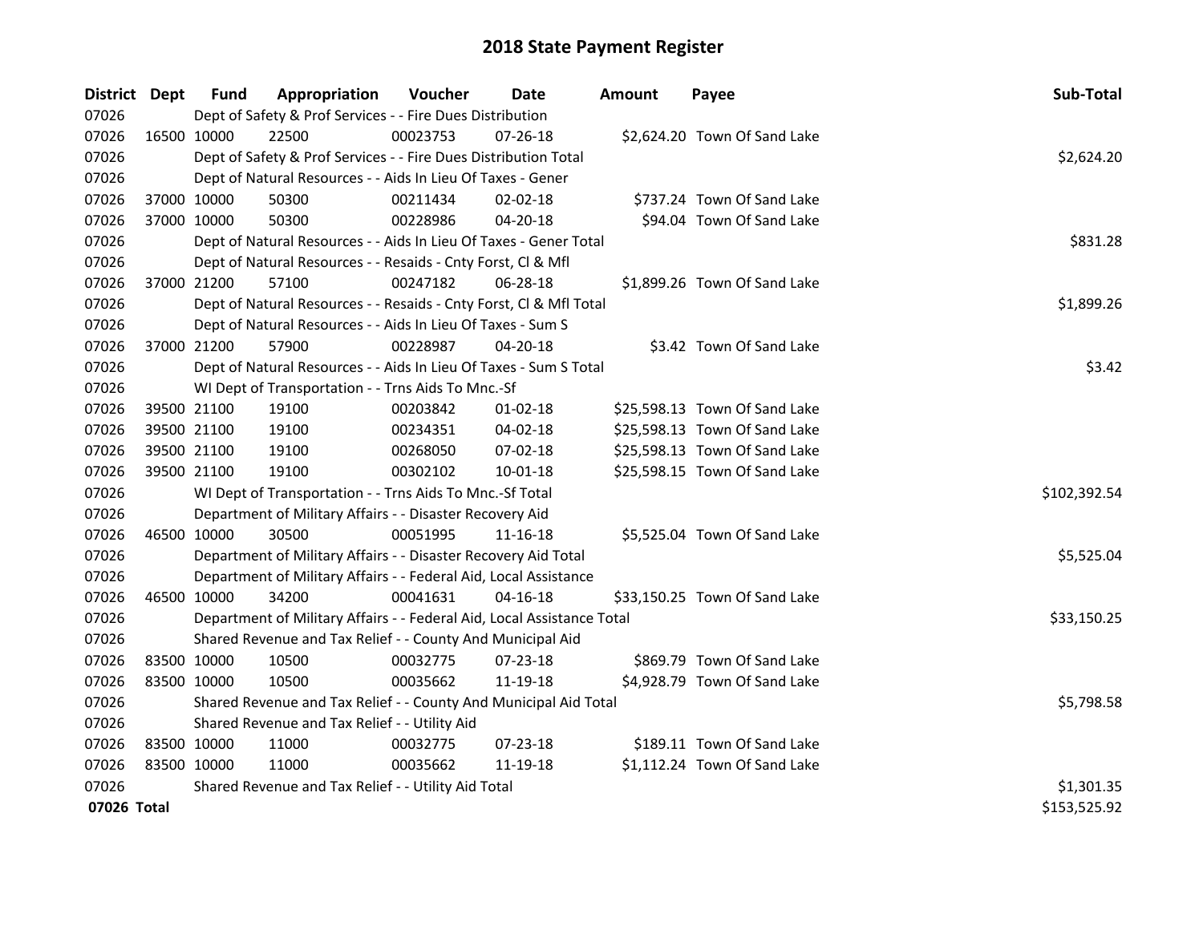# 2018 State Payment Register

| District | Dept | Fund | Appropriation | Voucher | Date | Amount | Payee | Sub-Total |
|---|---|---|---|---|---|---|---|---|
| 07026 | | Dept of Safety & Prof Services - - Fire Dues Distribution | | | | | | |
| 07026 | 16500 | 10000 | 22500 | 00023753 | 07-26-18 | $2,624.20 | Town Of Sand Lake | |
| 07026 | | Dept of Safety & Prof Services - - Fire Dues Distribution Total | | | | | | $2,624.20 |
| 07026 | | Dept of Natural Resources - - Aids In Lieu Of Taxes - Gener | | | | | | |
| 07026 | 37000 | 10000 | 50300 | 00211434 | 02-02-18 | $737.24 | Town Of Sand Lake | |
| 07026 | 37000 | 10000 | 50300 | 00228986 | 04-20-18 | $94.04 | Town Of Sand Lake | |
| 07026 | | Dept of Natural Resources - - Aids In Lieu Of Taxes - Gener Total | | | | | | $831.28 |
| 07026 | | Dept of Natural Resources - - Resaids - Cnty Forst, Cl & Mfl | | | | | | |
| 07026 | 37000 | 21200 | 57100 | 00247182 | 06-28-18 | $1,899.26 | Town Of Sand Lake | |
| 07026 | | Dept of Natural Resources - - Resaids - Cnty Forst, Cl & Mfl Total | | | | | | $1,899.26 |
| 07026 | | Dept of Natural Resources - - Aids In Lieu Of Taxes - Sum S | | | | | | |
| 07026 | 37000 | 21200 | 57900 | 00228987 | 04-20-18 | $3.42 | Town Of Sand Lake | |
| 07026 | | Dept of Natural Resources - - Aids In Lieu Of Taxes - Sum S Total | | | | | | $3.42 |
| 07026 | | WI Dept of Transportation - - Trns Aids To Mnc.-Sf | | | | | | |
| 07026 | 39500 | 21100 | 19100 | 00203842 | 01-02-18 | $25,598.13 | Town Of Sand Lake | |
| 07026 | 39500 | 21100 | 19100 | 00234351 | 04-02-18 | $25,598.13 | Town Of Sand Lake | |
| 07026 | 39500 | 21100 | 19100 | 00268050 | 07-02-18 | $25,598.13 | Town Of Sand Lake | |
| 07026 | 39500 | 21100 | 19100 | 00302102 | 10-01-18 | $25,598.15 | Town Of Sand Lake | |
| 07026 | | WI Dept of Transportation - - Trns Aids To Mnc.-Sf Total | | | | | | $102,392.54 |
| 07026 | | Department of Military Affairs - - Disaster Recovery Aid | | | | | | |
| 07026 | 46500 | 10000 | 30500 | 00051995 | 11-16-18 | $5,525.04 | Town Of Sand Lake | |
| 07026 | | Department of Military Affairs - - Disaster Recovery Aid Total | | | | | | $5,525.04 |
| 07026 | | Department of Military Affairs - - Federal Aid, Local Assistance | | | | | | |
| 07026 | 46500 | 10000 | 34200 | 00041631 | 04-16-18 | $33,150.25 | Town Of Sand Lake | |
| 07026 | | Department of Military Affairs - - Federal Aid, Local Assistance Total | | | | | | $33,150.25 |
| 07026 | | Shared Revenue and Tax Relief - - County And Municipal Aid | | | | | | |
| 07026 | 83500 | 10000 | 10500 | 00032775 | 07-23-18 | $869.79 | Town Of Sand Lake | |
| 07026 | 83500 | 10000 | 10500 | 00035662 | 11-19-18 | $4,928.79 | Town Of Sand Lake | |
| 07026 | | Shared Revenue and Tax Relief - - County And Municipal Aid Total | | | | | | $5,798.58 |
| 07026 | | Shared Revenue and Tax Relief - - Utility Aid | | | | | | |
| 07026 | 83500 | 10000 | 11000 | 00032775 | 07-23-18 | $189.11 | Town Of Sand Lake | |
| 07026 | 83500 | 10000 | 11000 | 00035662 | 11-19-18 | $1,112.24 | Town Of Sand Lake | |
| 07026 | | Shared Revenue and Tax Relief - - Utility Aid Total | | | | | | $1,301.35 |
| **07026 Total** | | | | | | | | $153,525.92 |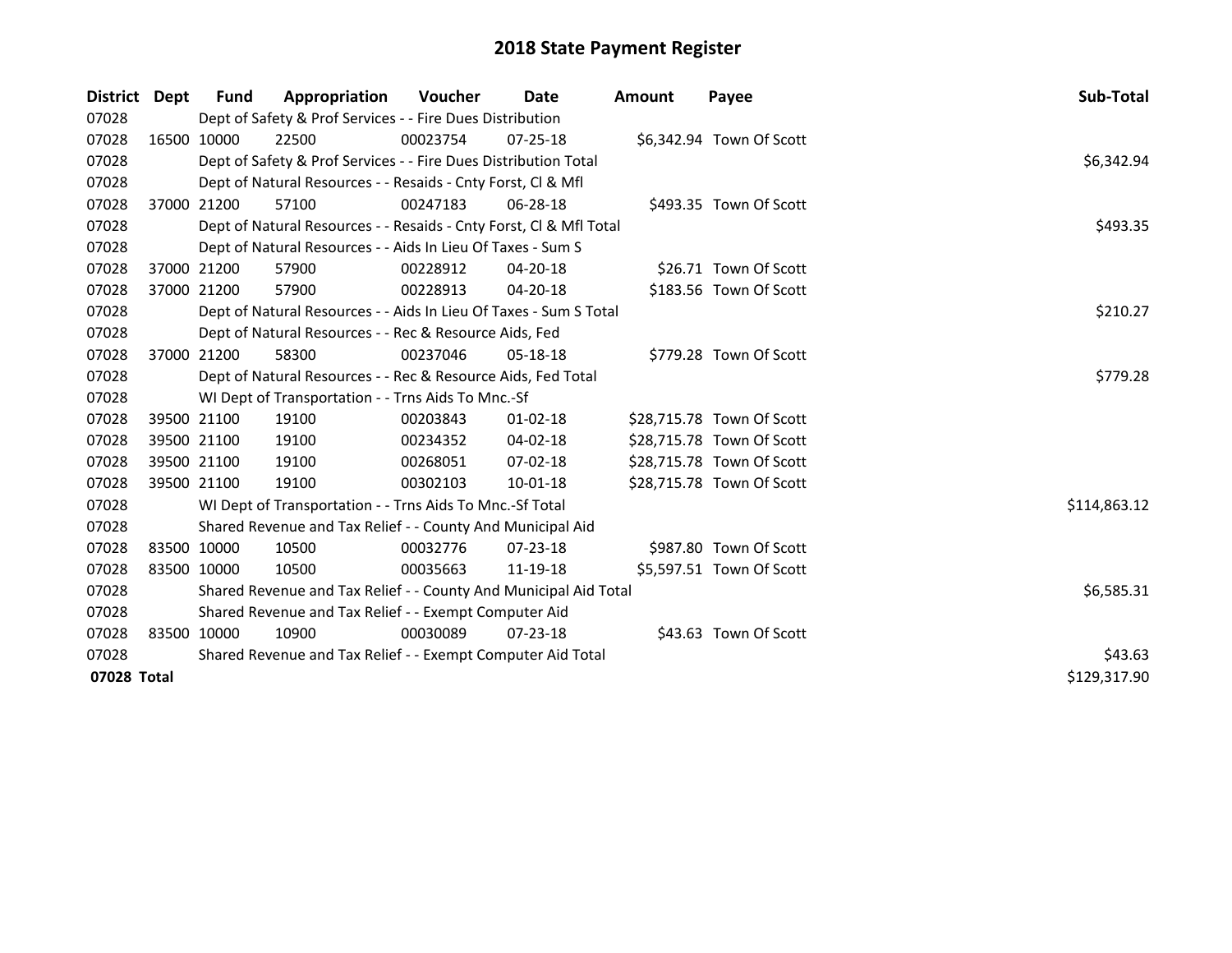# 2018 State Payment Register

| District | Dept | Fund | Appropriation | Voucher | Date | Amount | Payee | Sub-Total |
|---|---|---|---|---|---|---|---|---|
| 07028 | | Dept of Safety & Prof Services - - Fire Dues Distribution | | | | | | |
| 07028 | 16500 | 10000 | 22500 | 00023754 | 07-25-18 | $6,342.94 | Town Of Scott | |
| 07028 | | Dept of Safety & Prof Services - - Fire Dues Distribution Total | | | | | | $6,342.94 |
| 07028 | | Dept of Natural Resources - - Resaids - Cnty Forst, Cl & Mfl | | | | | | |
| 07028 | 37000 | 21200 | 57100 | 00247183 | 06-28-18 | $493.35 | Town Of Scott | |
| 07028 | | Dept of Natural Resources - - Resaids - Cnty Forst, Cl & Mfl Total | | | | | | $493.35 |
| 07028 | | Dept of Natural Resources - - Aids In Lieu Of Taxes - Sum S | | | | | | |
| 07028 | 37000 | 21200 | 57900 | 00228912 | 04-20-18 | $26.71 | Town Of Scott | |
| 07028 | 37000 | 21200 | 57900 | 00228913 | 04-20-18 | $183.56 | Town Of Scott | |
| 07028 | | Dept of Natural Resources - - Aids In Lieu Of Taxes - Sum S Total | | | | | | $210.27 |
| 07028 | | Dept of Natural Resources - - Rec & Resource Aids, Fed | | | | | | |
| 07028 | 37000 | 21200 | 58300 | 00237046 | 05-18-18 | $779.28 | Town Of Scott | |
| 07028 | | Dept of Natural Resources - - Rec & Resource Aids, Fed Total | | | | | | $779.28 |
| 07028 | | WI Dept of Transportation - - Trns Aids To Mnc.-Sf | | | | | | |
| 07028 | 39500 | 21100 | 19100 | 00203843 | 01-02-18 | $28,715.78 | Town Of Scott | |
| 07028 | 39500 | 21100 | 19100 | 00234352 | 04-02-18 | $28,715.78 | Town Of Scott | |
| 07028 | 39500 | 21100 | 19100 | 00268051 | 07-02-18 | $28,715.78 | Town Of Scott | |
| 07028 | 39500 | 21100 | 19100 | 00302103 | 10-01-18 | $28,715.78 | Town Of Scott | |
| 07028 | | WI Dept of Transportation - - Trns Aids To Mnc.-Sf Total | | | | | | $114,863.12 |
| 07028 | | Shared Revenue and Tax Relief - - County And Municipal Aid | | | | | | |
| 07028 | 83500 | 10000 | 10500 | 00032776 | 07-23-18 | $987.80 | Town Of Scott | |
| 07028 | 83500 | 10000 | 10500 | 00035663 | 11-19-18 | $5,597.51 | Town Of Scott | |
| 07028 | | Shared Revenue and Tax Relief - - County And Municipal Aid Total | | | | | | $6,585.31 |
| 07028 | | Shared Revenue and Tax Relief - - Exempt Computer Aid | | | | | | |
| 07028 | 83500 | 10000 | 10900 | 00030089 | 07-23-18 | $43.63 | Town Of Scott | |
| 07028 | | Shared Revenue and Tax Relief - - Exempt Computer Aid Total | | | | | | $43.63 |
| **07028 Total** | | | | | | | | $129,317.90 |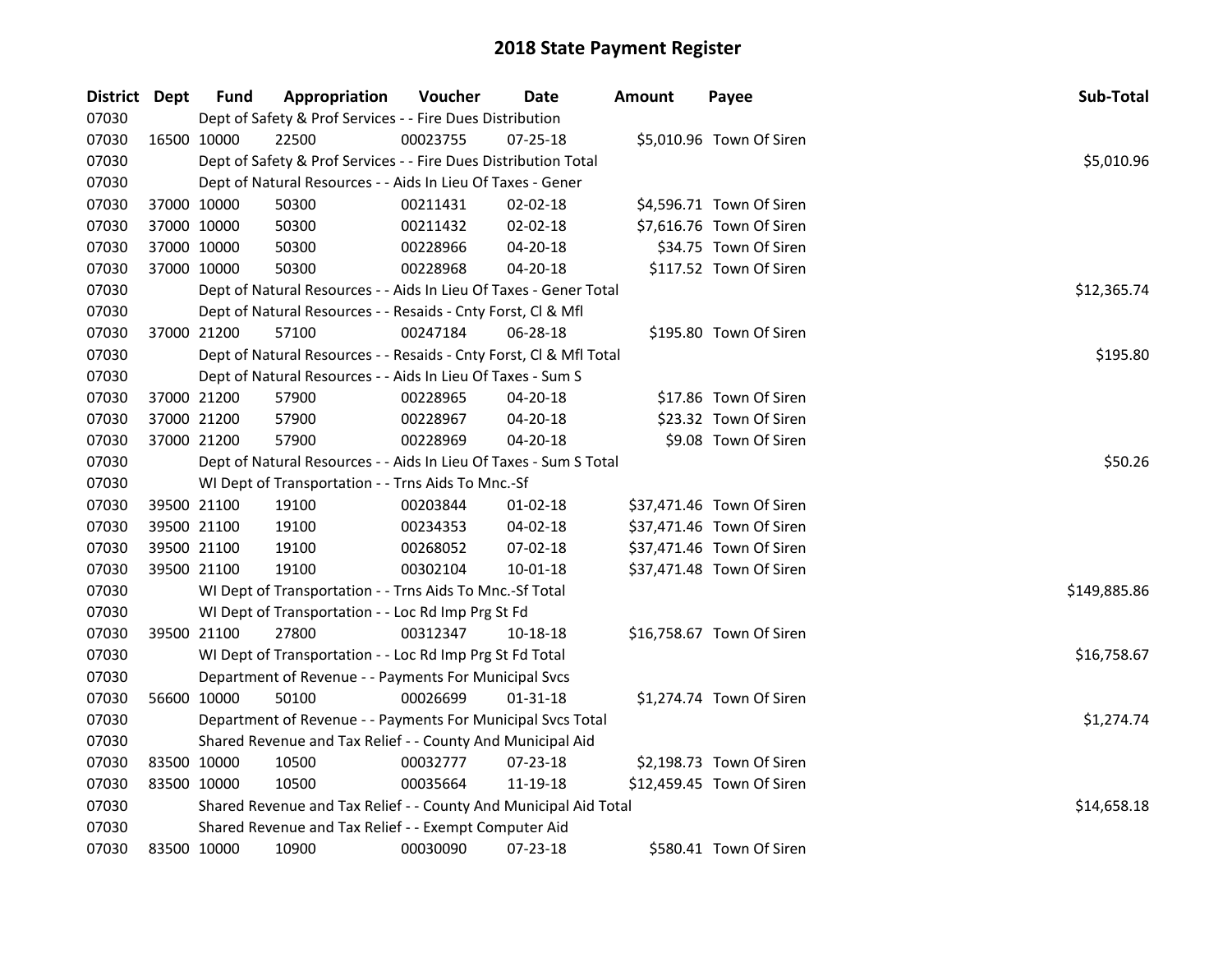## 2018 State Payment Register

| District | Dept | Fund | Appropriation | Voucher | Date | Amount | Payee | Sub-Total |
|---|---|---|---|---|---|---|---|---|
| 07030 | | Dept of Safety & Prof Services - - Fire Dues Distribution | | | | | | |
| 07030 | 16500 | 10000 | 22500 | 00023755 | 07-25-18 | $5,010.96 | Town Of Siren | |
| 07030 | | Dept of Safety & Prof Services - - Fire Dues Distribution Total | | | | | | $5,010.96 |
| 07030 | | Dept of Natural Resources - - Aids In Lieu Of Taxes - Gener | | | | | | |
| 07030 | 37000 | 10000 | 50300 | 00211431 | 02-02-18 | $4,596.71 | Town Of Siren | |
| 07030 | 37000 | 10000 | 50300 | 00211432 | 02-02-18 | $7,616.76 | Town Of Siren | |
| 07030 | 37000 | 10000 | 50300 | 00228966 | 04-20-18 | $34.75 | Town Of Siren | |
| 07030 | 37000 | 10000 | 50300 | 00228968 | 04-20-18 | $117.52 | Town Of Siren | |
| 07030 | | Dept of Natural Resources - - Aids In Lieu Of Taxes - Gener Total | | | | | | $12,365.74 |
| 07030 | | Dept of Natural Resources - - Resaids - Cnty Forst, Cl & Mfl | | | | | | |
| 07030 | 37000 | 21200 | 57100 | 00247184 | 06-28-18 | $195.80 | Town Of Siren | |
| 07030 | | Dept of Natural Resources - - Resaids - Cnty Forst, Cl & Mfl Total | | | | | | $195.80 |
| 07030 | | Dept of Natural Resources - - Aids In Lieu Of Taxes - Sum S | | | | | | |
| 07030 | 37000 | 21200 | 57900 | 00228965 | 04-20-18 | $17.86 | Town Of Siren | |
| 07030 | 37000 | 21200 | 57900 | 00228967 | 04-20-18 | $23.32 | Town Of Siren | |
| 07030 | 37000 | 21200 | 57900 | 00228969 | 04-20-18 | $9.08 | Town Of Siren | |
| 07030 | | Dept of Natural Resources - - Aids In Lieu Of Taxes - Sum S Total | | | | | | $50.26 |
| 07030 | | WI Dept of Transportation - - Trns Aids To Mnc.-Sf | | | | | | |
| 07030 | 39500 | 21100 | 19100 | 00203844 | 01-02-18 | $37,471.46 | Town Of Siren | |
| 07030 | 39500 | 21100 | 19100 | 00234353 | 04-02-18 | $37,471.46 | Town Of Siren | |
| 07030 | 39500 | 21100 | 19100 | 00268052 | 07-02-18 | $37,471.46 | Town Of Siren | |
| 07030 | 39500 | 21100 | 19100 | 00302104 | 10-01-18 | $37,471.48 | Town Of Siren | |
| 07030 | | WI Dept of Transportation - - Trns Aids To Mnc.-Sf Total | | | | | | $149,885.86 |
| 07030 | | WI Dept of Transportation - - Loc Rd Imp Prg St Fd | | | | | | |
| 07030 | 39500 | 21100 | 27800 | 00312347 | 10-18-18 | $16,758.67 | Town Of Siren | |
| 07030 | | WI Dept of Transportation - - Loc Rd Imp Prg St Fd Total | | | | | | $16,758.67 |
| 07030 | | Department of Revenue - - Payments For Municipal Svcs | | | | | | |
| 07030 | 56600 | 10000 | 50100 | 00026699 | 01-31-18 | $1,274.74 | Town Of Siren | |
| 07030 | | Department of Revenue - - Payments For Municipal Svcs Total | | | | | | $1,274.74 |
| 07030 | | Shared Revenue and Tax Relief - - County And Municipal Aid | | | | | | |
| 07030 | 83500 | 10000 | 10500 | 00032777 | 07-23-18 | $2,198.73 | Town Of Siren | |
| 07030 | 83500 | 10000 | 10500 | 00035664 | 11-19-18 | $12,459.45 | Town Of Siren | |
| 07030 | | Shared Revenue and Tax Relief - - County And Municipal Aid Total | | | | | | $14,658.18 |
| 07030 | | Shared Revenue and Tax Relief - - Exempt Computer Aid | | | | | | |
| 07030 | 83500 | 10000 | 10900 | 00030090 | 07-23-18 | $580.41 | Town Of Siren | |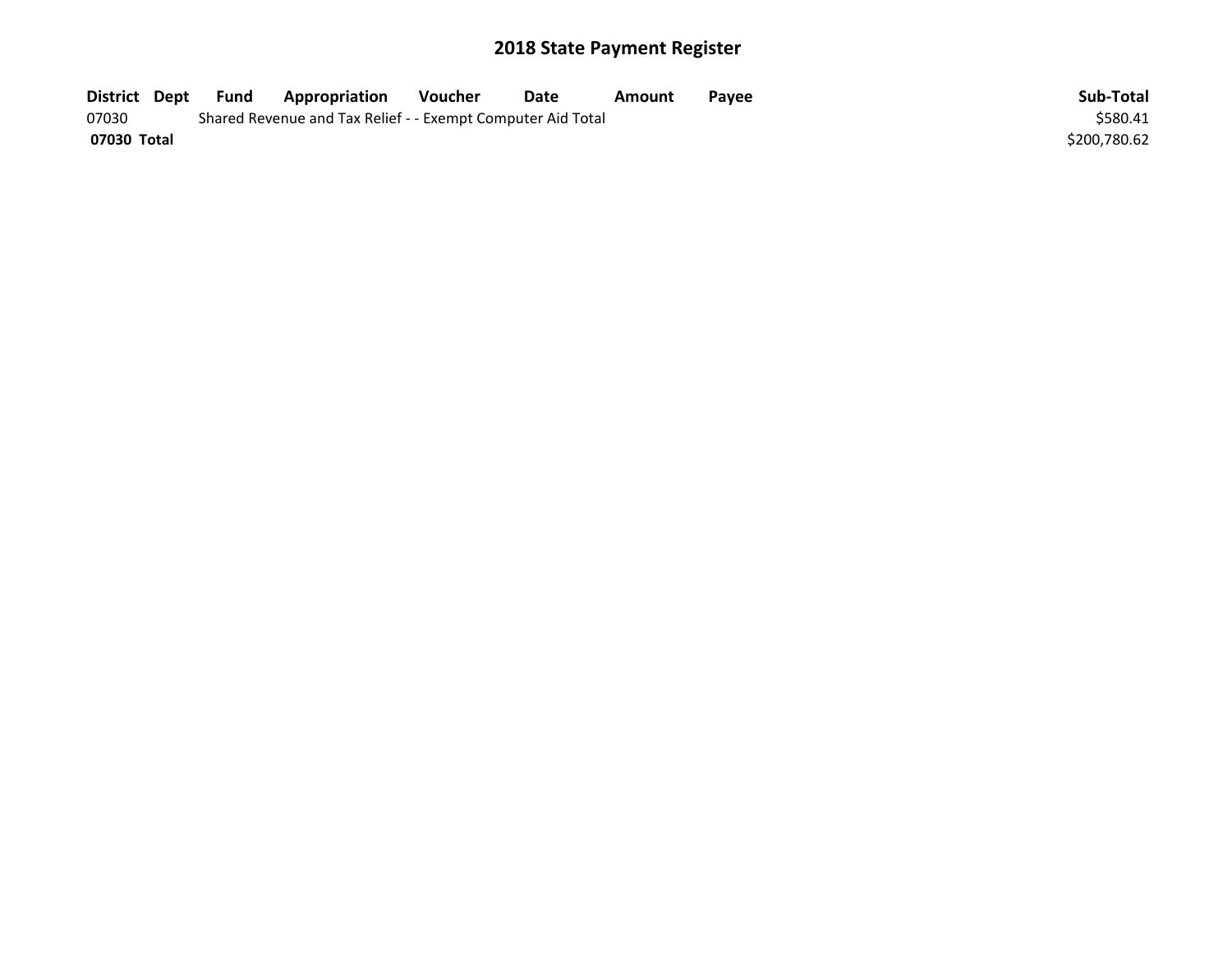# 2018 State Payment Register

| District | Dept | Fund | Appropriation | Voucher | Date | Amount | Payee | Sub-Total |
|---|---|---|---|---|---|---|---|---|
| 07030 | | Shared Revenue and Tax Relief - - Exempt Computer Aid Total | | | | | | $580.41 |
| **07030 Total** | | | | | | | | $200,780.62 |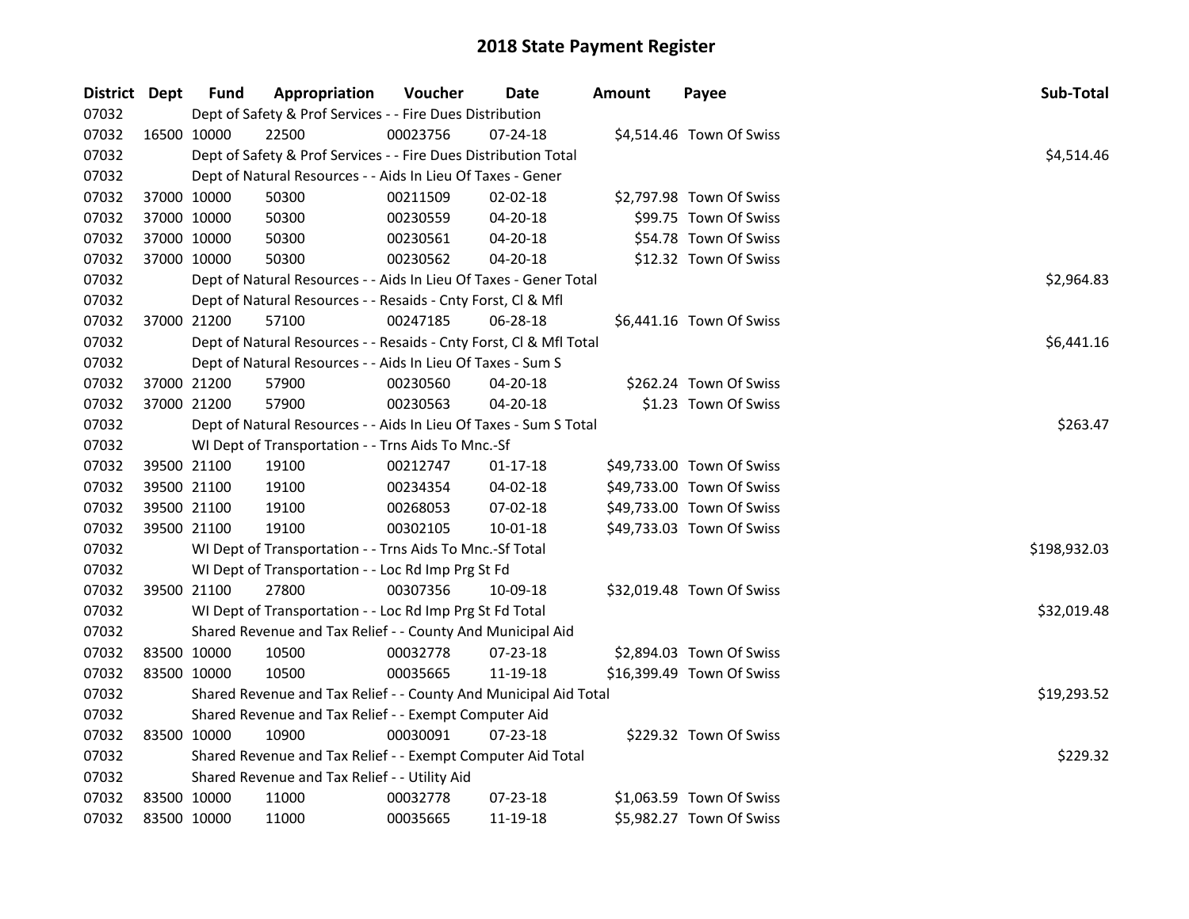# 2018 State Payment Register

| District | Dept | Fund | Appropriation | Voucher | Date | Amount | Payee | Sub-Total |
|---|---|---|---|---|---|---|---|---|
| 07032 | | | Dept of Safety & Prof Services - - Fire Dues Distribution | | | | | |
| 07032 | 16500 | 10000 | 22500 | 00023756 | 07-24-18 | $4,514.46 | Town Of Swiss | |
| 07032 | | | Dept of Safety & Prof Services - - Fire Dues Distribution Total | | | | | $4,514.46 |
| 07032 | | | Dept of Natural Resources - - Aids In Lieu Of Taxes - Gener | | | | | |
| 07032 | 37000 | 10000 | 50300 | 00211509 | 02-02-18 | $2,797.98 | Town Of Swiss | |
| 07032 | 37000 | 10000 | 50300 | 00230559 | 04-20-18 | $99.75 | Town Of Swiss | |
| 07032 | 37000 | 10000 | 50300 | 00230561 | 04-20-18 | $54.78 | Town Of Swiss | |
| 07032 | 37000 | 10000 | 50300 | 00230562 | 04-20-18 | $12.32 | Town Of Swiss | |
| 07032 | | | Dept of Natural Resources - - Aids In Lieu Of Taxes - Gener Total | | | | | $2,964.83 |
| 07032 | | | Dept of Natural Resources - - Resaids - Cnty Forst, Cl & Mfl | | | | | |
| 07032 | 37000 | 21200 | 57100 | 00247185 | 06-28-18 | $6,441.16 | Town Of Swiss | |
| 07032 | | | Dept of Natural Resources - - Resaids - Cnty Forst, Cl & Mfl Total | | | | | $6,441.16 |
| 07032 | | | Dept of Natural Resources - - Aids In Lieu Of Taxes - Sum S | | | | | |
| 07032 | 37000 | 21200 | 57900 | 00230560 | 04-20-18 | $262.24 | Town Of Swiss | |
| 07032 | 37000 | 21200 | 57900 | 00230563 | 04-20-18 | $1.23 | Town Of Swiss | |
| 07032 | | | Dept of Natural Resources - - Aids In Lieu Of Taxes - Sum S Total | | | | | $263.47 |
| 07032 | | | WI Dept of Transportation - - Trns Aids To Mnc.-Sf | | | | | |
| 07032 | 39500 | 21100 | 19100 | 00212747 | 01-17-18 | $49,733.00 | Town Of Swiss | |
| 07032 | 39500 | 21100 | 19100 | 00234354 | 04-02-18 | $49,733.00 | Town Of Swiss | |
| 07032 | 39500 | 21100 | 19100 | 00268053 | 07-02-18 | $49,733.00 | Town Of Swiss | |
| 07032 | 39500 | 21100 | 19100 | 00302105 | 10-01-18 | $49,733.03 | Town Of Swiss | |
| 07032 | | | WI Dept of Transportation - - Trns Aids To Mnc.-Sf Total | | | | | $198,932.03 |
| 07032 | | | WI Dept of Transportation - - Loc Rd Imp Prg St Fd | | | | | |
| 07032 | 39500 | 21100 | 27800 | 00307356 | 10-09-18 | $32,019.48 | Town Of Swiss | |
| 07032 | | | WI Dept of Transportation - - Loc Rd Imp Prg St Fd Total | | | | | $32,019.48 |
| 07032 | | | Shared Revenue and Tax Relief - - County And Municipal Aid | | | | | |
| 07032 | 83500 | 10000 | 10500 | 00032778 | 07-23-18 | $2,894.03 | Town Of Swiss | |
| 07032 | 83500 | 10000 | 10500 | 00035665 | 11-19-18 | $16,399.49 | Town Of Swiss | |
| 07032 | | | Shared Revenue and Tax Relief - - County And Municipal Aid Total | | | | | $19,293.52 |
| 07032 | | | Shared Revenue and Tax Relief - - Exempt Computer Aid | | | | | |
| 07032 | 83500 | 10000 | 10900 | 00030091 | 07-23-18 | $229.32 | Town Of Swiss | |
| 07032 | | | Shared Revenue and Tax Relief - - Exempt Computer Aid Total | | | | | $229.32 |
| 07032 | | | Shared Revenue and Tax Relief - - Utility Aid | | | | | |
| 07032 | 83500 | 10000 | 11000 | 00032778 | 07-23-18 | $1,063.59 | Town Of Swiss | |
| 07032 | 83500 | 10000 | 11000 | 00035665 | 11-19-18 | $5,982.27 | Town Of Swiss | |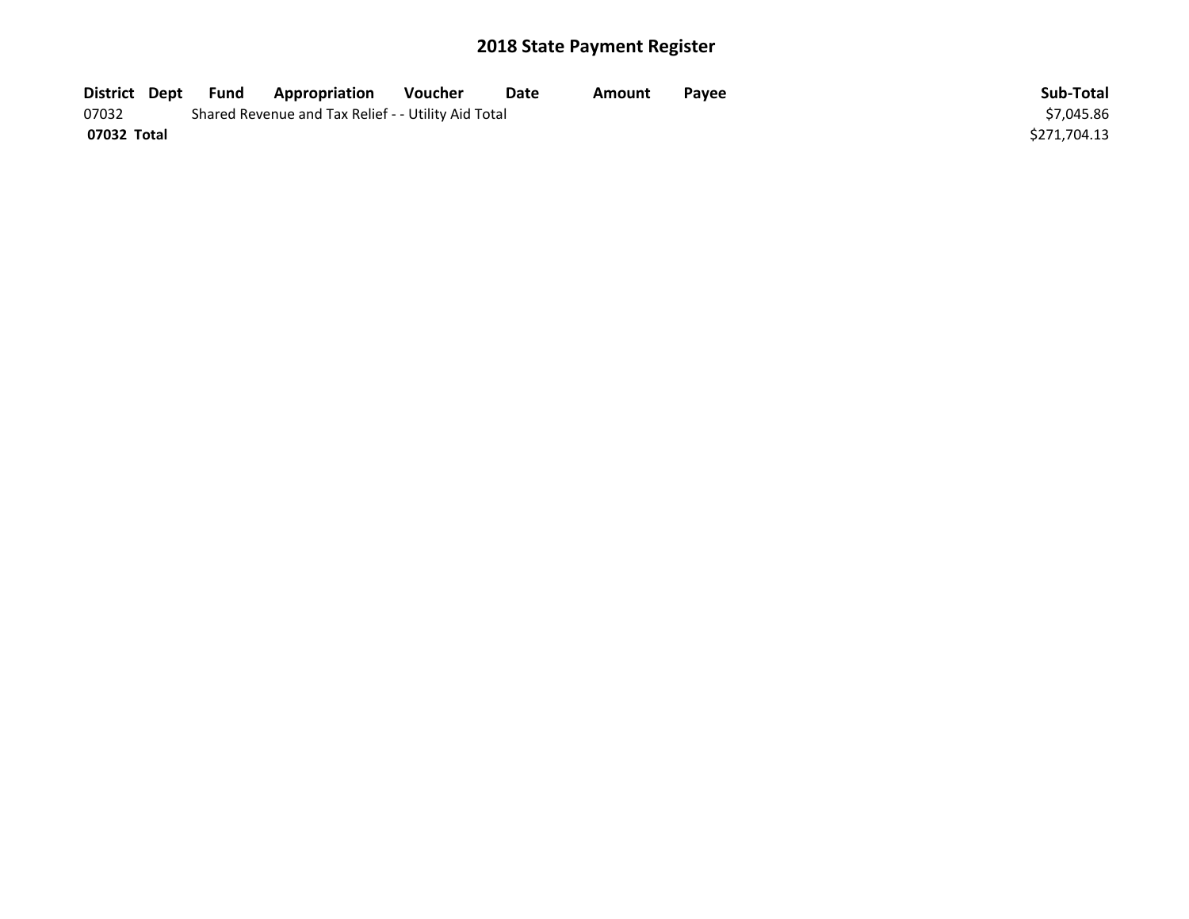# 2018 State Payment Register

| District | Dept | Fund | Appropriation | Voucher | Date | Amount | Payee | Sub-Total |
|---|---|---|---|---|---|---|---|---|
| 07032 | | Shared Revenue and Tax Relief - - Utility Aid Total | | | | | | $7,045.86 |
| **07032 Total** | | | | | | | | $271,704.13 |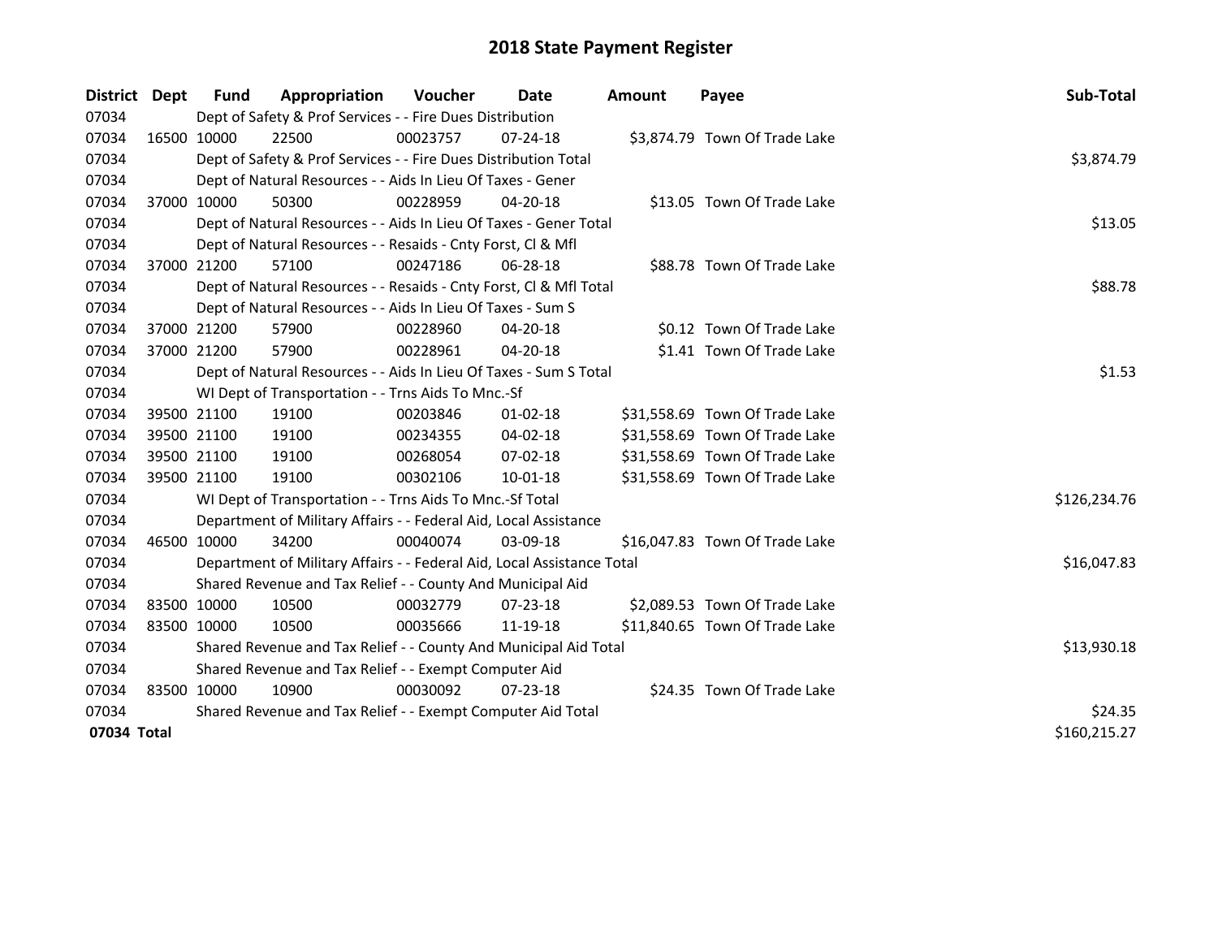# 2018 State Payment Register

| District | Dept | Fund | Appropriation | Voucher | Date | Amount | Payee | Sub-Total |
|---|---|---|---|---|---|---|---|---|
| 07034 | | Dept of Safety & Prof Services - - Fire Dues Distribution | | | | | | |
| 07034 | 16500 | 10000 | 22500 | 00023757 | 07-24-18 | $3,874.79 | Town Of Trade Lake | |
| 07034 | | Dept of Safety & Prof Services - - Fire Dues Distribution Total | | | | | | $3,874.79 |
| 07034 | | Dept of Natural Resources - - Aids In Lieu Of Taxes - Gener | | | | | | |
| 07034 | 37000 | 10000 | 50300 | 00228959 | 04-20-18 | $13.05 | Town Of Trade Lake | |
| 07034 | | Dept of Natural Resources - - Aids In Lieu Of Taxes - Gener Total | | | | | | $13.05 |
| 07034 | | Dept of Natural Resources - - Resaids - Cnty Forst, Cl & Mfl | | | | | | |
| 07034 | 37000 | 21200 | 57100 | 00247186 | 06-28-18 | $88.78 | Town Of Trade Lake | |
| 07034 | | Dept of Natural Resources - - Resaids - Cnty Forst, Cl & Mfl Total | | | | | | $88.78 |
| 07034 | | Dept of Natural Resources - - Aids In Lieu Of Taxes - Sum S | | | | | | |
| 07034 | 37000 | 21200 | 57900 | 00228960 | 04-20-18 | $0.12 | Town Of Trade Lake | |
| 07034 | 37000 | 21200 | 57900 | 00228961 | 04-20-18 | $1.41 | Town Of Trade Lake | |
| 07034 | | Dept of Natural Resources - - Aids In Lieu Of Taxes - Sum S Total | | | | | | $1.53 |
| 07034 | | WI Dept of Transportation - - Trns Aids To Mnc.-Sf | | | | | | |
| 07034 | 39500 | 21100 | 19100 | 00203846 | 01-02-18 | $31,558.69 | Town Of Trade Lake | |
| 07034 | 39500 | 21100 | 19100 | 00234355 | 04-02-18 | $31,558.69 | Town Of Trade Lake | |
| 07034 | 39500 | 21100 | 19100 | 00268054 | 07-02-18 | $31,558.69 | Town Of Trade Lake | |
| 07034 | 39500 | 21100 | 19100 | 00302106 | 10-01-18 | $31,558.69 | Town Of Trade Lake | |
| 07034 | | WI Dept of Transportation - - Trns Aids To Mnc.-Sf Total | | | | | | $126,234.76 |
| 07034 | | Department of Military Affairs - - Federal Aid, Local Assistance | | | | | | |
| 07034 | 46500 | 10000 | 34200 | 00040074 | 03-09-18 | $16,047.83 | Town Of Trade Lake | |
| 07034 | | Department of Military Affairs - - Federal Aid, Local Assistance Total | | | | | | $16,047.83 |
| 07034 | | Shared Revenue and Tax Relief - - County And Municipal Aid | | | | | | |
| 07034 | 83500 | 10000 | 10500 | 00032779 | 07-23-18 | $2,089.53 | Town Of Trade Lake | |
| 07034 | 83500 | 10000 | 10500 | 00035666 | 11-19-18 | $11,840.65 | Town Of Trade Lake | |
| 07034 | | Shared Revenue and Tax Relief - - County And Municipal Aid Total | | | | | | $13,930.18 |
| 07034 | | Shared Revenue and Tax Relief - - Exempt Computer Aid | | | | | | |
| 07034 | 83500 | 10000 | 10900 | 00030092 | 07-23-18 | $24.35 | Town Of Trade Lake | |
| 07034 | | Shared Revenue and Tax Relief - - Exempt Computer Aid Total | | | | | | $24.35 |
| **07034 Total** | | | | | | | | $160,215.27 |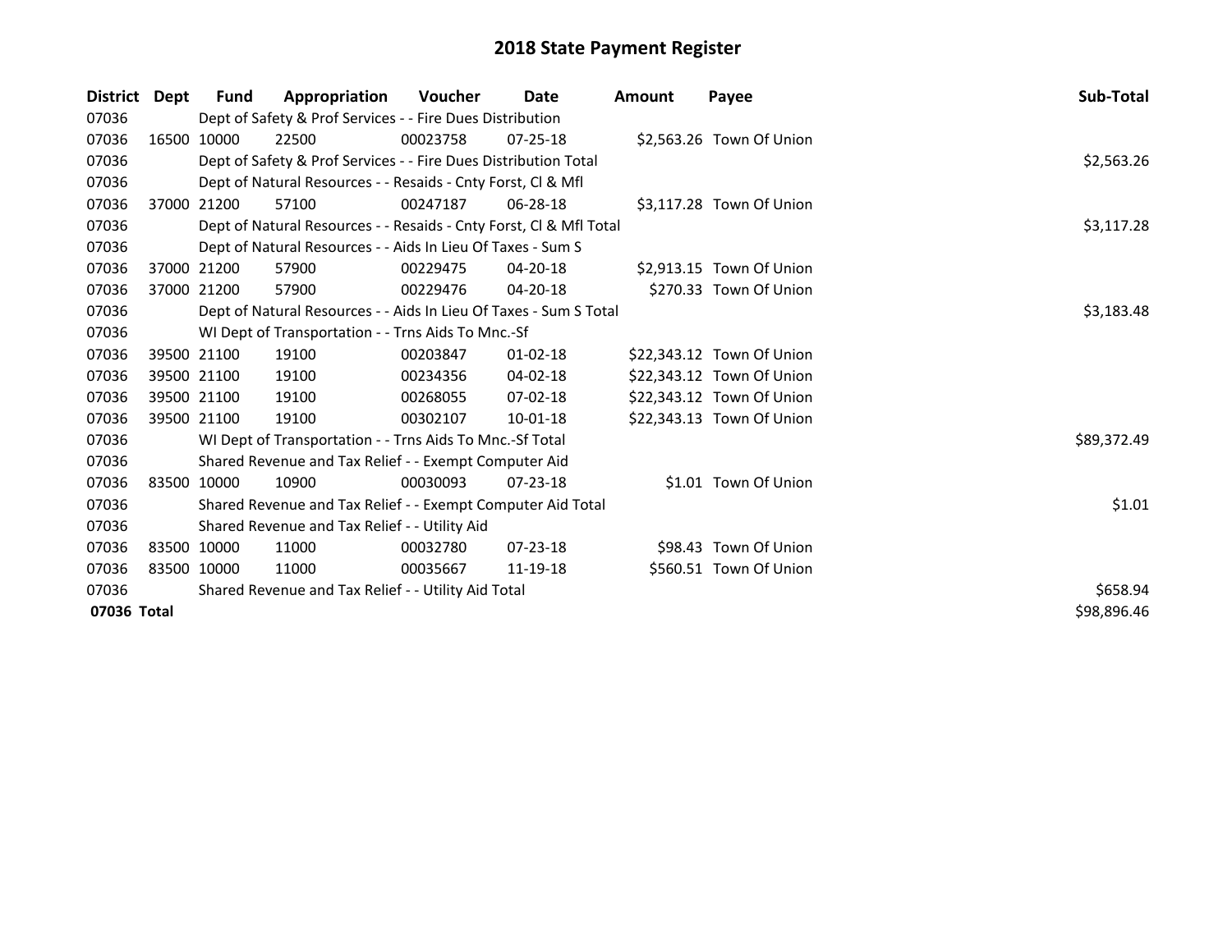# 2018 State Payment Register

| District | Dept | Fund | Appropriation | Voucher | Date | Amount | Payee | Sub-Total |
|---|---|---|---|---|---|---|---|---|
| 07036 | Dept of Safety & Prof Services - - Fire Dues Distribution | | | | | | | |
| 07036 | 16500 | 10000 | 22500 | 00023758 | 07-25-18 | $2,563.26 | Town Of Union | |
| 07036 | Dept of Safety & Prof Services - - Fire Dues Distribution Total | | | | | | | $2,563.26 |
| 07036 | Dept of Natural Resources - - Resaids - Cnty Forst, Cl & Mfl | | | | | | | |
| 07036 | 37000 | 21200 | 57100 | 00247187 | 06-28-18 | $3,117.28 | Town Of Union | |
| 07036 | Dept of Natural Resources - - Resaids - Cnty Forst, Cl & Mfl Total | | | | | | | $3,117.28 |
| 07036 | Dept of Natural Resources - - Aids In Lieu Of Taxes - Sum S | | | | | | | |
| 07036 | 37000 | 21200 | 57900 | 00229475 | 04-20-18 | $2,913.15 | Town Of Union | |
| 07036 | 37000 | 21200 | 57900 | 00229476 | 04-20-18 | $270.33 | Town Of Union | |
| 07036 | Dept of Natural Resources - - Aids In Lieu Of Taxes - Sum S Total | | | | | | | $3,183.48 |
| 07036 | WI Dept of Transportation - - Trns Aids To Mnc.-Sf | | | | | | | |
| 07036 | 39500 | 21100 | 19100 | 00203847 | 01-02-18 | $22,343.12 | Town Of Union | |
| 07036 | 39500 | 21100 | 19100 | 00234356 | 04-02-18 | $22,343.12 | Town Of Union | |
| 07036 | 39500 | 21100 | 19100 | 00268055 | 07-02-18 | $22,343.12 | Town Of Union | |
| 07036 | 39500 | 21100 | 19100 | 00302107 | 10-01-18 | $22,343.13 | Town Of Union | |
| 07036 | WI Dept of Transportation - - Trns Aids To Mnc.-Sf Total | | | | | | | $89,372.49 |
| 07036 | Shared Revenue and Tax Relief - - Exempt Computer Aid | | | | | | | |
| 07036 | 83500 | 10000 | 10900 | 00030093 | 07-23-18 | $1.01 | Town Of Union | |
| 07036 | Shared Revenue and Tax Relief - - Exempt Computer Aid Total | | | | | | | $1.01 |
| 07036 | Shared Revenue and Tax Relief - - Utility Aid | | | | | | | |
| 07036 | 83500 | 10000 | 11000 | 00032780 | 07-23-18 | $98.43 | Town Of Union | |
| 07036 | 83500 | 10000 | 11000 | 00035667 | 11-19-18 | $560.51 | Town Of Union | |
| 07036 | Shared Revenue and Tax Relief - - Utility Aid Total | | | | | | | $658.94 |
| **07036 Total** | | | | | | | | $98,896.46 |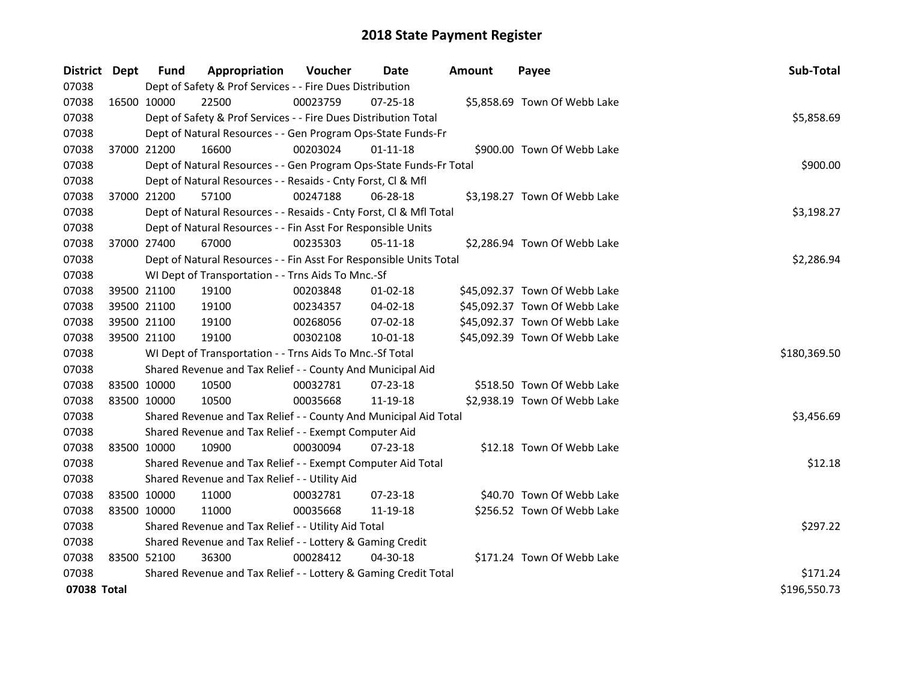# 2018 State Payment Register

| District | Dept | Fund | Appropriation | Voucher | Date | Amount | Payee | Sub-Total |
|---|---|---|---|---|---|---|---|---|
| 07038 | | Dept of Safety & Prof Services - - Fire Dues Distribution | | | | | | |
| 07038 | 16500 | 10000 | 22500 | 00023759 | 07-25-18 | $5,858.69 | Town Of Webb Lake | |
| 07038 | | Dept of Safety & Prof Services - - Fire Dues Distribution Total | | | | | | $5,858.69 |
| 07038 | | Dept of Natural Resources - - Gen Program Ops-State Funds-Fr | | | | | | |
| 07038 | 37000 | 21200 | 16600 | 00203024 | 01-11-18 | $900.00 | Town Of Webb Lake | |
| 07038 | | Dept of Natural Resources - - Gen Program Ops-State Funds-Fr Total | | | | | | $900.00 |
| 07038 | | Dept of Natural Resources - - Resaids - Cnty Forst, Cl & Mfl | | | | | | |
| 07038 | 37000 | 21200 | 57100 | 00247188 | 06-28-18 | $3,198.27 | Town Of Webb Lake | |
| 07038 | | Dept of Natural Resources - - Resaids - Cnty Forst, Cl & Mfl Total | | | | | | $3,198.27 |
| 07038 | | Dept of Natural Resources - - Fin Asst For Responsible Units | | | | | | |
| 07038 | 37000 | 27400 | 67000 | 00235303 | 05-11-18 | $2,286.94 | Town Of Webb Lake | |
| 07038 | | Dept of Natural Resources - - Fin Asst For Responsible Units Total | | | | | | $2,286.94 |
| 07038 | | WI Dept of Transportation - - Trns Aids To Mnc.-Sf | | | | | | |
| 07038 | 39500 | 21100 | 19100 | 00203848 | 01-02-18 | $45,092.37 | Town Of Webb Lake | |
| 07038 | 39500 | 21100 | 19100 | 00234357 | 04-02-18 | $45,092.37 | Town Of Webb Lake | |
| 07038 | 39500 | 21100 | 19100 | 00268056 | 07-02-18 | $45,092.37 | Town Of Webb Lake | |
| 07038 | 39500 | 21100 | 19100 | 00302108 | 10-01-18 | $45,092.39 | Town Of Webb Lake | |
| 07038 | | WI Dept of Transportation - - Trns Aids To Mnc.-Sf Total | | | | | | $180,369.50 |
| 07038 | | Shared Revenue and Tax Relief - - County And Municipal Aid | | | | | | |
| 07038 | 83500 | 10000 | 10500 | 00032781 | 07-23-18 | $518.50 | Town Of Webb Lake | |
| 07038 | 83500 | 10000 | 10500 | 00035668 | 11-19-18 | $2,938.19 | Town Of Webb Lake | |
| 07038 | | Shared Revenue and Tax Relief - - County And Municipal Aid Total | | | | | | $3,456.69 |
| 07038 | | Shared Revenue and Tax Relief - - Exempt Computer Aid | | | | | | |
| 07038 | 83500 | 10000 | 10900 | 00030094 | 07-23-18 | $12.18 | Town Of Webb Lake | |
| 07038 | | Shared Revenue and Tax Relief - - Exempt Computer Aid Total | | | | | | $12.18 |
| 07038 | | Shared Revenue and Tax Relief - - Utility Aid | | | | | | |
| 07038 | 83500 | 10000 | 11000 | 00032781 | 07-23-18 | $40.70 | Town Of Webb Lake | |
| 07038 | 83500 | 10000 | 11000 | 00035668 | 11-19-18 | $256.52 | Town Of Webb Lake | |
| 07038 | | Shared Revenue and Tax Relief - - Utility Aid Total | | | | | | $297.22 |
| 07038 | | Shared Revenue and Tax Relief - - Lottery & Gaming Credit | | | | | | |
| 07038 | 83500 | 52100 | 36300 | 00028412 | 04-30-18 | $171.24 | Town Of Webb Lake | |
| 07038 | | Shared Revenue and Tax Relief - - Lottery & Gaming Credit Total | | | | | | $171.24 |
| **07038 Total** | | | | | | | | $196,550.73 |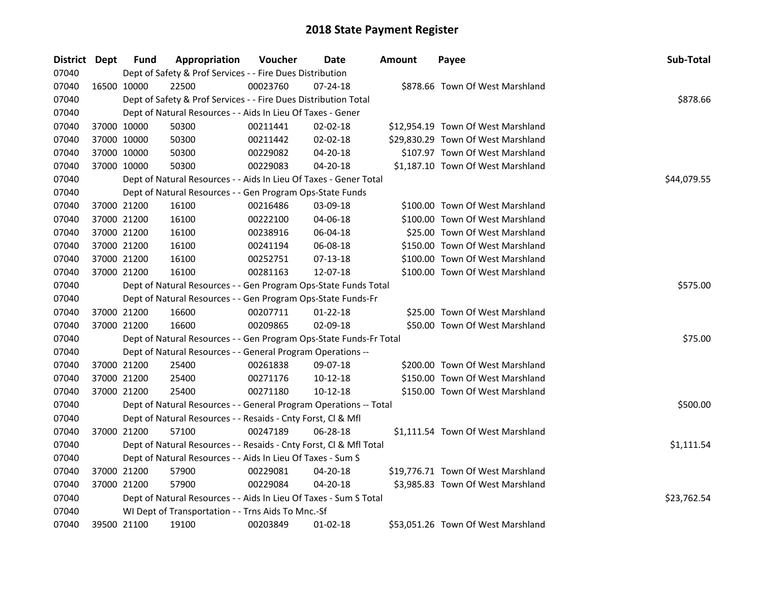# 2018 State Payment Register

| District | Dept | Fund | Appropriation | Voucher | Date | Amount | Payee | Sub-Total |
|---|---|---|---|---|---|---|---|---|
| 07040 | | Dept of Safety & Prof Services - - Fire Dues Distribution | | | | | | |
| 07040 | 16500 | 10000 | 22500 | 00023760 | 07-24-18 | $878.66 | Town Of West Marshland | |
| 07040 | | Dept of Safety & Prof Services - - Fire Dues Distribution Total | | | | | | $878.66 |
| 07040 | | Dept of Natural Resources - - Aids In Lieu Of Taxes - Gener | | | | | | |
| 07040 | 37000 | 10000 | 50300 | 00211441 | 02-02-18 | $12,954.19 | Town Of West Marshland | |
| 07040 | 37000 | 10000 | 50300 | 00211442 | 02-02-18 | $29,830.29 | Town Of West Marshland | |
| 07040 | 37000 | 10000 | 50300 | 00229082 | 04-20-18 | $107.97 | Town Of West Marshland | |
| 07040 | 37000 | 10000 | 50300 | 00229083 | 04-20-18 | $1,187.10 | Town Of West Marshland | |
| 07040 | | Dept of Natural Resources - - Aids In Lieu Of Taxes - Gener Total | | | | | | $44,079.55 |
| 07040 | | Dept of Natural Resources - - Gen Program Ops-State Funds | | | | | | |
| 07040 | 37000 | 21200 | 16100 | 00216486 | 03-09-18 | $100.00 | Town Of West Marshland | |
| 07040 | 37000 | 21200 | 16100 | 00222100 | 04-06-18 | $100.00 | Town Of West Marshland | |
| 07040 | 37000 | 21200 | 16100 | 00238916 | 06-04-18 | $25.00 | Town Of West Marshland | |
| 07040 | 37000 | 21200 | 16100 | 00241194 | 06-08-18 | $150.00 | Town Of West Marshland | |
| 07040 | 37000 | 21200 | 16100 | 00252751 | 07-13-18 | $100.00 | Town Of West Marshland | |
| 07040 | 37000 | 21200 | 16100 | 00281163 | 12-07-18 | $100.00 | Town Of West Marshland | |
| 07040 | | Dept of Natural Resources - - Gen Program Ops-State Funds Total | | | | | | $575.00 |
| 07040 | | Dept of Natural Resources - - Gen Program Ops-State Funds-Fr | | | | | | |
| 07040 | 37000 | 21200 | 16600 | 00207711 | 01-22-18 | $25.00 | Town Of West Marshland | |
| 07040 | 37000 | 21200 | 16600 | 00209865 | 02-09-18 | $50.00 | Town Of West Marshland | |
| 07040 | | Dept of Natural Resources - - Gen Program Ops-State Funds-Fr Total | | | | | | $75.00 |
| 07040 | | Dept of Natural Resources - - General Program Operations -- | | | | | | |
| 07040 | 37000 | 21200 | 25400 | 00261838 | 09-07-18 | $200.00 | Town Of West Marshland | |
| 07040 | 37000 | 21200 | 25400 | 00271176 | 10-12-18 | $150.00 | Town Of West Marshland | |
| 07040 | 37000 | 21200 | 25400 | 00271180 | 10-12-18 | $150.00 | Town Of West Marshland | |
| 07040 | | Dept of Natural Resources - - General Program Operations -- Total | | | | | | $500.00 |
| 07040 | | Dept of Natural Resources - - Resaids - Cnty Forst, Cl & Mfl | | | | | | |
| 07040 | 37000 | 21200 | 57100 | 00247189 | 06-28-18 | $1,111.54 | Town Of West Marshland | |
| 07040 | | Dept of Natural Resources - - Resaids - Cnty Forst, Cl & Mfl Total | | | | | | $1,111.54 |
| 07040 | | Dept of Natural Resources - - Aids In Lieu Of Taxes - Sum S | | | | | | |
| 07040 | 37000 | 21200 | 57900 | 00229081 | 04-20-18 | $19,776.71 | Town Of West Marshland | |
| 07040 | 37000 | 21200 | 57900 | 00229084 | 04-20-18 | $3,985.83 | Town Of West Marshland | |
| 07040 | | Dept of Natural Resources - - Aids In Lieu Of Taxes - Sum S Total | | | | | | $23,762.54 |
| 07040 | | WI Dept of Transportation - - Trns Aids To Mnc.-Sf | | | | | | |
| 07040 | 39500 | 21100 | 19100 | 00203849 | 01-02-18 | $53,051.26 | Town Of West Marshland | |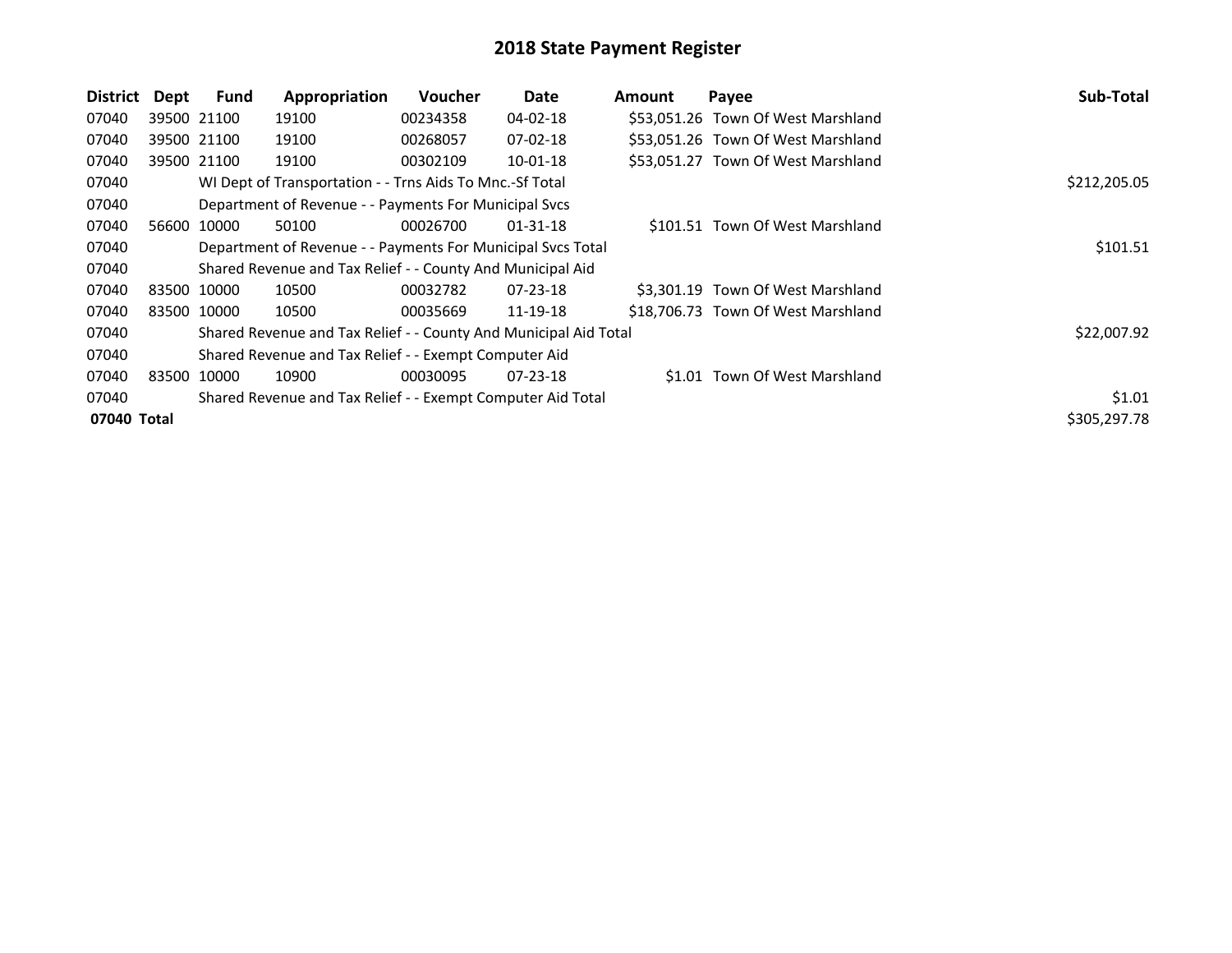# 2018 State Payment Register

| District | Dept | Fund | Appropriation | Voucher | Date | Amount | Payee | Sub-Total |
|---|---|---|---|---|---|---|---|---|
| 07040 | 39500 | 21100 | 19100 | 00234358 | 04-02-18 | $53,051.26 | Town Of West Marshland | |
| 07040 | 39500 | 21100 | 19100 | 00268057 | 07-02-18 | $53,051.26 | Town Of West Marshland | |
| 07040 | 39500 | 21100 | 19100 | 00302109 | 10-01-18 | $53,051.27 | Town Of West Marshland | |
| 07040 | | WI Dept of Transportation - - Trns Aids To Mnc.-Sf Total | | | | | | $212,205.05 |
| 07040 | | Department of Revenue - - Payments For Municipal Svcs | | | | | | |
| 07040 | 56600 | 10000 | 50100 | 00026700 | 01-31-18 | $101.51 | Town Of West Marshland | |
| 07040 | | Department of Revenue - - Payments For Municipal Svcs Total | | | | | | $101.51 |
| 07040 | | Shared Revenue and Tax Relief - - County And Municipal Aid | | | | | | |
| 07040 | 83500 | 10000 | 10500 | 00032782 | 07-23-18 | $3,301.19 | Town Of West Marshland | |
| 07040 | 83500 | 10000 | 10500 | 00035669 | 11-19-18 | $18,706.73 | Town Of West Marshland | |
| 07040 | | Shared Revenue and Tax Relief - - County And Municipal Aid Total | | | | | | $22,007.92 |
| 07040 | | Shared Revenue and Tax Relief - - Exempt Computer Aid | | | | | | |
| 07040 | 83500 | 10000 | 10900 | 00030095 | 07-23-18 | $1.01 | Town Of West Marshland | |
| 07040 | | Shared Revenue and Tax Relief - - Exempt Computer Aid Total | | | | | | $1.01 |
| **07040 Total** | | | | | | | | $305,297.78 |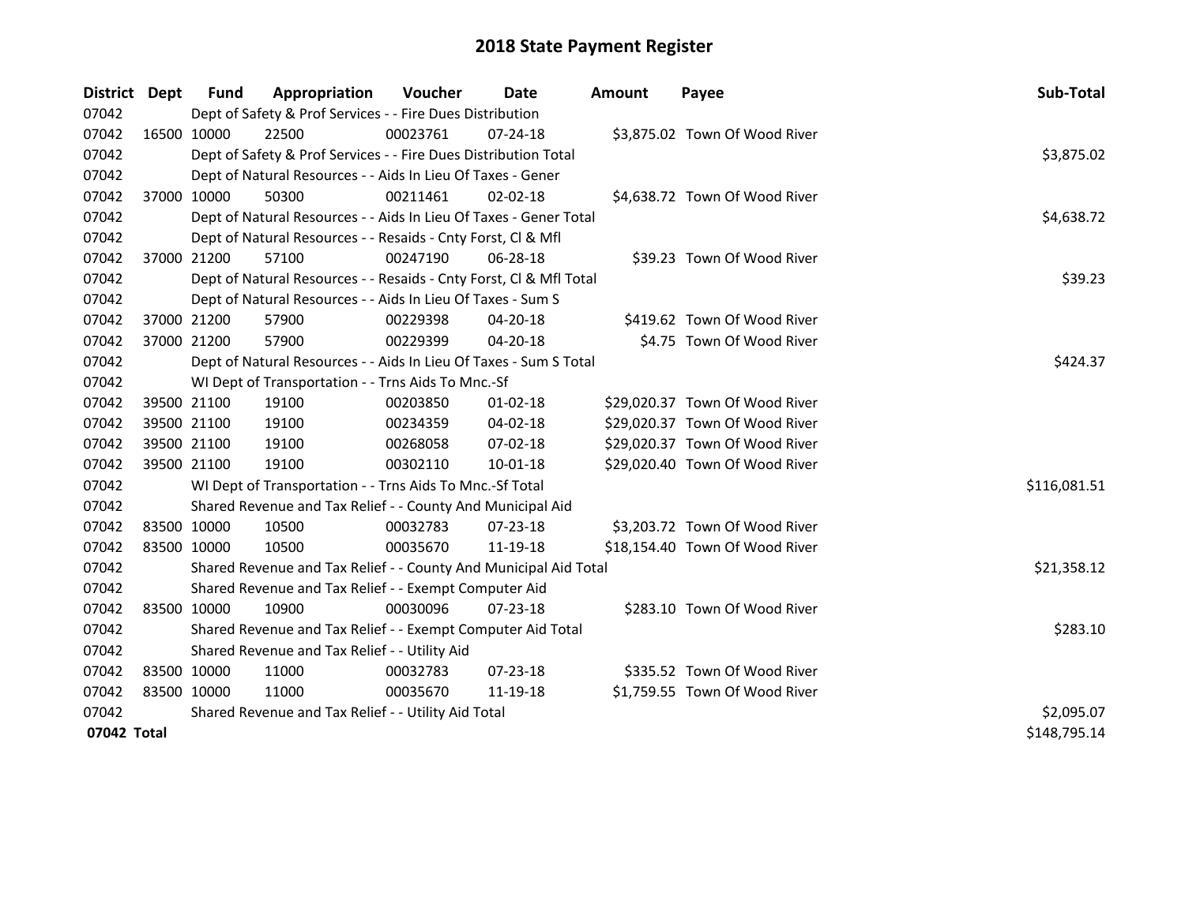# 2018 State Payment Register

| District | Dept | Fund | Appropriation | Voucher | Date | Amount | Payee | Sub-Total |
|---|---|---|---|---|---|---|---|---|
| 07042 | Dept of Safety & Prof Services - - Fire Dues Distribution | | | | | | | |
| 07042 | 16500 | 10000 | 22500 | 00023761 | 07-24-18 | $3,875.02 | Town Of Wood River | |
| 07042 | Dept of Safety & Prof Services - - Fire Dues Distribution Total | | | | | | | $3,875.02 |
| 07042 | Dept of Natural Resources - - Aids In Lieu Of Taxes - Gener | | | | | | | |
| 07042 | 37000 | 10000 | 50300 | 00211461 | 02-02-18 | $4,638.72 | Town Of Wood River | |
| 07042 | Dept of Natural Resources - - Aids In Lieu Of Taxes - Gener Total | | | | | | | $4,638.72 |
| 07042 | Dept of Natural Resources - - Resaids - Cnty Forst, Cl & Mfl | | | | | | | |
| 07042 | 37000 | 21200 | 57100 | 00247190 | 06-28-18 | $39.23 | Town Of Wood River | |
| 07042 | Dept of Natural Resources - - Resaids - Cnty Forst, Cl & Mfl Total | | | | | | | $39.23 |
| 07042 | Dept of Natural Resources - - Aids In Lieu Of Taxes - Sum S | | | | | | | |
| 07042 | 37000 | 21200 | 57900 | 00229398 | 04-20-18 | $419.62 | Town Of Wood River | |
| 07042 | 37000 | 21200 | 57900 | 00229399 | 04-20-18 | $4.75 | Town Of Wood River | |
| 07042 | Dept of Natural Resources - - Aids In Lieu Of Taxes - Sum S Total | | | | | | | $424.37 |
| 07042 | WI Dept of Transportation - - Trns Aids To Mnc.-Sf | | | | | | | |
| 07042 | 39500 | 21100 | 19100 | 00203850 | 01-02-18 | $29,020.37 | Town Of Wood River | |
| 07042 | 39500 | 21100 | 19100 | 00234359 | 04-02-18 | $29,020.37 | Town Of Wood River | |
| 07042 | 39500 | 21100 | 19100 | 00268058 | 07-02-18 | $29,020.37 | Town Of Wood River | |
| 07042 | 39500 | 21100 | 19100 | 00302110 | 10-01-18 | $29,020.40 | Town Of Wood River | |
| 07042 | WI Dept of Transportation - - Trns Aids To Mnc.-Sf Total | | | | | | | $116,081.51 |
| 07042 | Shared Revenue and Tax Relief - - County And Municipal Aid | | | | | | | |
| 07042 | 83500 | 10000 | 10500 | 00032783 | 07-23-18 | $3,203.72 | Town Of Wood River | |
| 07042 | 83500 | 10000 | 10500 | 00035670 | 11-19-18 | $18,154.40 | Town Of Wood River | |
| 07042 | Shared Revenue and Tax Relief - - County And Municipal Aid Total | | | | | | | $21,358.12 |
| 07042 | Shared Revenue and Tax Relief - - Exempt Computer Aid | | | | | | | |
| 07042 | 83500 | 10000 | 10900 | 00030096 | 07-23-18 | $283.10 | Town Of Wood River | |
| 07042 | Shared Revenue and Tax Relief - - Exempt Computer Aid Total | | | | | | | $283.10 |
| 07042 | Shared Revenue and Tax Relief - - Utility Aid | | | | | | | |
| 07042 | 83500 | 10000 | 11000 | 00032783 | 07-23-18 | $335.52 | Town Of Wood River | |
| 07042 | 83500 | 10000 | 11000 | 00035670 | 11-19-18 | $1,759.55 | Town Of Wood River | |
| 07042 | Shared Revenue and Tax Relief - - Utility Aid Total | | | | | | | $2,095.07 |
| **07042 Total** | | | | | | | | $148,795.14 |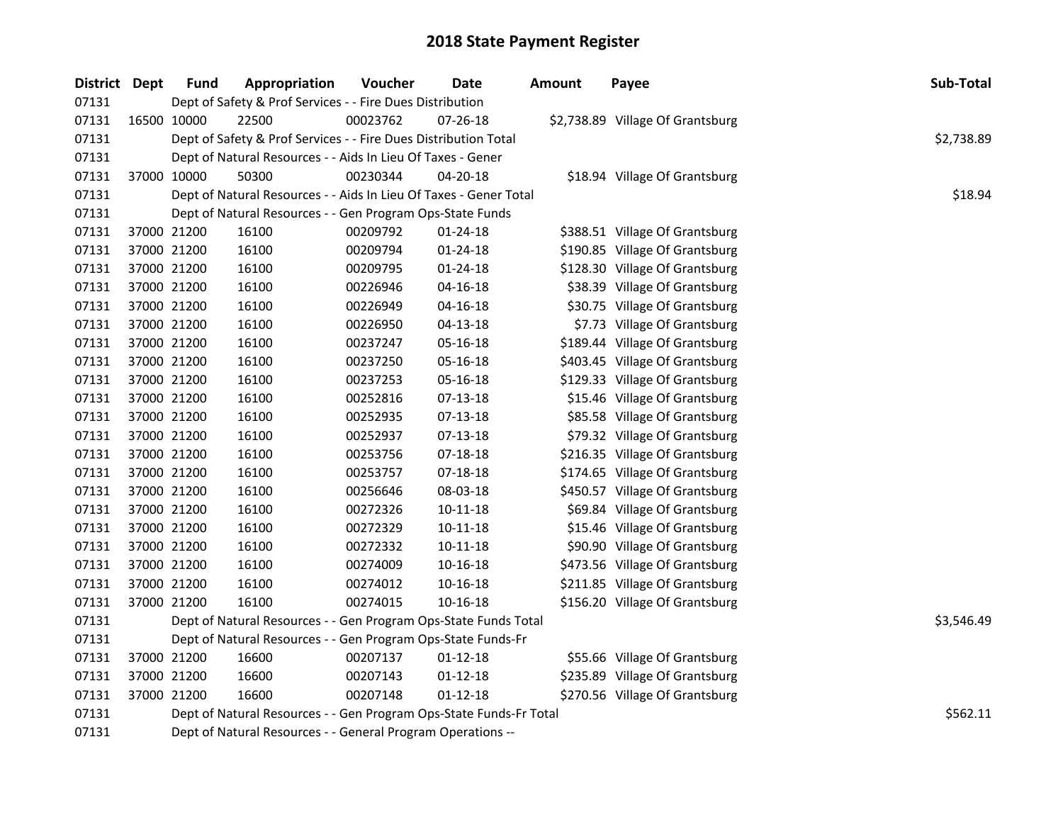# 2018 State Payment Register

| District | Dept | Fund | Appropriation | Voucher | Date | Amount | Payee | Sub-Total |
|---|---|---|---|---|---|---|---|---|
| 07131 | | | Dept of Safety & Prof Services - - Fire Dues Distribution | | | | | |
| 07131 | 16500 | 10000 | 22500 | 00023762 | 07-26-18 | $2,738.89 | Village Of Grantsburg | |
| 07131 | | | Dept of Safety & Prof Services - - Fire Dues Distribution Total | | | | | $2,738.89 |
| 07131 | | | Dept of Natural Resources - - Aids In Lieu Of Taxes - Gener | | | | | |
| 07131 | 37000 | 10000 | 50300 | 00230344 | 04-20-18 | $18.94 | Village Of Grantsburg | |
| 07131 | | | Dept of Natural Resources - - Aids In Lieu Of Taxes - Gener Total | | | | | $18.94 |
| 07131 | | | Dept of Natural Resources - - Gen Program Ops-State Funds | | | | | |
| 07131 | 37000 | 21200 | 16100 | 00209792 | 01-24-18 | $388.51 | Village Of Grantsburg | |
| 07131 | 37000 | 21200 | 16100 | 00209794 | 01-24-18 | $190.85 | Village Of Grantsburg | |
| 07131 | 37000 | 21200 | 16100 | 00209795 | 01-24-18 | $128.30 | Village Of Grantsburg | |
| 07131 | 37000 | 21200 | 16100 | 00226946 | 04-16-18 | $38.39 | Village Of Grantsburg | |
| 07131 | 37000 | 21200 | 16100 | 00226949 | 04-16-18 | $30.75 | Village Of Grantsburg | |
| 07131 | 37000 | 21200 | 16100 | 00226950 | 04-13-18 | $7.73 | Village Of Grantsburg | |
| 07131 | 37000 | 21200 | 16100 | 00237247 | 05-16-18 | $189.44 | Village Of Grantsburg | |
| 07131 | 37000 | 21200 | 16100 | 00237250 | 05-16-18 | $403.45 | Village Of Grantsburg | |
| 07131 | 37000 | 21200 | 16100 | 00237253 | 05-16-18 | $129.33 | Village Of Grantsburg | |
| 07131 | 37000 | 21200 | 16100 | 00252816 | 07-13-18 | $15.46 | Village Of Grantsburg | |
| 07131 | 37000 | 21200 | 16100 | 00252935 | 07-13-18 | $85.58 | Village Of Grantsburg | |
| 07131 | 37000 | 21200 | 16100 | 00252937 | 07-13-18 | $79.32 | Village Of Grantsburg | |
| 07131 | 37000 | 21200 | 16100 | 00253756 | 07-18-18 | $216.35 | Village Of Grantsburg | |
| 07131 | 37000 | 21200 | 16100 | 00253757 | 07-18-18 | $174.65 | Village Of Grantsburg | |
| 07131 | 37000 | 21200 | 16100 | 00256646 | 08-03-18 | $450.57 | Village Of Grantsburg | |
| 07131 | 37000 | 21200 | 16100 | 00272326 | 10-11-18 | $69.84 | Village Of Grantsburg | |
| 07131 | 37000 | 21200 | 16100 | 00272329 | 10-11-18 | $15.46 | Village Of Grantsburg | |
| 07131 | 37000 | 21200 | 16100 | 00272332 | 10-11-18 | $90.90 | Village Of Grantsburg | |
| 07131 | 37000 | 21200 | 16100 | 00274009 | 10-16-18 | $473.56 | Village Of Grantsburg | |
| 07131 | 37000 | 21200 | 16100 | 00274012 | 10-16-18 | $211.85 | Village Of Grantsburg | |
| 07131 | 37000 | 21200 | 16100 | 00274015 | 10-16-18 | $156.20 | Village Of Grantsburg | |
| 07131 | | | Dept of Natural Resources - - Gen Program Ops-State Funds Total | | | | | $3,546.49 |
| 07131 | | | Dept of Natural Resources - - Gen Program Ops-State Funds-Fr | | | | | |
| 07131 | 37000 | 21200 | 16600 | 00207137 | 01-12-18 | $55.66 | Village Of Grantsburg | |
| 07131 | 37000 | 21200 | 16600 | 00207143 | 01-12-18 | $235.89 | Village Of Grantsburg | |
| 07131 | 37000 | 21200 | 16600 | 00207148 | 01-12-18 | $270.56 | Village Of Grantsburg | |
| 07131 | | | Dept of Natural Resources - - Gen Program Ops-State Funds-Fr Total | | | | | $562.11 |
| 07131 | | | Dept of Natural Resources - - General Program Operations -- | | | | | |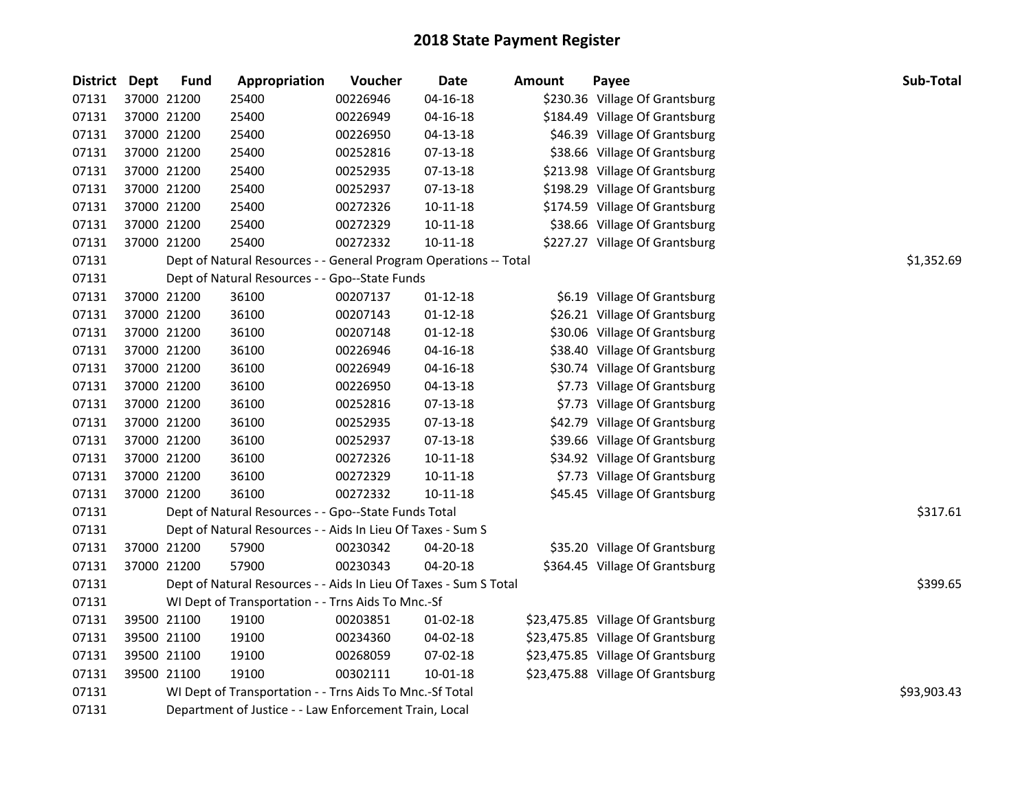# 2018 State Payment Register

| District | Dept | Fund | Appropriation | Voucher | Date | Amount | Payee | Sub-Total |
|---|---|---|---|---|---|---|---|---|
| 07131 | 37000 | 21200 | 25400 | 00226946 | 04-16-18 | $230.36 | Village Of Grantsburg | |
| 07131 | 37000 | 21200 | 25400 | 00226949 | 04-16-18 | $184.49 | Village Of Grantsburg | |
| 07131 | 37000 | 21200 | 25400 | 00226950 | 04-13-18 | $46.39 | Village Of Grantsburg | |
| 07131 | 37000 | 21200 | 25400 | 00252816 | 07-13-18 | $38.66 | Village Of Grantsburg | |
| 07131 | 37000 | 21200 | 25400 | 00252935 | 07-13-18 | $213.98 | Village Of Grantsburg | |
| 07131 | 37000 | 21200 | 25400 | 00252937 | 07-13-18 | $198.29 | Village Of Grantsburg | |
| 07131 | 37000 | 21200 | 25400 | 00272326 | 10-11-18 | $174.59 | Village Of Grantsburg | |
| 07131 | 37000 | 21200 | 25400 | 00272329 | 10-11-18 | $38.66 | Village Of Grantsburg | |
| 07131 | 37000 | 21200 | 25400 | 00272332 | 10-11-18 | $227.27 | Village Of Grantsburg | |
| 07131 | | | Dept of Natural Resources - - General Program Operations -- Total | | | | | $1,352.69 |
| 07131 | | | Dept of Natural Resources - - Gpo--State Funds | | | | | |
| 07131 | 37000 | 21200 | 36100 | 00207137 | 01-12-18 | $6.19 | Village Of Grantsburg | |
| 07131 | 37000 | 21200 | 36100 | 00207143 | 01-12-18 | $26.21 | Village Of Grantsburg | |
| 07131 | 37000 | 21200 | 36100 | 00207148 | 01-12-18 | $30.06 | Village Of Grantsburg | |
| 07131 | 37000 | 21200 | 36100 | 00226946 | 04-16-18 | $38.40 | Village Of Grantsburg | |
| 07131 | 37000 | 21200 | 36100 | 00226949 | 04-16-18 | $30.74 | Village Of Grantsburg | |
| 07131 | 37000 | 21200 | 36100 | 00226950 | 04-13-18 | $7.73 | Village Of Grantsburg | |
| 07131 | 37000 | 21200 | 36100 | 00252816 | 07-13-18 | $7.73 | Village Of Grantsburg | |
| 07131 | 37000 | 21200 | 36100 | 00252935 | 07-13-18 | $42.79 | Village Of Grantsburg | |
| 07131 | 37000 | 21200 | 36100 | 00252937 | 07-13-18 | $39.66 | Village Of Grantsburg | |
| 07131 | 37000 | 21200 | 36100 | 00272326 | 10-11-18 | $34.92 | Village Of Grantsburg | |
| 07131 | 37000 | 21200 | 36100 | 00272329 | 10-11-18 | $7.73 | Village Of Grantsburg | |
| 07131 | 37000 | 21200 | 36100 | 00272332 | 10-11-18 | $45.45 | Village Of Grantsburg | |
| 07131 | | | Dept of Natural Resources - - Gpo--State Funds Total | | | | | $317.61 |
| 07131 | | | Dept of Natural Resources - - Aids In Lieu Of Taxes - Sum S | | | | | |
| 07131 | 37000 | 21200 | 57900 | 00230342 | 04-20-18 | $35.20 | Village Of Grantsburg | |
| 07131 | 37000 | 21200 | 57900 | 00230343 | 04-20-18 | $364.45 | Village Of Grantsburg | |
| 07131 | | | Dept of Natural Resources - - Aids In Lieu Of Taxes - Sum S Total | | | | | $399.65 |
| 07131 | | | WI Dept of Transportation - - Trns Aids To Mnc.-Sf | | | | | |
| 07131 | 39500 | 21100 | 19100 | 00203851 | 01-02-18 | $23,475.85 | Village Of Grantsburg | |
| 07131 | 39500 | 21100 | 19100 | 00234360 | 04-02-18 | $23,475.85 | Village Of Grantsburg | |
| 07131 | 39500 | 21100 | 19100 | 00268059 | 07-02-18 | $23,475.85 | Village Of Grantsburg | |
| 07131 | 39500 | 21100 | 19100 | 00302111 | 10-01-18 | $23,475.88 | Village Of Grantsburg | |
| 07131 | | | WI Dept of Transportation - - Trns Aids To Mnc.-Sf Total | | | | | $93,903.43 |
| 07131 | | | Department of Justice - - Law Enforcement Train, Local | | | | | |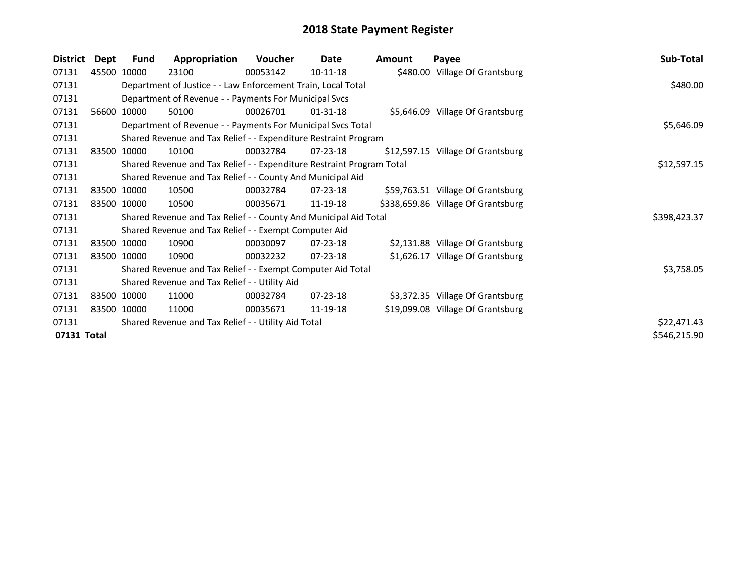# 2018 State Payment Register

| District | Dept | Fund | Appropriation | Voucher | Date | Amount | Payee | Sub-Total |
|---|---|---|---|---|---|---|---|---|
| 07131 | 45500 | 10000 | 23100 | 00053142 | 10-11-18 | $480.00 | Village Of Grantsburg | |
| 07131 | | Department of Justice - - Law Enforcement Train, Local Total | | | | | | $480.00 |
| 07131 | | Department of Revenue - - Payments For Municipal Svcs | | | | | | |
| 07131 | 56600 | 10000 | 50100 | 00026701 | 01-31-18 | $5,646.09 | Village Of Grantsburg | |
| 07131 | | Department of Revenue - - Payments For Municipal Svcs Total | | | | | | $5,646.09 |
| 07131 | | Shared Revenue and Tax Relief - - Expenditure Restraint Program | | | | | | |
| 07131 | 83500 | 10000 | 10100 | 00032784 | 07-23-18 | $12,597.15 | Village Of Grantsburg | |
| 07131 | | Shared Revenue and Tax Relief - - Expenditure Restraint Program Total | | | | | | $12,597.15 |
| 07131 | | Shared Revenue and Tax Relief - - County And Municipal Aid | | | | | | |
| 07131 | 83500 | 10000 | 10500 | 00032784 | 07-23-18 | $59,763.51 | Village Of Grantsburg | |
| 07131 | 83500 | 10000 | 10500 | 00035671 | 11-19-18 | $338,659.86 | Village Of Grantsburg | |
| 07131 | | Shared Revenue and Tax Relief - - County And Municipal Aid Total | | | | | | $398,423.37 |
| 07131 | | Shared Revenue and Tax Relief - - Exempt Computer Aid | | | | | | |
| 07131 | 83500 | 10000 | 10900 | 00030097 | 07-23-18 | $2,131.88 | Village Of Grantsburg | |
| 07131 | 83500 | 10000 | 10900 | 00032232 | 07-23-18 | $1,626.17 | Village Of Grantsburg | |
| 07131 | | Shared Revenue and Tax Relief - - Exempt Computer Aid Total | | | | | | $3,758.05 |
| 07131 | | Shared Revenue and Tax Relief - - Utility Aid | | | | | | |
| 07131 | 83500 | 10000 | 11000 | 00032784 | 07-23-18 | $3,372.35 | Village Of Grantsburg | |
| 07131 | 83500 | 10000 | 11000 | 00035671 | 11-19-18 | $19,099.08 | Village Of Grantsburg | |
| 07131 | | Shared Revenue and Tax Relief - - Utility Aid Total | | | | | | $22,471.43 |
| **07131 Total** | | | | | | | | $546,215.90 |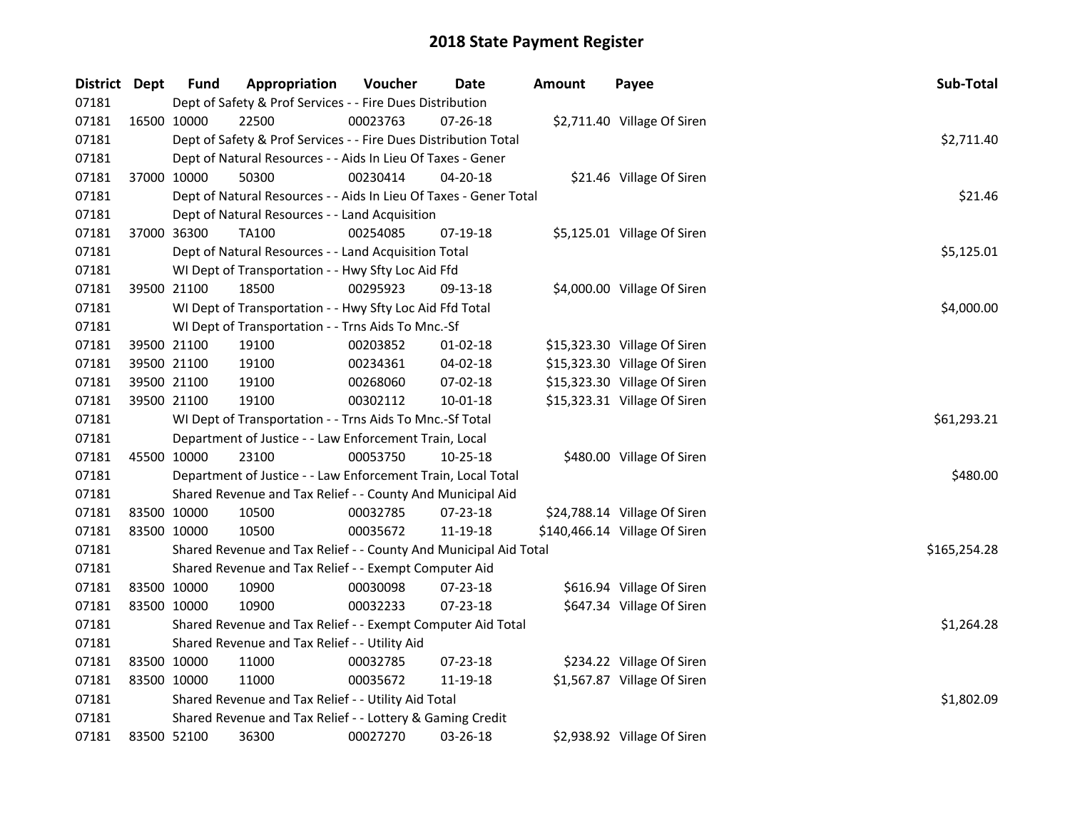# 2018 State Payment Register

| District | Dept | Fund | Appropriation | Voucher | Date | Amount | Payee | Sub-Total |
|---|---|---|---|---|---|---|---|---|
| 07181 | | Dept of Safety & Prof Services - - Fire Dues Distribution | | | | | | |
| 07181 | 16500 | 10000 | 22500 | 00023763 | 07-26-18 | $2,711.40 | Village Of Siren | |
| 07181 | | Dept of Safety & Prof Services - - Fire Dues Distribution Total | | | | | | $2,711.40 |
| 07181 | | Dept of Natural Resources - - Aids In Lieu Of Taxes - Gener | | | | | | |
| 07181 | 37000 | 10000 | 50300 | 00230414 | 04-20-18 | $21.46 | Village Of Siren | |
| 07181 | | Dept of Natural Resources - - Aids In Lieu Of Taxes - Gener Total | | | | | | $21.46 |
| 07181 | | Dept of Natural Resources - - Land Acquisition | | | | | | |
| 07181 | 37000 | 36300 | TA100 | 00254085 | 07-19-18 | $5,125.01 | Village Of Siren | |
| 07181 | | Dept of Natural Resources - - Land Acquisition Total | | | | | | $5,125.01 |
| 07181 | | WI Dept of Transportation - - Hwy Sfty Loc Aid Ffd | | | | | | |
| 07181 | 39500 | 21100 | 18500 | 00295923 | 09-13-18 | $4,000.00 | Village Of Siren | |
| 07181 | | WI Dept of Transportation - - Hwy Sfty Loc Aid Ffd Total | | | | | | $4,000.00 |
| 07181 | | WI Dept of Transportation - - Trns Aids To Mnc.-Sf | | | | | | |
| 07181 | 39500 | 21100 | 19100 | 00203852 | 01-02-18 | $15,323.30 | Village Of Siren | |
| 07181 | 39500 | 21100 | 19100 | 00234361 | 04-02-18 | $15,323.30 | Village Of Siren | |
| 07181 | 39500 | 21100 | 19100 | 00268060 | 07-02-18 | $15,323.30 | Village Of Siren | |
| 07181 | 39500 | 21100 | 19100 | 00302112 | 10-01-18 | $15,323.31 | Village Of Siren | |
| 07181 | | WI Dept of Transportation - - Trns Aids To Mnc.-Sf Total | | | | | | $61,293.21 |
| 07181 | | Department of Justice - - Law Enforcement Train, Local | | | | | | |
| 07181 | 45500 | 10000 | 23100 | 00053750 | 10-25-18 | $480.00 | Village Of Siren | |
| 07181 | | Department of Justice - - Law Enforcement Train, Local Total | | | | | | $480.00 |
| 07181 | | Shared Revenue and Tax Relief - - County And Municipal Aid | | | | | | |
| 07181 | 83500 | 10000 | 10500 | 00032785 | 07-23-18 | $24,788.14 | Village Of Siren | |
| 07181 | 83500 | 10000 | 10500 | 00035672 | 11-19-18 | $140,466.14 | Village Of Siren | |
| 07181 | | Shared Revenue and Tax Relief - - County And Municipal Aid Total | | | | | | $165,254.28 |
| 07181 | | Shared Revenue and Tax Relief - - Exempt Computer Aid | | | | | | |
| 07181 | 83500 | 10000 | 10900 | 00030098 | 07-23-18 | $616.94 | Village Of Siren | |
| 07181 | 83500 | 10000 | 10900 | 00032233 | 07-23-18 | $647.34 | Village Of Siren | |
| 07181 | | Shared Revenue and Tax Relief - - Exempt Computer Aid Total | | | | | | $1,264.28 |
| 07181 | | Shared Revenue and Tax Relief - - Utility Aid | | | | | | |
| 07181 | 83500 | 10000 | 11000 | 00032785 | 07-23-18 | $234.22 | Village Of Siren | |
| 07181 | 83500 | 10000 | 11000 | 00035672 | 11-19-18 | $1,567.87 | Village Of Siren | |
| 07181 | | Shared Revenue and Tax Relief - - Utility Aid Total | | | | | | $1,802.09 |
| 07181 | | Shared Revenue and Tax Relief - - Lottery & Gaming Credit | | | | | | |
| 07181 | 83500 | 52100 | 36300 | 00027270 | 03-26-18 | $2,938.92 | Village Of Siren | |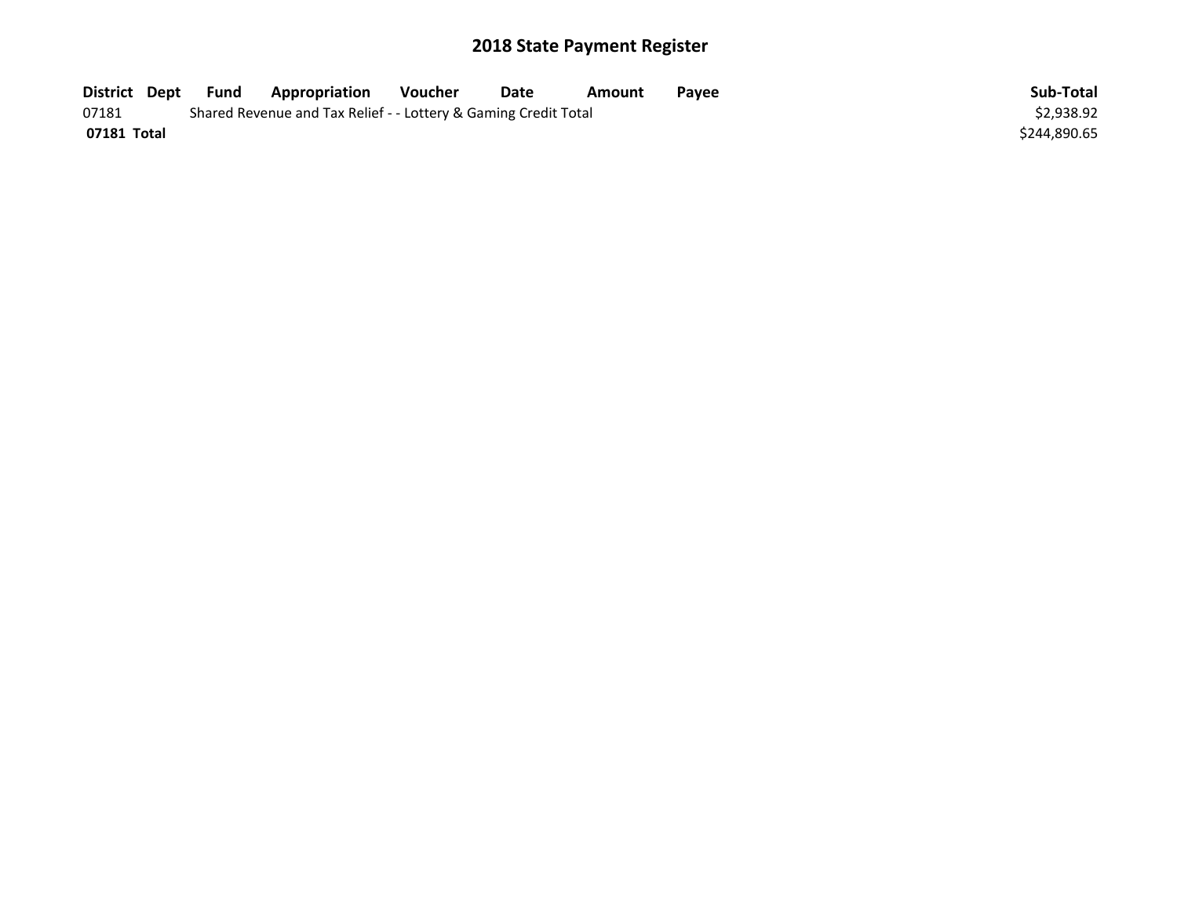## 2018 State Payment Register

| District | Dept | Fund | Appropriation | Voucher | Date | Amount | Payee | Sub-Total |
|---|---|---|---|---|---|---|---|---|
| 07181 | | Shared Revenue and Tax Relief - - Lottery & Gaming Credit Total | | | | | | $2,938.92 |
| **07181 Total** | | | | | | | | $244,890.65 |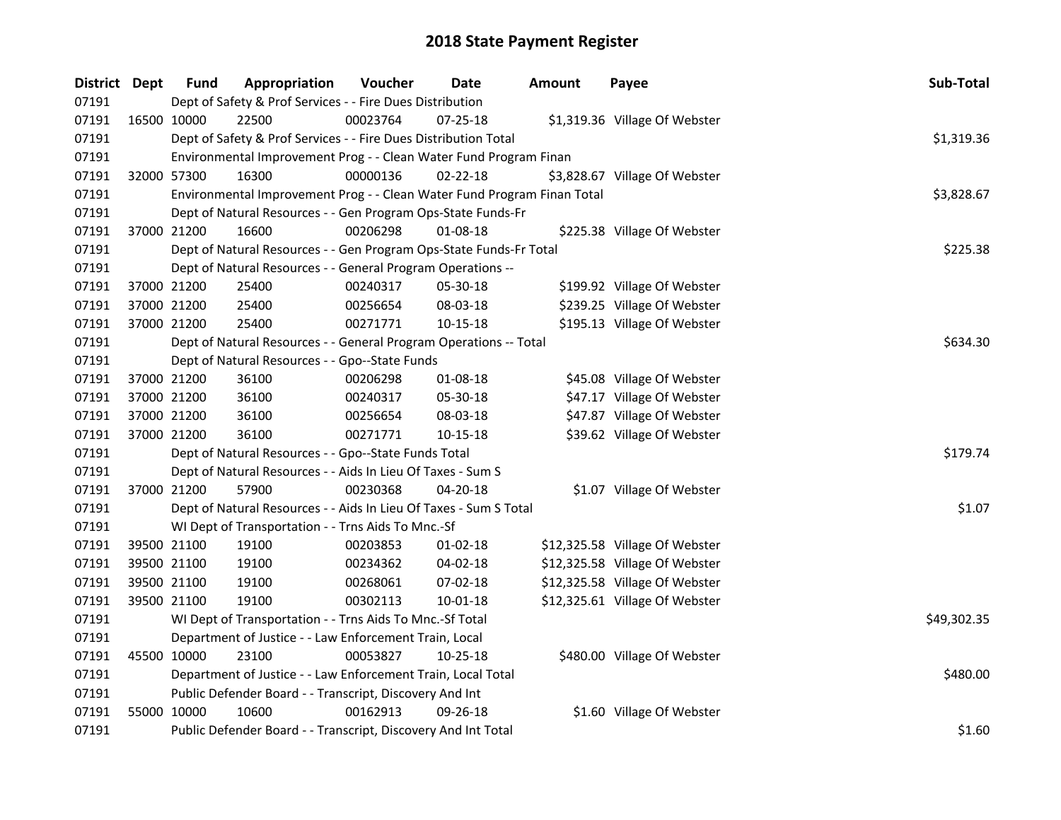# 2018 State Payment Register

| District | Dept | Fund | Appropriation | Voucher | Date | Amount | Payee | Sub-Total |
|---|---|---|---|---|---|---|---|---|
| 07191 | | Dept of Safety & Prof Services - - Fire Dues Distribution | | | | | | |
| 07191 | 16500 | 10000 | 22500 | 00023764 | 07-25-18 | $1,319.36 | Village Of Webster | |
| 07191 | | Dept of Safety & Prof Services - - Fire Dues Distribution Total | | | | | | $1,319.36 |
| 07191 | | Environmental Improvement Prog - - Clean Water Fund Program Finan | | | | | | |
| 07191 | 32000 | 57300 | 16300 | 00000136 | 02-22-18 | $3,828.67 | Village Of Webster | |
| 07191 | | Environmental Improvement Prog - - Clean Water Fund Program Finan Total | | | | | | $3,828.67 |
| 07191 | | Dept of Natural Resources - - Gen Program Ops-State Funds-Fr | | | | | | |
| 07191 | 37000 | 21200 | 16600 | 00206298 | 01-08-18 | $225.38 | Village Of Webster | |
| 07191 | | Dept of Natural Resources - - Gen Program Ops-State Funds-Fr Total | | | | | | $225.38 |
| 07191 | | Dept of Natural Resources - - General Program Operations -- | | | | | | |
| 07191 | 37000 | 21200 | 25400 | 00240317 | 05-30-18 | $199.92 | Village Of Webster | |
| 07191 | 37000 | 21200 | 25400 | 00256654 | 08-03-18 | $239.25 | Village Of Webster | |
| 07191 | 37000 | 21200 | 25400 | 00271771 | 10-15-18 | $195.13 | Village Of Webster | |
| 07191 | | Dept of Natural Resources - - General Program Operations -- Total | | | | | | $634.30 |
| 07191 | | Dept of Natural Resources - - Gpo--State Funds | | | | | | |
| 07191 | 37000 | 21200 | 36100 | 00206298 | 01-08-18 | $45.08 | Village Of Webster | |
| 07191 | 37000 | 21200 | 36100 | 00240317 | 05-30-18 | $47.17 | Village Of Webster | |
| 07191 | 37000 | 21200 | 36100 | 00256654 | 08-03-18 | $47.87 | Village Of Webster | |
| 07191 | 37000 | 21200 | 36100 | 00271771 | 10-15-18 | $39.62 | Village Of Webster | |
| 07191 | | Dept of Natural Resources - - Gpo--State Funds Total | | | | | | $179.74 |
| 07191 | | Dept of Natural Resources - - Aids In Lieu Of Taxes - Sum S | | | | | | |
| 07191 | 37000 | 21200 | 57900 | 00230368 | 04-20-18 | $1.07 | Village Of Webster | |
| 07191 | | Dept of Natural Resources - - Aids In Lieu Of Taxes - Sum S Total | | | | | | $1.07 |
| 07191 | | WI Dept of Transportation - - Trns Aids To Mnc.-Sf | | | | | | |
| 07191 | 39500 | 21100 | 19100 | 00203853 | 01-02-18 | $12,325.58 | Village Of Webster | |
| 07191 | 39500 | 21100 | 19100 | 00234362 | 04-02-18 | $12,325.58 | Village Of Webster | |
| 07191 | 39500 | 21100 | 19100 | 00268061 | 07-02-18 | $12,325.58 | Village Of Webster | |
| 07191 | 39500 | 21100 | 19100 | 00302113 | 10-01-18 | $12,325.61 | Village Of Webster | |
| 07191 | | WI Dept of Transportation - - Trns Aids To Mnc.-Sf Total | | | | | | $49,302.35 |
| 07191 | | Department of Justice - - Law Enforcement Train, Local | | | | | | |
| 07191 | 45500 | 10000 | 23100 | 00053827 | 10-25-18 | $480.00 | Village Of Webster | |
| 07191 | | Department of Justice - - Law Enforcement Train, Local Total | | | | | | $480.00 |
| 07191 | | Public Defender Board - - Transcript, Discovery And Int | | | | | | |
| 07191 | 55000 | 10000 | 10600 | 00162913 | 09-26-18 | $1.60 | Village Of Webster | |
| 07191 | | Public Defender Board - - Transcript, Discovery And Int Total | | | | | | $1.60 |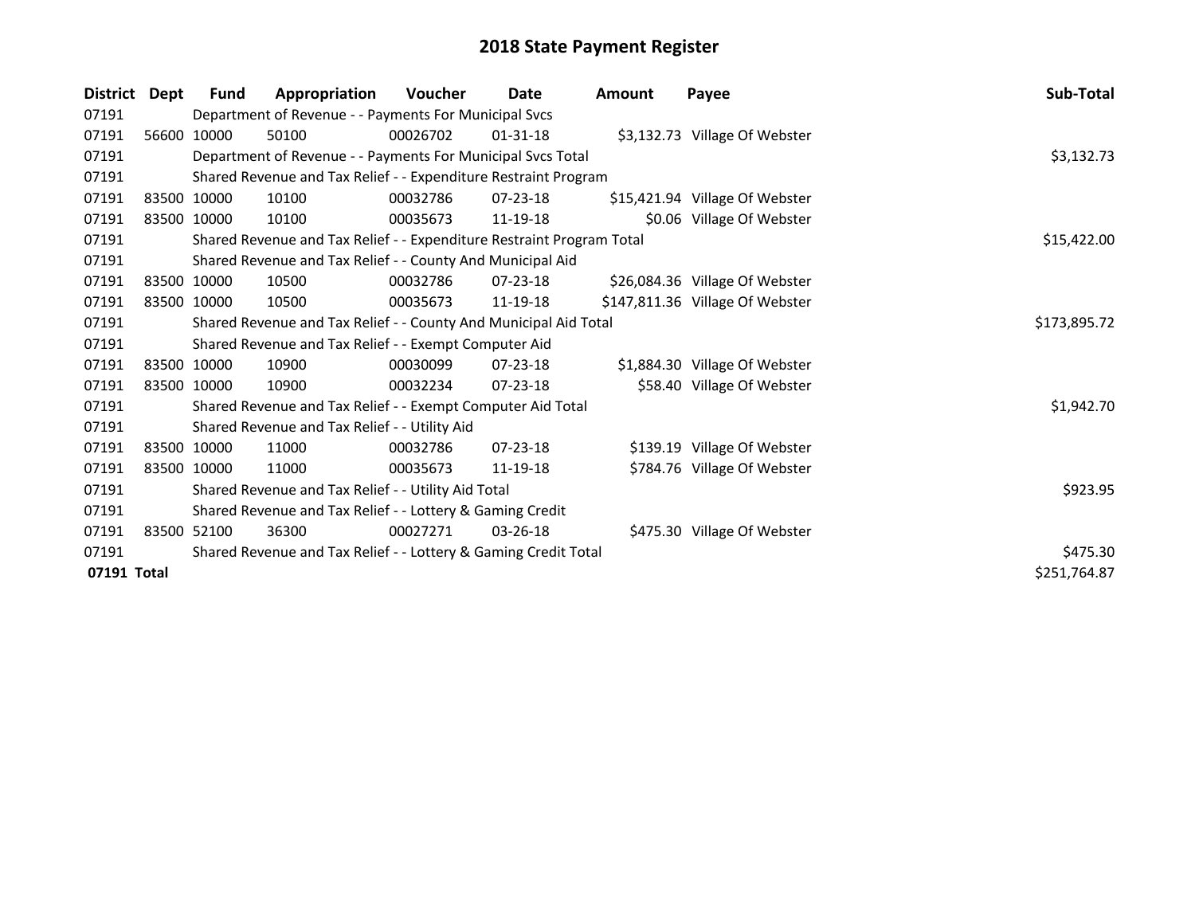# 2018 State Payment Register

| District | Dept | Fund | Appropriation | Voucher | Date | Amount | Payee | Sub-Total |
|---|---|---|---|---|---|---|---|---|
| 07191 | | Department of Revenue - - Payments For Municipal Svcs | | | | | | |
| 07191 | 56600 | 10000 | 50100 | 00026702 | 01-31-18 | $3,132.73 | Village Of Webster | |
| 07191 | | Department of Revenue - - Payments For Municipal Svcs Total | | | | | | $3,132.73 |
| 07191 | | Shared Revenue and Tax Relief - - Expenditure Restraint Program | | | | | | |
| 07191 | 83500 | 10000 | 10100 | 00032786 | 07-23-18 | $15,421.94 | Village Of Webster | |
| 07191 | 83500 | 10000 | 10100 | 00035673 | 11-19-18 | $0.06 | Village Of Webster | |
| 07191 | | Shared Revenue and Tax Relief - - Expenditure Restraint Program Total | | | | | | $15,422.00 |
| 07191 | | Shared Revenue and Tax Relief - - County And Municipal Aid | | | | | | |
| 07191 | 83500 | 10000 | 10500 | 00032786 | 07-23-18 | $26,084.36 | Village Of Webster | |
| 07191 | 83500 | 10000 | 10500 | 00035673 | 11-19-18 | $147,811.36 | Village Of Webster | |
| 07191 | | Shared Revenue and Tax Relief - - County And Municipal Aid Total | | | | | | $173,895.72 |
| 07191 | | Shared Revenue and Tax Relief - - Exempt Computer Aid | | | | | | |
| 07191 | 83500 | 10000 | 10900 | 00030099 | 07-23-18 | $1,884.30 | Village Of Webster | |
| 07191 | 83500 | 10000 | 10900 | 00032234 | 07-23-18 | $58.40 | Village Of Webster | |
| 07191 | | Shared Revenue and Tax Relief - - Exempt Computer Aid Total | | | | | | $1,942.70 |
| 07191 | | Shared Revenue and Tax Relief - - Utility Aid | | | | | | |
| 07191 | 83500 | 10000 | 11000 | 00032786 | 07-23-18 | $139.19 | Village Of Webster | |
| 07191 | 83500 | 10000 | 11000 | 00035673 | 11-19-18 | $784.76 | Village Of Webster | |
| 07191 | | Shared Revenue and Tax Relief - - Utility Aid Total | | | | | | $923.95 |
| 07191 | | Shared Revenue and Tax Relief - - Lottery & Gaming Credit | | | | | | |
| 07191 | 83500 | 52100 | 36300 | 00027271 | 03-26-18 | $475.30 | Village Of Webster | |
| 07191 | | Shared Revenue and Tax Relief - - Lottery & Gaming Credit Total | | | | | | $475.30 |
| **07191 Total** | | | | | | | | $251,764.87 |